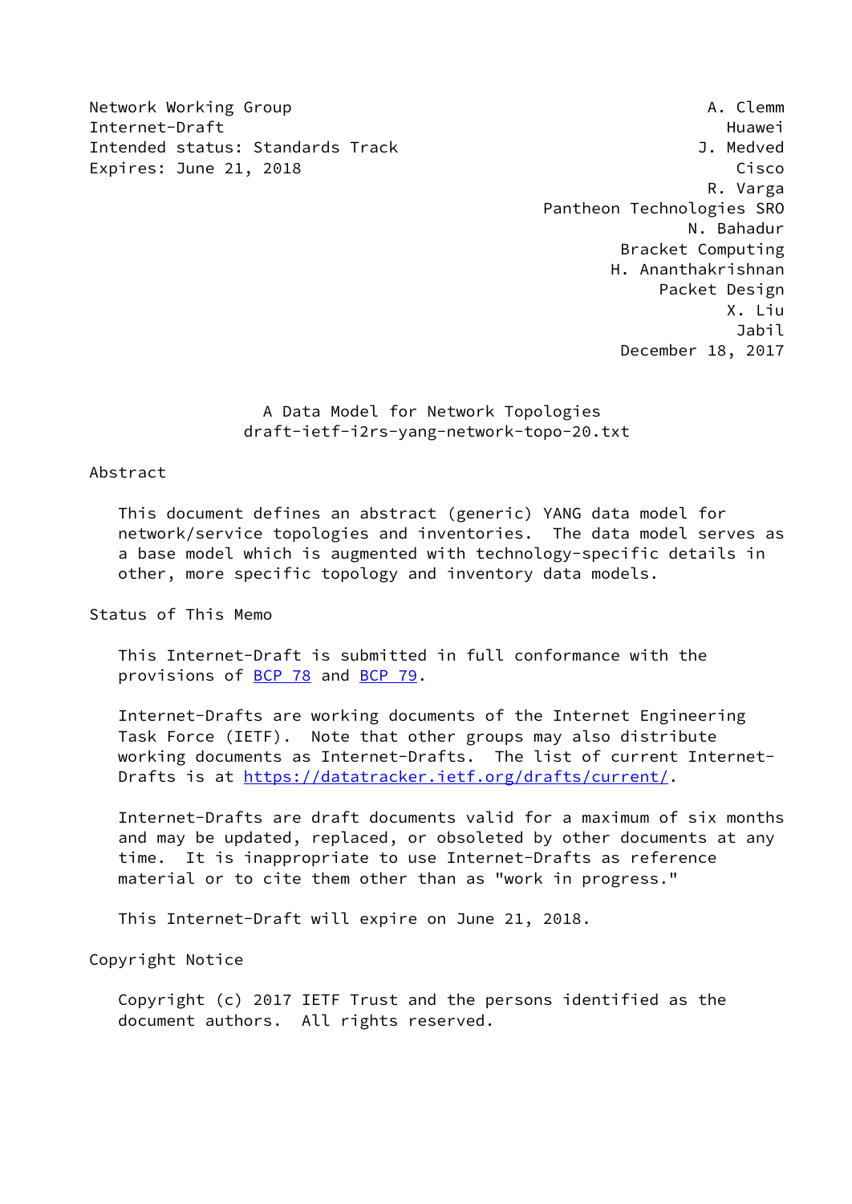Network Working Group  A. Clemm
Internet-Draft  Huawei
Intended status: Standards Track  J. Medved
Expires: June 21, 2018  Cisco
R. Varga
Pantheon Technologies SRO
N. Bahadur
Bracket Computing
H. Ananthakrishnan
Packet Design
X. Liu
Jabil
December 18, 2017

# A Data Model for Network Topologies
draft-ietf-i2rs-yang-network-topo-20.txt

## Abstract

This document defines an abstract (generic) YANG data model for network/service topologies and inventories. The data model serves as a base model which is augmented with technology-specific details in other, more specific topology and inventory data models.

## Status of This Memo

This Internet-Draft is submitted in full conformance with the provisions of BCP 78 and BCP 79.

Internet-Drafts are working documents of the Internet Engineering Task Force (IETF). Note that other groups may also distribute working documents as Internet-Drafts. The list of current Internet-Drafts is at https://datatracker.ietf.org/drafts/current/.

Internet-Drafts are draft documents valid for a maximum of six months and may be updated, replaced, or obsoleted by other documents at any time. It is inappropriate to use Internet-Drafts as reference material or to cite them other than as "work in progress."

This Internet-Draft will expire on June 21, 2018.

## Copyright Notice

Copyright (c) 2017 IETF Trust and the persons identified as the document authors. All rights reserved.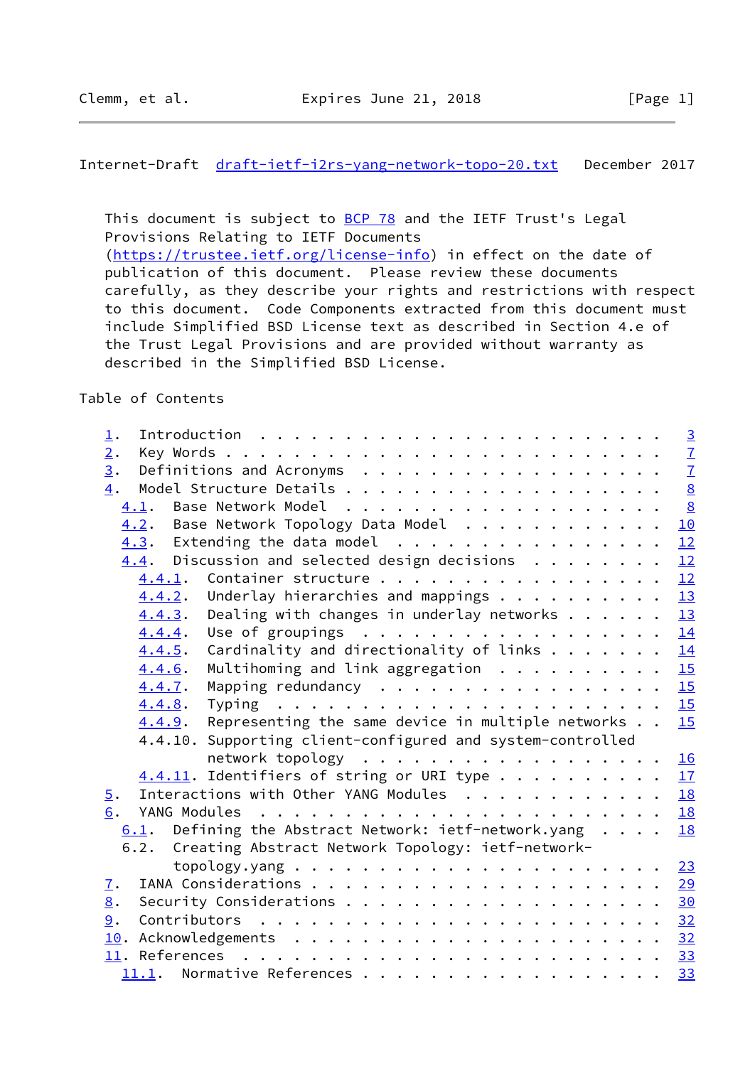This document is subject to BCP 78 and the IETF Trust's Legal Provisions Relating to IETF Documents (https://trustee.ietf.org/license-info) in effect on the date of publication of this document. Please review these documents carefully, as they describe your rights and restrictions with respect to this document. Code Components extracted from this document must include Simplified BSD License text as described in Section 4.e of the Trust Legal Provisions and are provided without warranty as described in the Simplified BSD License.

Table of Contents

```
   1.  Introduction . . . . . . . . . . . . . . . . . . . . . . . .   3
   2.  Key Words . . . . . . . . . . . . . . . . . . . . . . . . . .   7
   3.  Definitions and Acronyms  . . . . . . . . . . . . . . . . . .   7
   4.  Model Structure Details . . . . . . . . . . . . . . . . . . .   8
     4.1.  Base Network Model  . . . . . . . . . . . . . . . . . . .   8
     4.2.  Base Network Topology Data Model  . . . . . . . . . . . .  10
     4.3.  Extending the data model  . . . . . . . . . . . . . . . .  12
     4.4.  Discussion and selected design decisions  . . . . . . . .  12
       4.4.1.  Container structure . . . . . . . . . . . . . . . . .  12
       4.4.2.  Underlay hierarchies and mappings . . . . . . . . . .  13
       4.4.3.  Dealing with changes in underlay networks . . . . . .  13
       4.4.4.  Use of groupings  . . . . . . . . . . . . . . . . . .  14
       4.4.5.  Cardinality and directionality of links . . . . . . .  14
       4.4.6.  Multihoming and link aggregation  . . . . . . . . . .  15
       4.4.7.  Mapping redundancy  . . . . . . . . . . . . . . . . .  15
       4.4.8.  Typing  . . . . . . . . . . . . . . . . . . . . . . .  15
       4.4.9.  Representing the same device in multiple networks . .  15
       4.4.10. Supporting client-configured and system-controlled
               network topology  . . . . . . . . . . . . . . . . . .  16
       4.4.11. Identifiers of string or URI type . . . . . . . . . .  17
   5.  Interactions with Other YANG Modules  . . . . . . . . . . . .  18
   6.  YANG Modules  . . . . . . . . . . . . . . . . . . . . . . . .  18
     6.1.  Defining the Abstract Network: ietf-network.yang  . . . .  18
     6.2.  Creating Abstract Network Topology: ietf-network-
           topology.yang . . . . . . . . . . . . . . . . . . . . . .  23
   7.  IANA Considerations . . . . . . . . . . . . . . . . . . . . .  29
   8.  Security Considerations . . . . . . . . . . . . . . . . . . .  30
   9.  Contributors  . . . . . . . . . . . . . . . . . . . . . . . .  32
   10. Acknowledgements  . . . . . . . . . . . . . . . . . . . . . .  32
   11. References  . . . . . . . . . . . . . . . . . . . . . . . . .  33
     11.1.  Normative References . . . . . . . . . . . . . . . . . .  33
```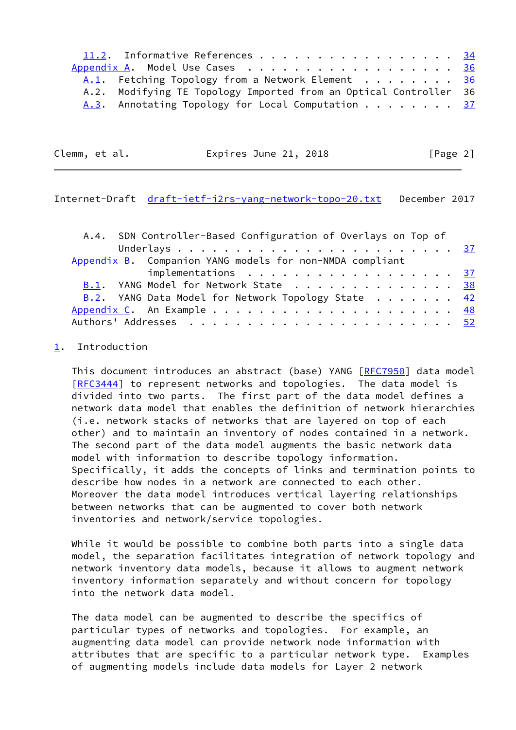11.2. Informative References . . . . . . . . . . . . . . . . . 34
Appendix A. Model Use Cases . . . . . . . . . . . . . . . . . 36
A.1. Fetching Topology from a Network Element . . . . . . . . 36
A.2. Modifying TE Topology Imported from an Optical Controller 36
A.3. Annotating Topology for Local Computation . . . . . . . . 37
A.4. SDN Controller-Based Configuration of Overlays on Top of Underlays . . . . . . . . . . . . . . . . . . . . . . . 37
Appendix B. Companion YANG models for non-NMDA compliant implementations . . . . . . . . . . . . . . . . . . 37
B.1. YANG Model for Network State . . . . . . . . . . . . . . 38
B.2. YANG Data Model for Network Topology State . . . . . . . 42
Appendix C. An Example . . . . . . . . . . . . . . . . . . . . 48
Authors' Addresses . . . . . . . . . . . . . . . . . . . . . . 52

## 1. Introduction

This document introduces an abstract (base) YANG [RFC7950] data model [RFC3444] to represent networks and topologies. The data model is divided into two parts. The first part of the data model defines a network data model that enables the definition of network hierarchies (i.e. network stacks of networks that are layered on top of each other) and to maintain an inventory of nodes contained in a network. The second part of the data model augments the basic network data model with information to describe topology information. Specifically, it adds the concepts of links and termination points to describe how nodes in a network are connected to each other. Moreover the data model introduces vertical layering relationships between networks that can be augmented to cover both network inventories and network/service topologies.

While it would be possible to combine both parts into a single data model, the separation facilitates integration of network topology and network inventory data models, because it allows to augment network inventory information separately and without concern for topology into the network data model.

The data model can be augmented to describe the specifics of particular types of networks and topologies. For example, an augmenting data model can provide network node information with attributes that are specific to a particular network type. Examples of augmenting models include data models for Layer 2 network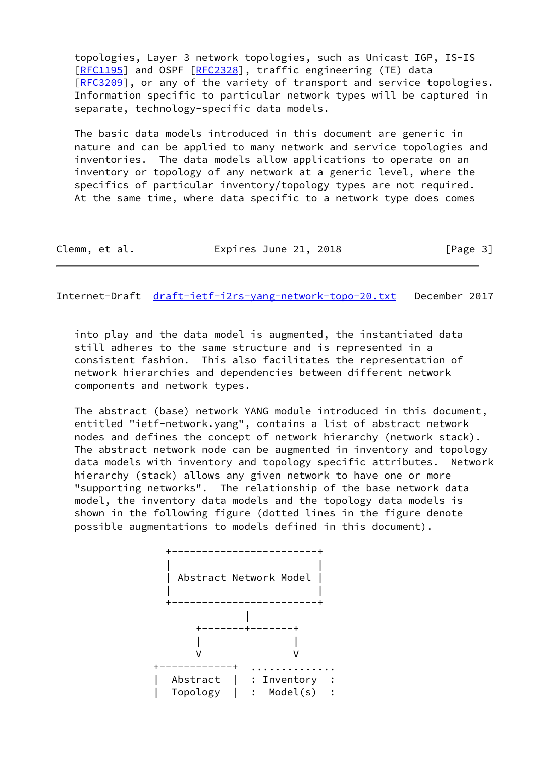topologies, Layer 3 network topologies, such as Unicast IGP, IS-IS [RFC1195] and OSPF [RFC2328], traffic engineering (TE) data [RFC3209], or any of the variety of transport and service topologies. Information specific to particular network types will be captured in separate, technology-specific data models.

The basic data models introduced in this document are generic in nature and can be applied to many network and service topologies and inventories. The data models allow applications to operate on an inventory or topology of any network at a generic level, where the specifics of particular inventory/topology types are not required. At the same time, where data specific to a network type does comes into play and the data model is augmented, the instantiated data still adheres to the same structure and is represented in a consistent fashion. This also facilitates the representation of network hierarchies and dependencies between different network components and network types.

The abstract (base) network YANG module introduced in this document, entitled "ietf-network.yang", contains a list of abstract network nodes and defines the concept of network hierarchy (network stack). The abstract network node can be augmented in inventory and topology data models with inventory and topology specific attributes. Network hierarchy (stack) allows any given network to have one or more "supporting networks". The relationship of the base network data model, the inventory data models and the topology data models is shown in the following figure (dotted lines in the figure denote possible augmentations to models defined in this document).

```
                 +------------------------+
                 |                        |
                 | Abstract Network Model |
                 |                        |
                 +------------------------+
                              |
                     +-------+-------+
                     |               |
                     V               V
               +------------+  ..............
               |  Abstract  |  : Inventory  :
               |  Topology  |  :  Model(s)  :
```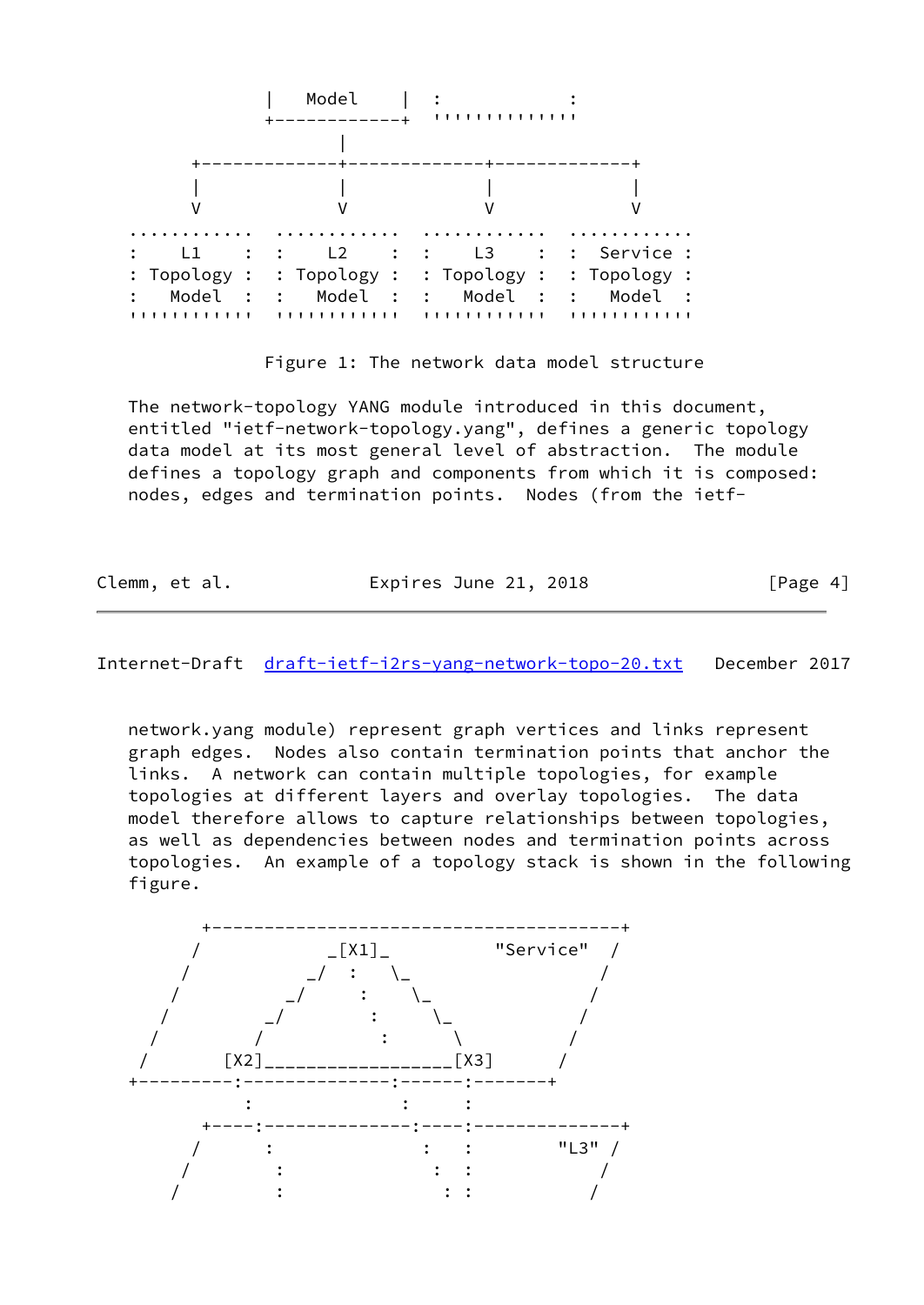```
              |   Model     |  :            :
              +-------------+  ''''''''''''''
                     |
       +-------------+-------------+-------------+
       |             |             |             |
       V             V             V             V
  ............  ............  ............  ............
  :    L1    :  :    L2    :  :    L3    :  :  Service :
  : Topology :  : Topology :  : Topology :  : Topology :
  :   Model  :  :   Model  :  :   Model  :  :   Model  :
  ''''''''''''  ''''''''''''  ''''''''''''  ''''''''''''
```

Figure 1: The network data model structure

The network-topology YANG module introduced in this document, entitled "ietf-network-topology.yang", defines a generic topology data model at its most general level of abstraction. The module defines a topology graph and components from which it is composed: nodes, edges and termination points. Nodes (from the ietf-network.yang module) represent graph vertices and links represent graph edges. Nodes also contain termination points that anchor the links. A network can contain multiple topologies, for example topologies at different layers and overlay topologies. The data model therefore allows to capture relationships between topologies, as well as dependencies between nodes and termination points across topologies. An example of a topology stack is shown in the following figure.

```
        +---------------------------------------+
       /            _[X1]_          "Service"  /
      /           _/  :   \_                  /
     /          _/     :    \_               /
    /         _/        :     \_            /
   /         /           :      \          /
  /       [X2]__________________[X3]      /
 +---------:--------------:------:-------+
           :              :      :
       +----:--------------:----:--------------+
      /     :               :   :        "L3" /
     /       :               :  :            /
    /        :                : :           /
```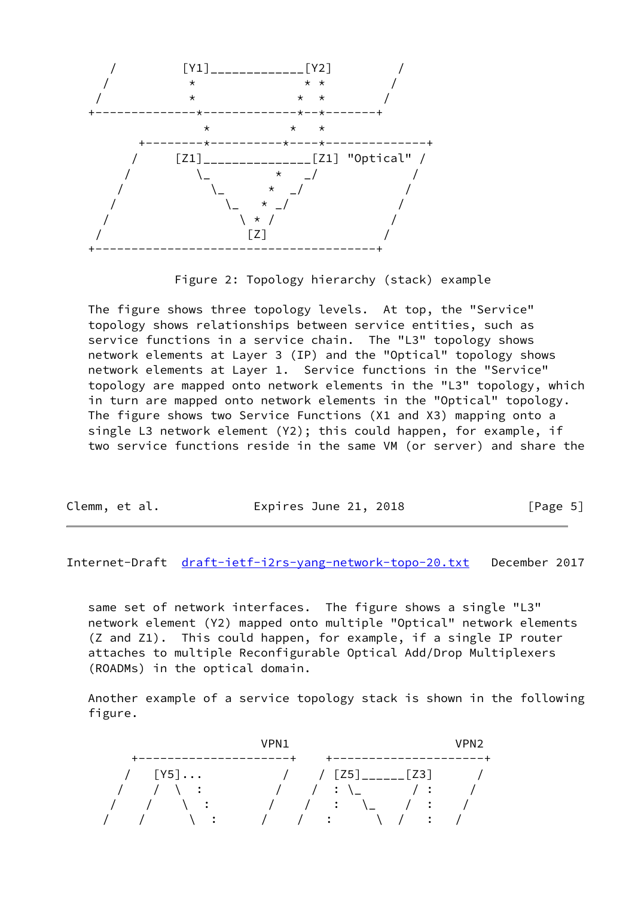```
      /          [Y1]_____________[Y2]         /
     /           *               * *          /
    /            *              *   *        /
   +--------------*-------------*--*--------+
                  *            *    *
         +---------*----------*-----*--------------+
        /      [Z1]_______________[Z1] "Optical" /
       /         \_          *    _/             /
      /            \_       *   _/              /
     /               \_    *  _/               /
    /                  \  *  /                /
   /                    [Z]                  /
   +----------------------------------------+
```

Figure 2: Topology hierarchy (stack) example

The figure shows three topology levels. At top, the "Service" topology shows relationships between service entities, such as service functions in a service chain. The "L3" topology shows network elements at Layer 3 (IP) and the "Optical" topology shows network elements at Layer 1. Service functions in the "Service" topology are mapped onto network elements in the "L3" topology, which in turn are mapped onto network elements in the "Optical" topology. The figure shows two Service Functions (X1 and X3) mapping onto a single L3 network element (Y2); this could happen, for example, if two service functions reside in the same VM (or server) and share the same set of network interfaces. The figure shows a single "L3" network element (Y2) mapped onto multiple "Optical" network elements (Z and Z1). This could happen, for example, if a single IP router attaches to multiple Reconfigurable Optical Add/Drop Multiplexers (ROADMs) in the optical domain.

Another example of a service topology stack is shown in the following figure.

```
                        VPN1                          VPN2
          +----------------------+     +----------------------+
         /   [Y5]...            /     / [Z5]______[Z3]       /
        /    /  \  :           /     /  : \_       / :      /
       /    /    \  :         /     /   :   \_    /  :     /
      /    /      \  :       /     /    :      \  /   :    /
```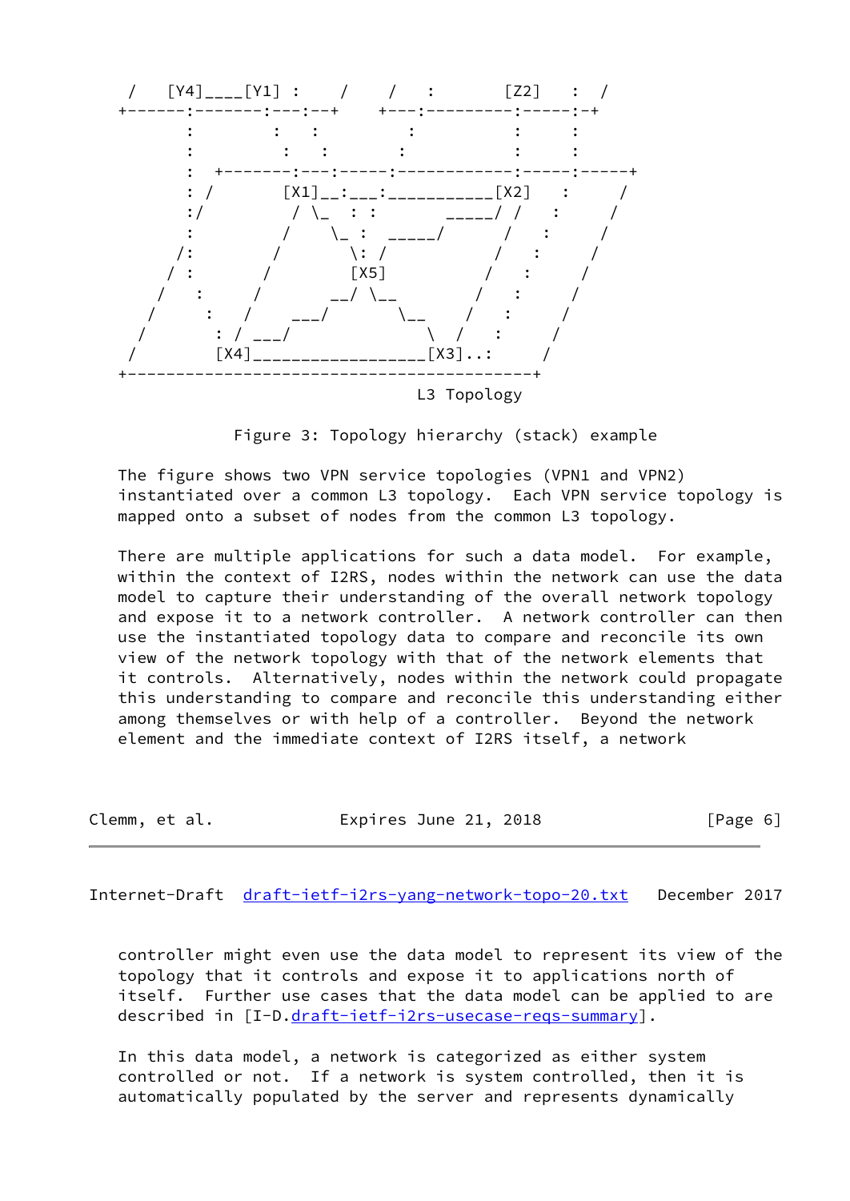```
  /   [Y4]____[Y1] :    /    /   :       [Z2]   :  /
+------:-------:---:--+    +---:---------:-----:-+
       :        :   :         :          :     :
       :         :   :       :           :     :
       :  +-------:---:-----:------------:-----:-----+
       : /       [X1]__:___:___________[X2]   :     /
       :/         / \_  : :       _____/ /   :     /
       :         /    \_ :  _____/      /   :     /
      /:        /       \: /           /   :     /
     / :       /        [X5]          /   :     /
    /   :     /       __/ \__        /   :     /
   /     :   /    ___/       \__    /   :     /
  /       : / ___/              \  /   :     /
 /        [X4]__________________[X3]..:     /
+------------------------------------------+
                                  L3 Topology
```

Figure 3: Topology hierarchy (stack) example

The figure shows two VPN service topologies (VPN1 and VPN2) instantiated over a common L3 topology. Each VPN service topology is mapped onto a subset of nodes from the common L3 topology.

There are multiple applications for such a data model. For example, within the context of I2RS, nodes within the network can use the data model to capture their understanding of the overall network topology and expose it to a network controller. A network controller can then use the instantiated topology data to compare and reconcile its own view of the network topology with that of the network elements that it controls. Alternatively, nodes within the network could propagate this understanding to compare and reconcile this understanding either among themselves or with help of a controller. Beyond the network element and the immediate context of I2RS itself, a network controller might even use the data model to represent its view of the topology that it controls and expose it to applications north of itself. Further use cases that the data model can be applied to are described in [I-D.draft-ietf-i2rs-usecase-reqs-summary].

In this data model, a network is categorized as either system controlled or not. If a network is system controlled, then it is automatically populated by the server and represents dynamically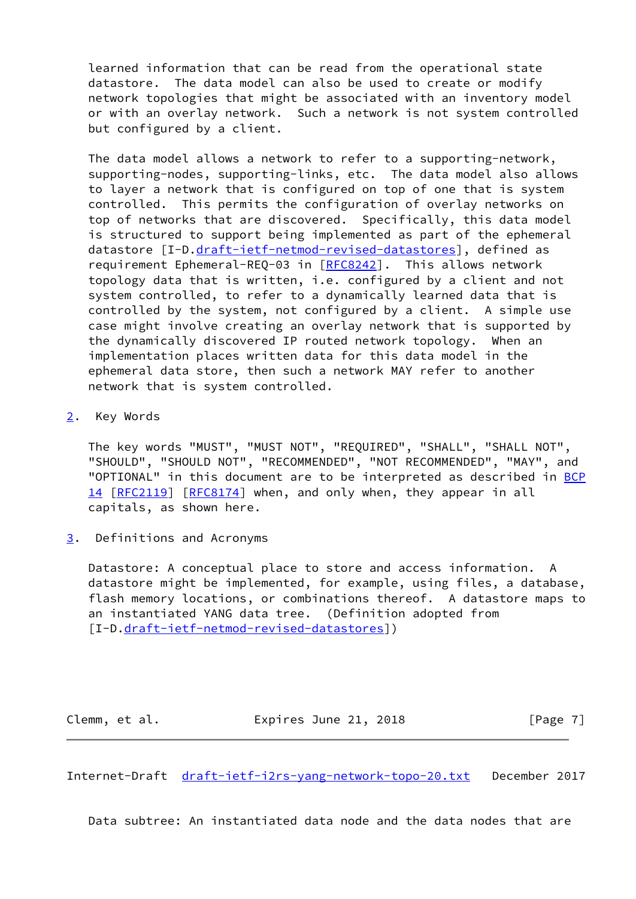learned information that can be read from the operational state datastore. The data model can also be used to create or modify network topologies that might be associated with an inventory model or with an overlay network. Such a network is not system controlled but configured by a client.

The data model allows a network to refer to a supporting-network, supporting-nodes, supporting-links, etc. The data model also allows to layer a network that is configured on top of one that is system controlled. This permits the configuration of overlay networks on top of networks that are discovered. Specifically, this data model is structured to support being implemented as part of the ephemeral datastore [I-D.draft-ietf-netmod-revised-datastores], defined as requirement Ephemeral-REQ-03 in [RFC8242]. This allows network topology data that is written, i.e. configured by a client and not system controlled, to refer to a dynamically learned data that is controlled by the system, not configured by a client. A simple use case might involve creating an overlay network that is supported by the dynamically discovered IP routed network topology. When an implementation places written data for this data model in the ephemeral data store, then such a network MAY refer to another network that is system controlled.

## 2. Key Words

The key words "MUST", "MUST NOT", "REQUIRED", "SHALL", "SHALL NOT", "SHOULD", "SHOULD NOT", "RECOMMENDED", "NOT RECOMMENDED", "MAY", and "OPTIONAL" in this document are to be interpreted as described in BCP 14 [RFC2119] [RFC8174] when, and only when, they appear in all capitals, as shown here.

## 3. Definitions and Acronyms

Datastore: A conceptual place to store and access information. A datastore might be implemented, for example, using files, a database, flash memory locations, or combinations thereof. A datastore maps to an instantiated YANG data tree. (Definition adopted from [I-D.draft-ietf-netmod-revised-datastores])

Data subtree: An instantiated data node and the data nodes that are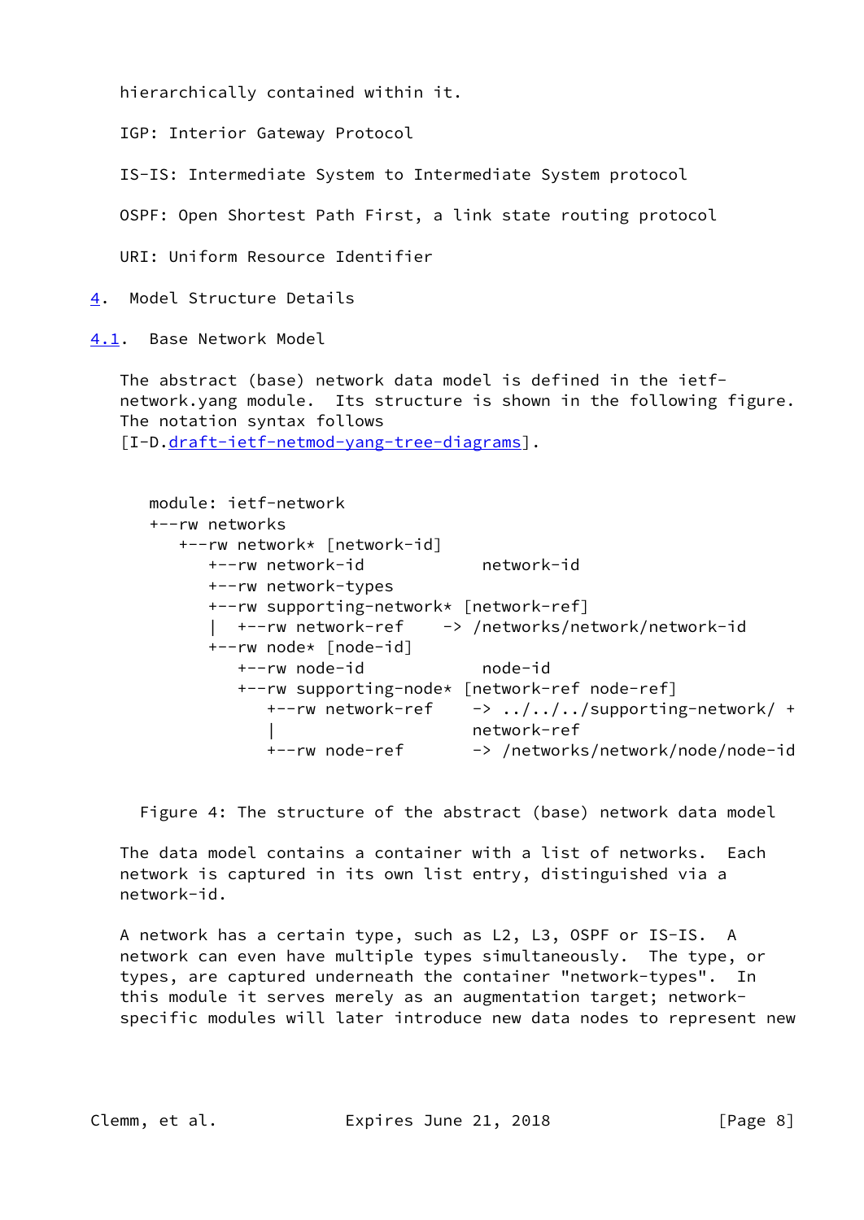hierarchically contained within it.

IGP: Interior Gateway Protocol

IS-IS: Intermediate System to Intermediate System protocol

OSPF: Open Shortest Path First, a link state routing protocol

URI: Uniform Resource Identifier

## 4. Model Structure Details

### 4.1. Base Network Model

The abstract (base) network data model is defined in the ietf-network.yang module. Its structure is shown in the following figure. The notation syntax follows [I-D.draft-ietf-netmod-yang-tree-diagrams].

```
module: ietf-network
+--rw networks
   +--rw network* [network-id]
      +--rw network-id            network-id
      +--rw network-types
      +--rw supporting-network* [network-ref]
      |  +--rw network-ref    -> /networks/network/network-id
      +--rw node* [node-id]
         +--rw node-id            node-id
         +--rw supporting-node* [network-ref node-ref]
            +--rw network-ref    -> ../../../supporting-network/ +
            |                    network-ref
            +--rw node-ref       -> /networks/network/node/node-id
```

Figure 4: The structure of the abstract (base) network data model

The data model contains a container with a list of networks. Each network is captured in its own list entry, distinguished via a network-id.

A network has a certain type, such as L2, L3, OSPF or IS-IS. A network can even have multiple types simultaneously. The type, or types, are captured underneath the container "network-types". In this module it serves merely as an augmentation target; network-specific modules will later introduce new data nodes to represent new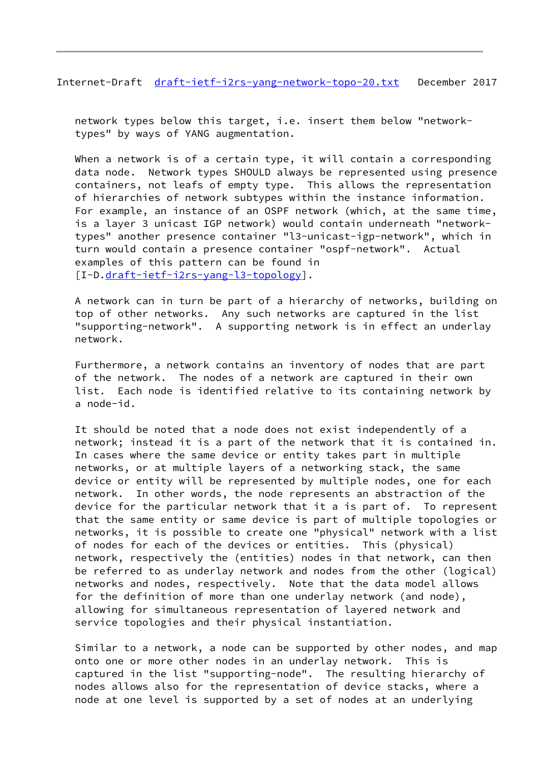network types below this target, i.e. insert them below "network-types" by ways of YANG augmentation.

When a network is of a certain type, it will contain a corresponding data node. Network types SHOULD always be represented using presence containers, not leafs of empty type. This allows the representation of hierarchies of network subtypes within the instance information. For example, an instance of an OSPF network (which, at the same time, is a layer 3 unicast IGP network) would contain underneath "network-types" another presence container "l3-unicast-igp-network", which in turn would contain a presence container "ospf-network". Actual examples of this pattern can be found in [I-D.draft-ietf-i2rs-yang-l3-topology].

A network can in turn be part of a hierarchy of networks, building on top of other networks. Any such networks are captured in the list "supporting-network". A supporting network is in effect an underlay network.

Furthermore, a network contains an inventory of nodes that are part of the network. The nodes of a network are captured in their own list. Each node is identified relative to its containing network by a node-id.

It should be noted that a node does not exist independently of a network; instead it is a part of the network that it is contained in. In cases where the same device or entity takes part in multiple networks, or at multiple layers of a networking stack, the same device or entity will be represented by multiple nodes, one for each network. In other words, the node represents an abstraction of the device for the particular network that it a is part of. To represent that the same entity or same device is part of multiple topologies or networks, it is possible to create one "physical" network with a list of nodes for each of the devices or entities. This (physical) network, respectively the (entities) nodes in that network, can then be referred to as underlay network and nodes from the other (logical) networks and nodes, respectively. Note that the data model allows for the definition of more than one underlay network (and node), allowing for simultaneous representation of layered network and service topologies and their physical instantiation.

Similar to a network, a node can be supported by other nodes, and map onto one or more other nodes in an underlay network. This is captured in the list "supporting-node". The resulting hierarchy of nodes allows also for the representation of device stacks, where a node at one level is supported by a set of nodes at an underlying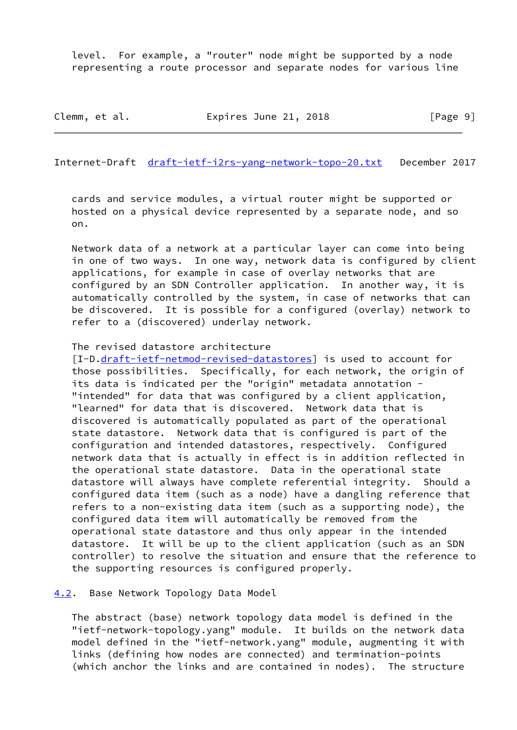level. For example, a "router" node might be supported by a node representing a route processor and separate nodes for various line cards and service modules, a virtual router might be supported or hosted on a physical device represented by a separate node, and so on.

Network data of a network at a particular layer can come into being in one of two ways. In one way, network data is configured by client applications, for example in case of overlay networks that are configured by an SDN Controller application. In another way, it is automatically controlled by the system, in case of networks that can be discovered. It is possible for a configured (overlay) network to refer to a (discovered) underlay network.

The revised datastore architecture [I-D.draft-ietf-netmod-revised-datastores] is used to account for those possibilities. Specifically, for each network, the origin of its data is indicated per the "origin" metadata annotation - "intended" for data that was configured by a client application, "learned" for data that is discovered. Network data that is discovered is automatically populated as part of the operational state datastore. Network data that is configured is part of the configuration and intended datastores, respectively. Configured network data that is actually in effect is in addition reflected in the operational state datastore. Data in the operational state datastore will always have complete referential integrity. Should a configured data item (such as a node) have a dangling reference that refers to a non-existing data item (such as a supporting node), the configured data item will automatically be removed from the operational state datastore and thus only appear in the intended datastore. It will be up to the client application (such as an SDN controller) to resolve the situation and ensure that the reference to the supporting resources is configured properly.

### 4.2. Base Network Topology Data Model

The abstract (base) network topology data model is defined in the "ietf-network-topology.yang" module. It builds on the network data model defined in the "ietf-network.yang" module, augmenting it with links (defining how nodes are connected) and termination-points (which anchor the links and are contained in nodes). The structure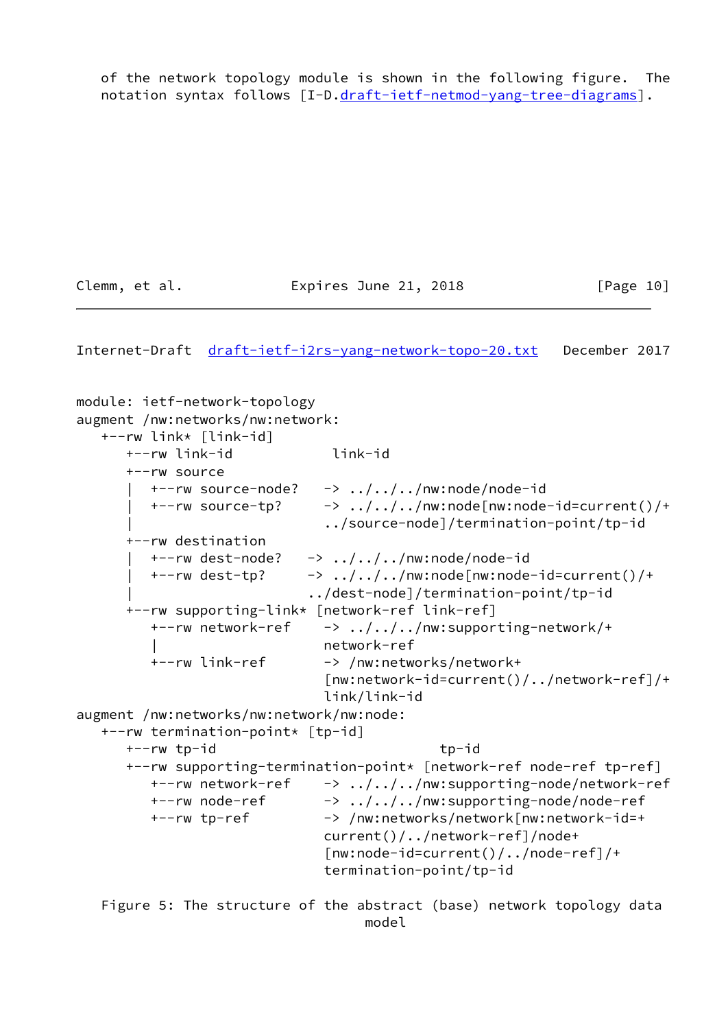of the network topology module is shown in the following figure. The notation syntax follows [I-D.draft-ietf-netmod-yang-tree-diagrams].

```
module: ietf-network-topology
augment /nw:networks/nw:network:
   +--rw link* [link-id]
      +--rw link-id            link-id
      +--rw source
      |  +--rw source-node?   -> ../../../nw:node/node-id
      |  +--rw source-tp?     -> ../../../nw:node[nw:node-id=current()/+
      |                          ../source-node]/termination-point/tp-id
      +--rw destination
      |  +--rw dest-node?   -> ../../../nw:node/node-id
      |  +--rw dest-tp?     -> ../../../nw:node[nw:node-id=current()/+
      |                        ../dest-node]/termination-point/tp-id
      +--rw supporting-link* [network-ref link-ref]
         +--rw network-ref    -> ../../../nw:supporting-network/+
         |                       network-ref
         +--rw link-ref       -> /nw:networks/network+
                                 [nw:network-id=current()/../network-ref]/+
                                 link/link-id
augment /nw:networks/nw:network/nw:node:
   +--rw termination-point* [tp-id]
      +--rw tp-id                               tp-id
      +--rw supporting-termination-point* [network-ref node-ref tp-ref]
         +--rw network-ref    -> ../../../nw:supporting-node/network-ref
         +--rw node-ref       -> ../../../nw:supporting-node/node-ref
         +--rw tp-ref         -> /nw:networks/network[nw:network-id=+
                                 current()/../network-ref]/node+
                                 [nw:node-id=current()/../node-ref]/+
                                 termination-point/tp-id
```

Figure 5: The structure of the abstract (base) network topology data model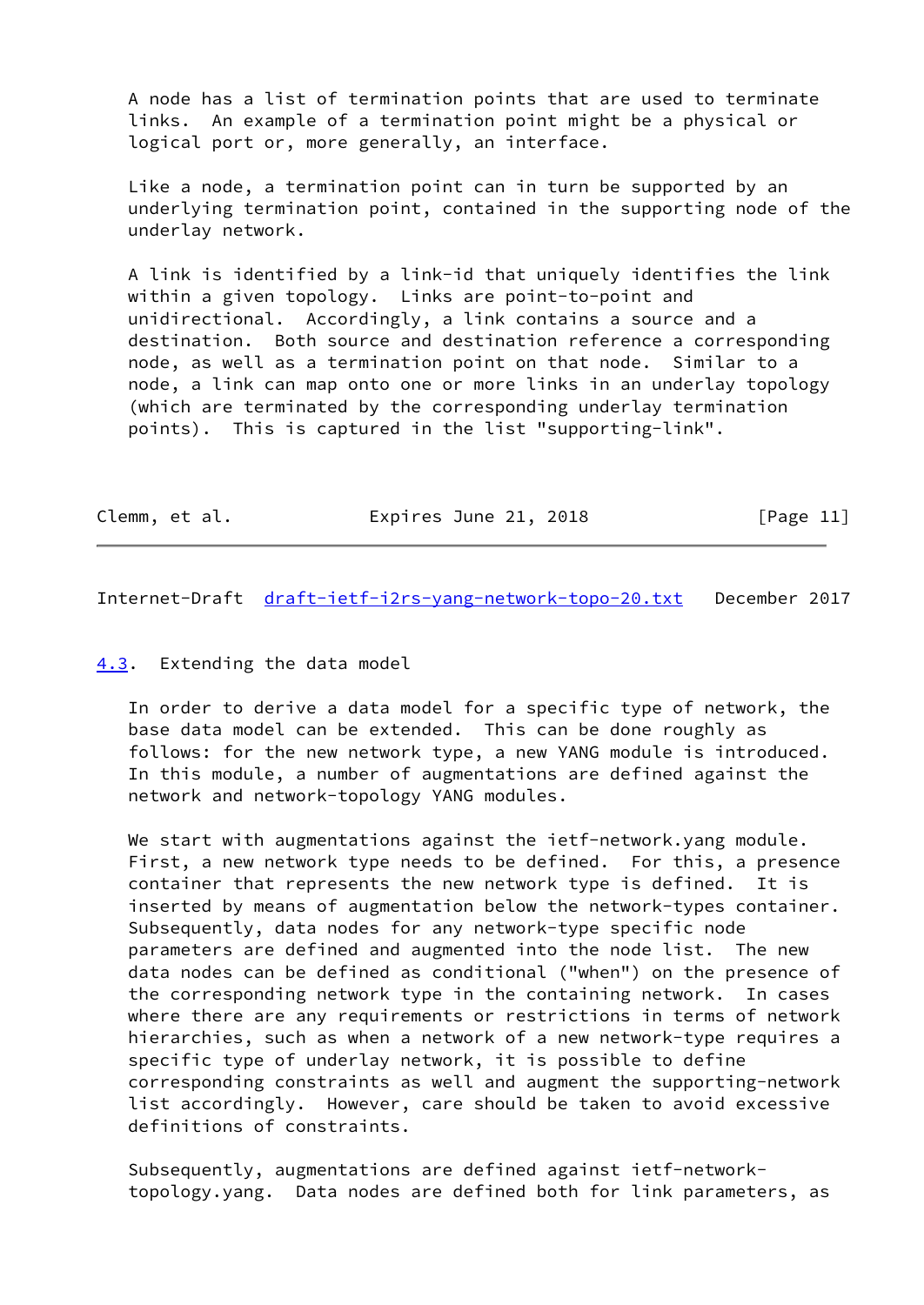A node has a list of termination points that are used to terminate links. An example of a termination point might be a physical or logical port or, more generally, an interface.

Like a node, a termination point can in turn be supported by an underlying termination point, contained in the supporting node of the underlay network.

A link is identified by a link-id that uniquely identifies the link within a given topology. Links are point-to-point and unidirectional. Accordingly, a link contains a source and a destination. Both source and destination reference a corresponding node, as well as a termination point on that node. Similar to a node, a link can map onto one or more links in an underlay topology (which are terminated by the corresponding underlay termination points). This is captured in the list "supporting-link".

### 4.3. Extending the data model

In order to derive a data model for a specific type of network, the base data model can be extended. This can be done roughly as follows: for the new network type, a new YANG module is introduced. In this module, a number of augmentations are defined against the network and network-topology YANG modules.

We start with augmentations against the ietf-network.yang module. First, a new network type needs to be defined. For this, a presence container that represents the new network type is defined. It is inserted by means of augmentation below the network-types container. Subsequently, data nodes for any network-type specific node parameters are defined and augmented into the node list. The new data nodes can be defined as conditional ("when") on the presence of the corresponding network type in the containing network. In cases where there are any requirements or restrictions in terms of network hierarchies, such as when a network of a new network-type requires a specific type of underlay network, it is possible to define corresponding constraints as well and augment the supporting-network list accordingly. However, care should be taken to avoid excessive definitions of constraints.

Subsequently, augmentations are defined against ietf-network-topology.yang. Data nodes are defined both for link parameters, as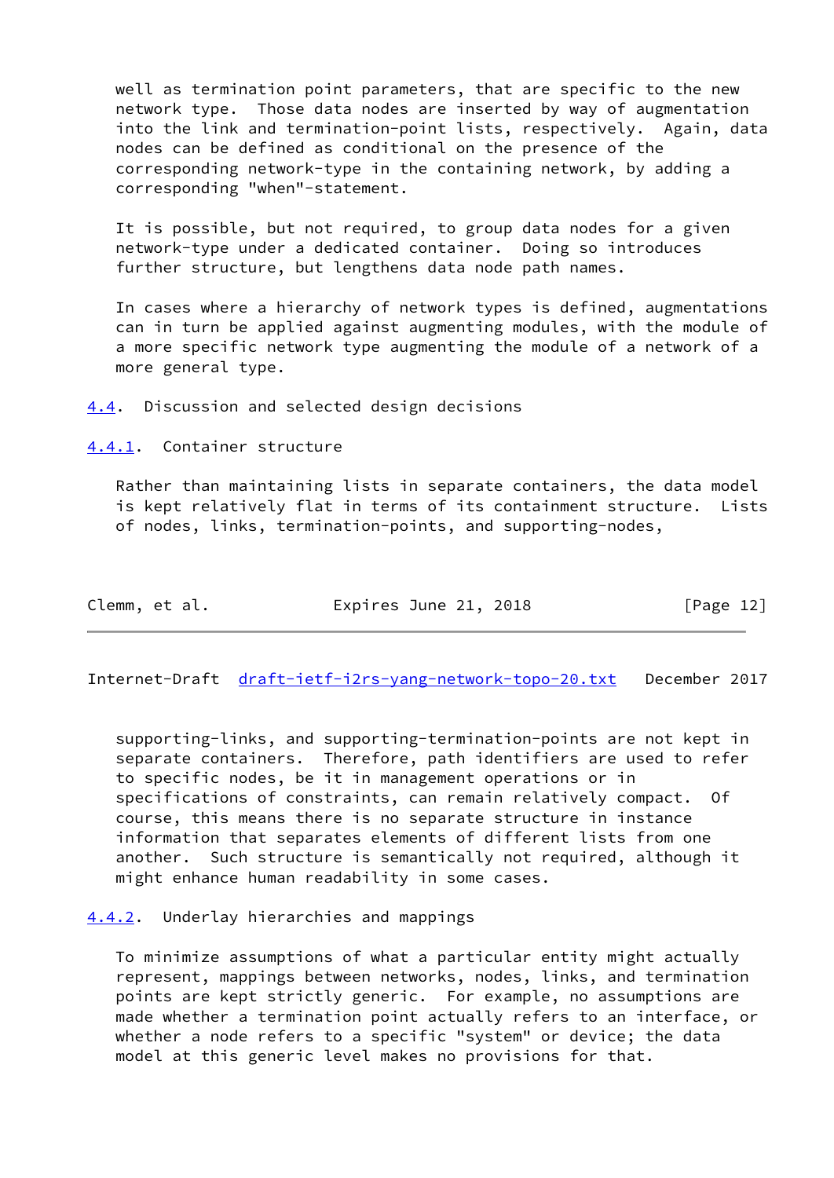well as termination point parameters, that are specific to the new network type. Those data nodes are inserted by way of augmentation into the link and termination-point lists, respectively. Again, data nodes can be defined as conditional on the presence of the corresponding network-type in the containing network, by adding a corresponding "when"-statement.

It is possible, but not required, to group data nodes for a given network-type under a dedicated container. Doing so introduces further structure, but lengthens data node path names.

In cases where a hierarchy of network types is defined, augmentations can in turn be applied against augmenting modules, with the module of a more specific network type augmenting the module of a network of a more general type.

## 4.4. Discussion and selected design decisions

### 4.4.1. Container structure

Rather than maintaining lists in separate containers, the data model is kept relatively flat in terms of its containment structure. Lists of nodes, links, termination-points, and supporting-nodes, supporting-links, and supporting-termination-points are not kept in separate containers. Therefore, path identifiers are used to refer to specific nodes, be it in management operations or in specifications of constraints, can remain relatively compact. Of course, this means there is no separate structure in instance information that separates elements of different lists from one another. Such structure is semantically not required, although it might enhance human readability in some cases.

### 4.4.2. Underlay hierarchies and mappings

To minimize assumptions of what a particular entity might actually represent, mappings between networks, nodes, links, and termination points are kept strictly generic. For example, no assumptions are made whether a termination point actually refers to an interface, or whether a node refers to a specific "system" or device; the data model at this generic level makes no provisions for that.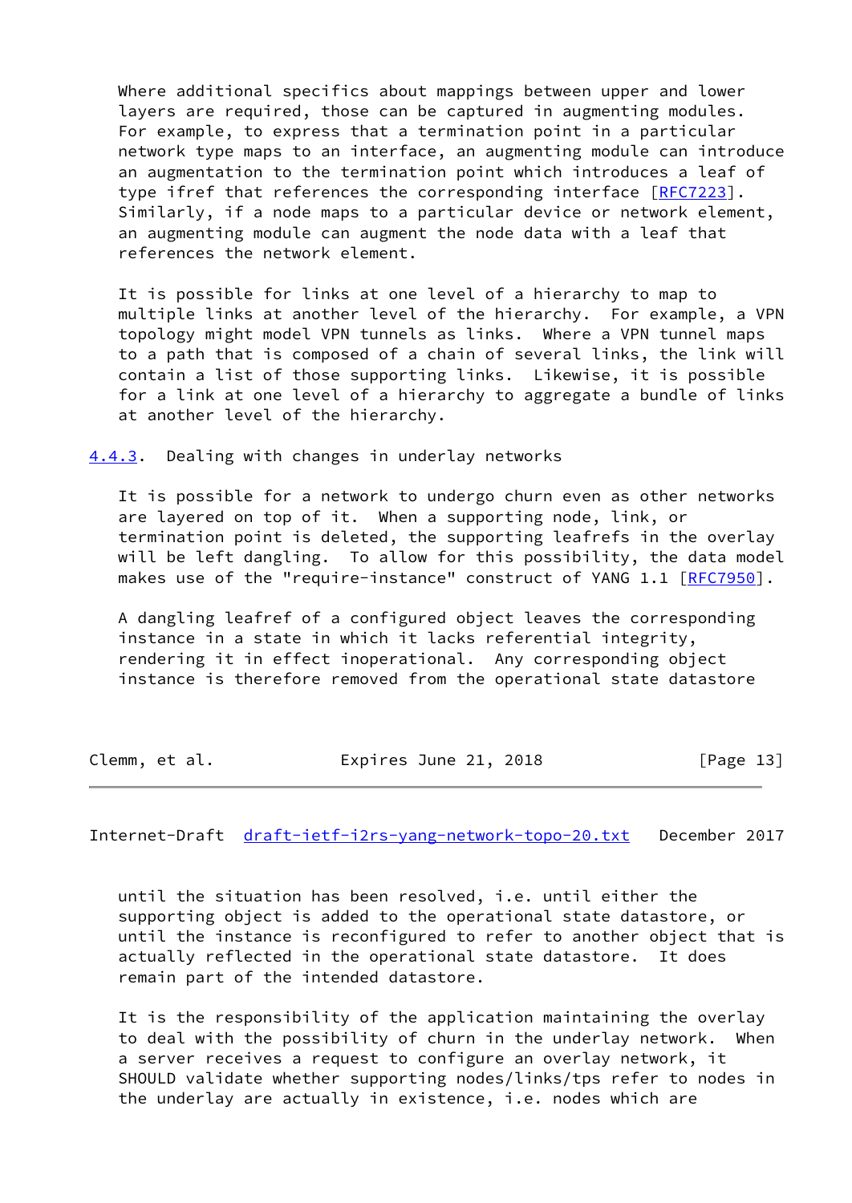Where additional specifics about mappings between upper and lower layers are required, those can be captured in augmenting modules. For example, to express that a termination point in a particular network type maps to an interface, an augmenting module can introduce an augmentation to the termination point which introduces a leaf of type ifref that references the corresponding interface [RFC7223]. Similarly, if a node maps to a particular device or network element, an augmenting module can augment the node data with a leaf that references the network element.

It is possible for links at one level of a hierarchy to map to multiple links at another level of the hierarchy. For example, a VPN topology might model VPN tunnels as links. Where a VPN tunnel maps to a path that is composed of a chain of several links, the link will contain a list of those supporting links. Likewise, it is possible for a link at one level of a hierarchy to aggregate a bundle of links at another level of the hierarchy.

### 4.4.3. Dealing with changes in underlay networks

It is possible for a network to undergo churn even as other networks are layered on top of it. When a supporting node, link, or termination point is deleted, the supporting leafrefs in the overlay will be left dangling. To allow for this possibility, the data model makes use of the "require-instance" construct of YANG 1.1 [RFC7950].

A dangling leafref of a configured object leaves the corresponding instance in a state in which it lacks referential integrity, rendering it in effect inoperational. Any corresponding object instance is therefore removed from the operational state datastore until the situation has been resolved, i.e. until either the supporting object is added to the operational state datastore, or until the instance is reconfigured to refer to another object that is actually reflected in the operational state datastore. It does remain part of the intended datastore.

It is the responsibility of the application maintaining the overlay to deal with the possibility of churn in the underlay network. When a server receives a request to configure an overlay network, it SHOULD validate whether supporting nodes/links/tps refer to nodes in the underlay are actually in existence, i.e. nodes which are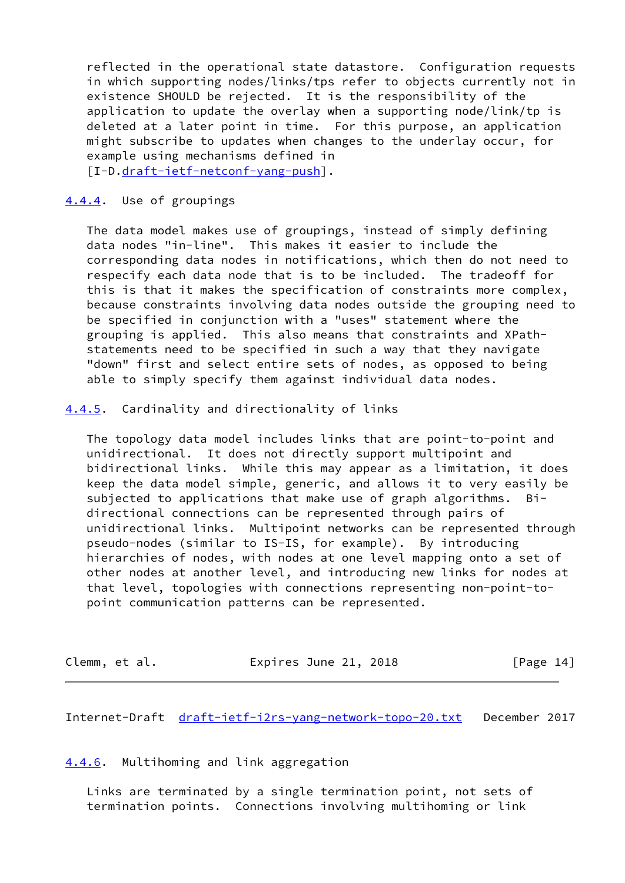reflected in the operational state datastore. Configuration requests in which supporting nodes/links/tps refer to objects currently not in existence SHOULD be rejected. It is the responsibility of the application to update the overlay when a supporting node/link/tp is deleted at a later point in time. For this purpose, an application might subscribe to updates when changes to the underlay occur, for example using mechanisms defined in [I-D.draft-ietf-netconf-yang-push].

### 4.4.4. Use of groupings

The data model makes use of groupings, instead of simply defining data nodes "in-line". This makes it easier to include the corresponding data nodes in notifications, which then do not need to respecify each data node that is to be included. The tradeoff for this is that it makes the specification of constraints more complex, because constraints involving data nodes outside the grouping need to be specified in conjunction with a "uses" statement where the grouping is applied. This also means that constraints and XPath-statements need to be specified in such a way that they navigate "down" first and select entire sets of nodes, as opposed to being able to simply specify them against individual data nodes.

### 4.4.5. Cardinality and directionality of links

The topology data model includes links that are point-to-point and unidirectional. It does not directly support multipoint and bidirectional links. While this may appear as a limitation, it does keep the data model simple, generic, and allows it to very easily be subjected to applications that make use of graph algorithms. Bi-directional connections can be represented through pairs of unidirectional links. Multipoint networks can be represented through pseudo-nodes (similar to IS-IS, for example). By introducing hierarchies of nodes, with nodes at one level mapping onto a set of other nodes at another level, and introducing new links for nodes at that level, topologies with connections representing non-point-to-point communication patterns can be represented.

### 4.4.6. Multihoming and link aggregation

Links are terminated by a single termination point, not sets of termination points. Connections involving multihoming or link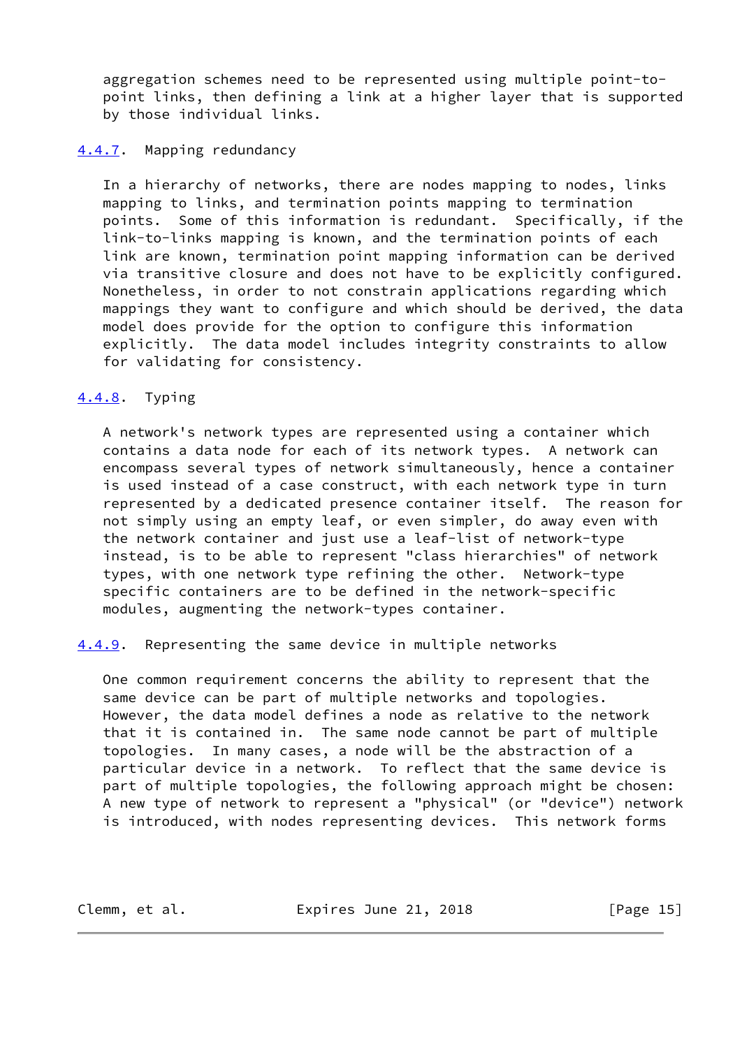aggregation schemes need to be represented using multiple point-to-point links, then defining a link at a higher layer that is supported by those individual links.

### 4.4.7. Mapping redundancy

In a hierarchy of networks, there are nodes mapping to nodes, links mapping to links, and termination points mapping to termination points. Some of this information is redundant. Specifically, if the link-to-links mapping is known, and the termination points of each link are known, termination point mapping information can be derived via transitive closure and does not have to be explicitly configured. Nonetheless, in order to not constrain applications regarding which mappings they want to configure and which should be derived, the data model does provide for the option to configure this information explicitly. The data model includes integrity constraints to allow for validating for consistency.

### 4.4.8. Typing

A network's network types are represented using a container which contains a data node for each of its network types. A network can encompass several types of network simultaneously, hence a container is used instead of a case construct, with each network type in turn represented by a dedicated presence container itself. The reason for not simply using an empty leaf, or even simpler, do away even with the network container and just use a leaf-list of network-type instead, is to be able to represent "class hierarchies" of network types, with one network type refining the other. Network-type specific containers are to be defined in the network-specific modules, augmenting the network-types container.

### 4.4.9. Representing the same device in multiple networks

One common requirement concerns the ability to represent that the same device can be part of multiple networks and topologies. However, the data model defines a node as relative to the network that it is contained in. The same node cannot be part of multiple topologies. In many cases, a node will be the abstraction of a particular device in a network. To reflect that the same device is part of multiple topologies, the following approach might be chosen: A new type of network to represent a "physical" (or "device") network is introduced, with nodes representing devices. This network forms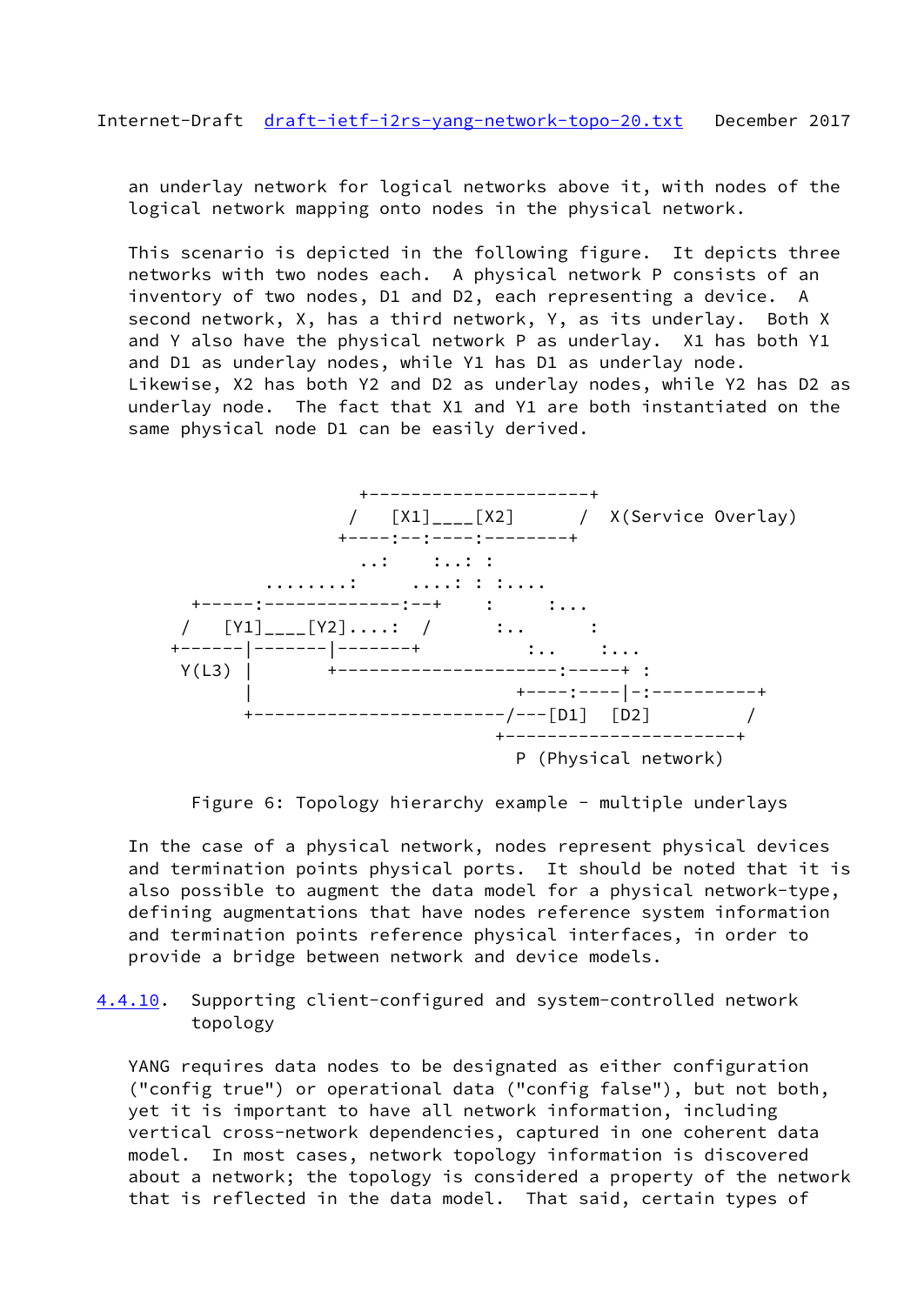an underlay network for logical networks above it, with nodes of the logical network mapping onto nodes in the physical network.

This scenario is depicted in the following figure. It depicts three networks with two nodes each. A physical network P consists of an inventory of two nodes, D1 and D2, each representing a device. A second network, X, has a third network, Y, as its underlay. Both X and Y also have the physical network P as underlay. X1 has both Y1 and D1 as underlay nodes, while Y1 has D1 as underlay node. Likewise, X2 has both Y2 and D2 as underlay nodes, while Y2 has D2 as underlay node. The fact that X1 and Y1 are both instantiated on the same physical node D1 can be easily derived.

```
                     +---------------------+
                    /   [X1]____[X2]      /  X(Service Overlay)
                   +----:--:----:--------+
                     ..:    :..: :
             ........:     ....: : :....
      +-----:-------------:--+    :     :...
     /   [Y1]____[Y2]....:  /      :..      :
    +------|-------|-------+          :..    :...
     Y(L3) |       +---------------------:-----+ :
           |                     +----:----|-:----------+
           +------------------------/---[D1]  [D2]         /
                                 +----------------------+
                                   P (Physical network)
```

Figure 6: Topology hierarchy example - multiple underlays

In the case of a physical network, nodes represent physical devices and termination points physical ports. It should be noted that it is also possible to augment the data model for a physical network-type, defining augmentations that have nodes reference system information and termination points reference physical interfaces, in order to provide a bridge between network and device models.

#### 4.4.10. Supporting client-configured and system-controlled network topology

YANG requires data nodes to be designated as either configuration ("config true") or operational data ("config false"), but not both, yet it is important to have all network information, including vertical cross-network dependencies, captured in one coherent data model. In most cases, network topology information is discovered about a network; the topology is considered a property of the network that is reflected in the data model. That said, certain types of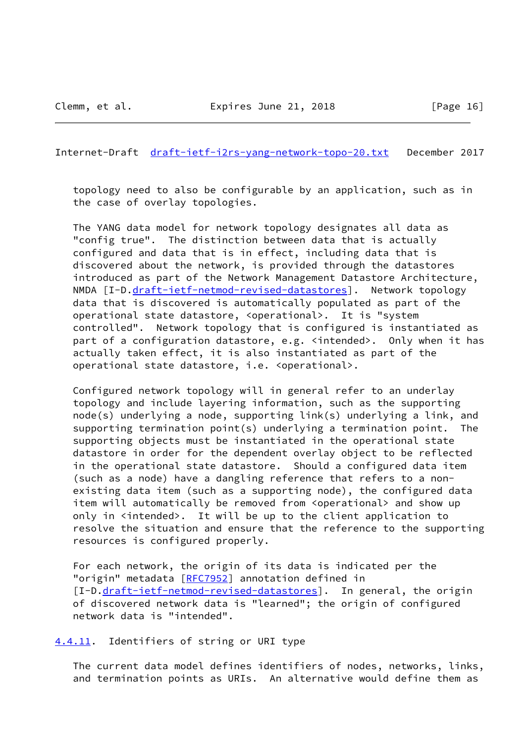topology need to also be configurable by an application, such as in the case of overlay topologies.

The YANG data model for network topology designates all data as "config true". The distinction between data that is actually configured and data that is in effect, including data that is discovered about the network, is provided through the datastores introduced as part of the Network Management Datastore Architecture, NMDA [I-D.draft-ietf-netmod-revised-datastores]. Network topology data that is discovered is automatically populated as part of the operational state datastore, <operational>. It is "system controlled". Network topology that is configured is instantiated as part of a configuration datastore, e.g. <intended>. Only when it has actually taken effect, it is also instantiated as part of the operational state datastore, i.e. <operational>.

Configured network topology will in general refer to an underlay topology and include layering information, such as the supporting node(s) underlying a node, supporting link(s) underlying a link, and supporting termination point(s) underlying a termination point. The supporting objects must be instantiated in the operational state datastore in order for the dependent overlay object to be reflected in the operational state datastore. Should a configured data item (such as a node) have a dangling reference that refers to a non-existing data item (such as a supporting node), the configured data item will automatically be removed from <operational> and show up only in <intended>. It will be up to the client application to resolve the situation and ensure that the reference to the supporting resources is configured properly.

For each network, the origin of its data is indicated per the "origin" metadata [RFC7952] annotation defined in [I-D.draft-ietf-netmod-revised-datastores]. In general, the origin of discovered network data is "learned"; the origin of configured network data is "intended".

#### 4.4.11. Identifiers of string or URI type

The current data model defines identifiers of nodes, networks, links, and termination points as URIs. An alternative would define them as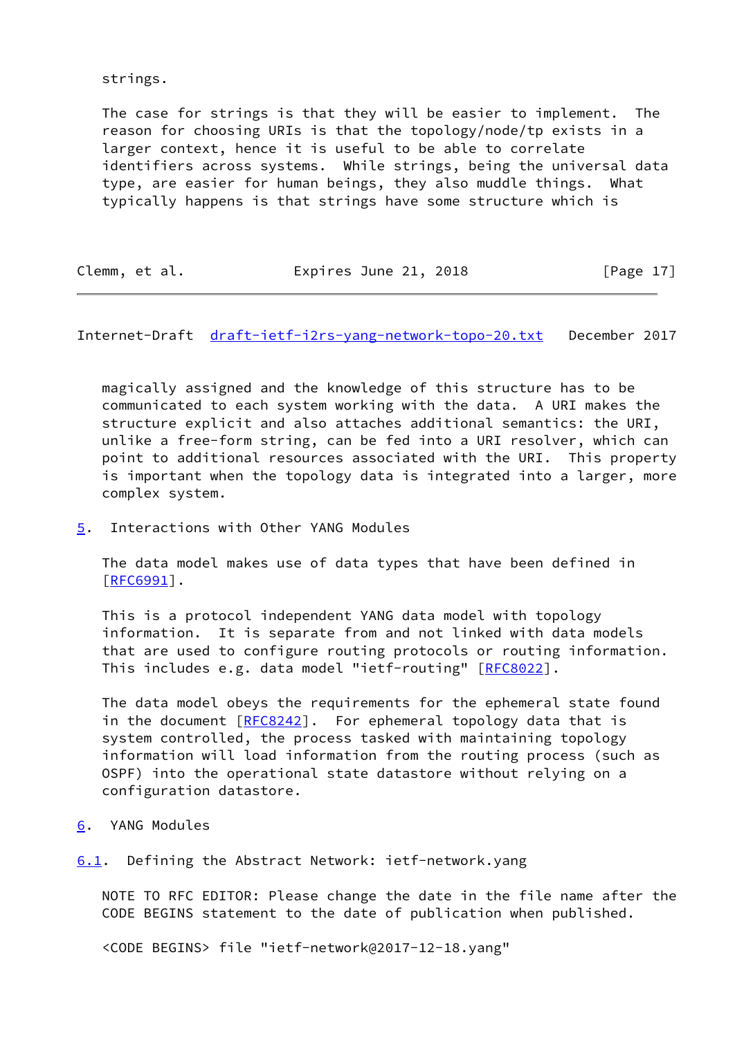strings.

The case for strings is that they will be easier to implement. The reason for choosing URIs is that the topology/node/tp exists in a larger context, hence it is useful to be able to correlate identifiers across systems. While strings, being the universal data type, are easier for human beings, they also muddle things. What typically happens is that strings have some structure which is magically assigned and the knowledge of this structure has to be communicated to each system working with the data. A URI makes the structure explicit and also attaches additional semantics: the URI, unlike a free-form string, can be fed into a URI resolver, which can point to additional resources associated with the URI. This property is important when the topology data is integrated into a larger, more complex system.

## 5. Interactions with Other YANG Modules

The data model makes use of data types that have been defined in [RFC6991].

This is a protocol independent YANG data model with topology information. It is separate from and not linked with data models that are used to configure routing protocols or routing information. This includes e.g. data model "ietf-routing" [RFC8022].

The data model obeys the requirements for the ephemeral state found in the document [RFC8242]. For ephemeral topology data that is system controlled, the process tasked with maintaining topology information will load information from the routing process (such as OSPF) into the operational state datastore without relying on a configuration datastore.

## 6. YANG Modules

### 6.1. Defining the Abstract Network: ietf-network.yang

NOTE TO RFC EDITOR: Please change the date in the file name after the CODE BEGINS statement to the date of publication when published.

<CODE BEGINS> file "ietf-network@2017-12-18.yang"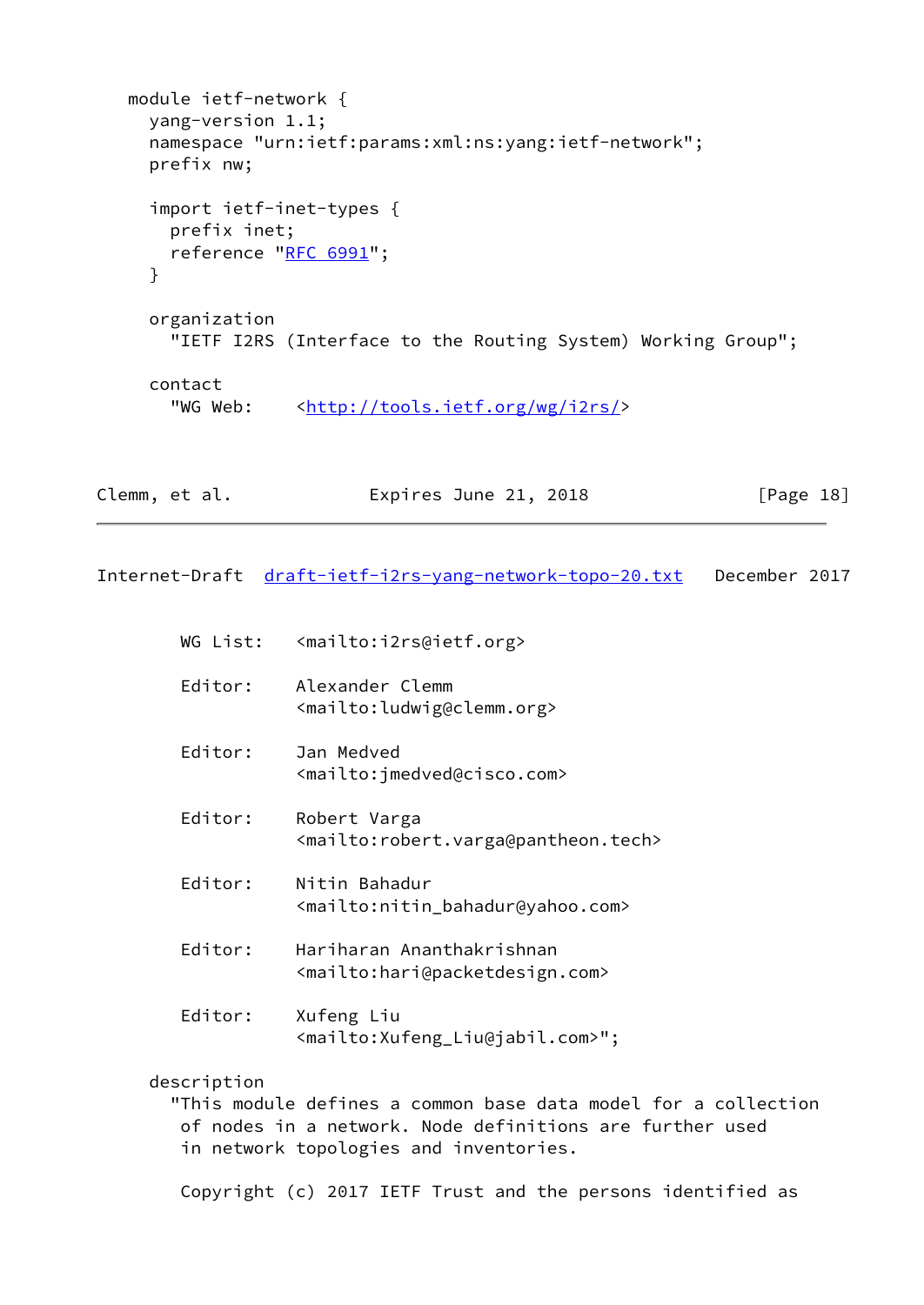```
   module ietf-network {
     yang-version 1.1;
     namespace "urn:ietf:params:xml:ns:yang:ietf-network";
     prefix nw;

     import ietf-inet-types {
       prefix inet;
       reference "RFC 6991";
     }

     organization
       "IETF I2RS (Interface to the Routing System) Working Group";

     contact
       "WG Web:    <http://tools.ietf.org/wg/i2rs/>
        WG List:   <mailto:i2rs@ietf.org>

        Editor:    Alexander Clemm
                   <mailto:ludwig@clemm.org>

        Editor:    Jan Medved
                   <mailto:jmedved@cisco.com>

        Editor:    Robert Varga
                   <mailto:robert.varga@pantheon.tech>

        Editor:    Nitin Bahadur
                   <mailto:nitin_bahadur@yahoo.com>

        Editor:    Hariharan Ananthakrishnan
                   <mailto:hari@packetdesign.com>

        Editor:    Xufeng Liu
                   <mailto:Xufeng_Liu@jabil.com>";

     description
       "This module defines a common base data model for a collection
        of nodes in a network. Node definitions are further used
        in network topologies and inventories.

        Copyright (c) 2017 IETF Trust and the persons identified as
```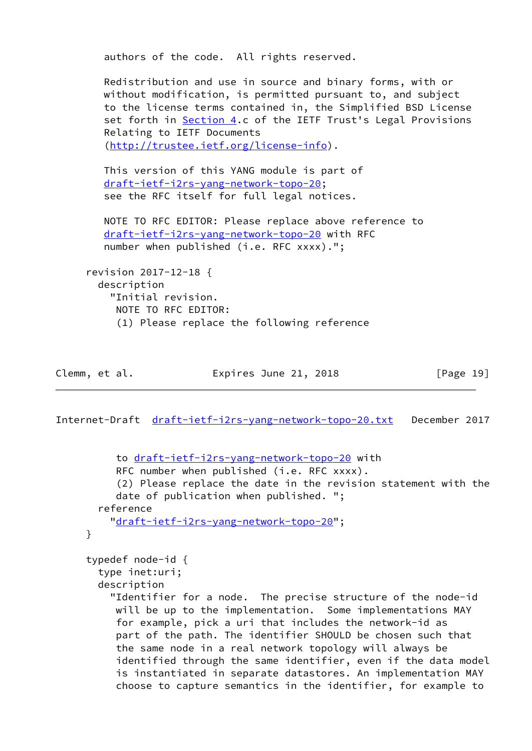```
     authors of the code.  All rights reserved.

     Redistribution and use in source and binary forms, with or
     without modification, is permitted pursuant to, and subject
     to the license terms contained in, the Simplified BSD License
     set forth in Section 4.c of the IETF Trust's Legal Provisions
     Relating to IETF Documents
     (http://trustee.ietf.org/license-info).

     This version of this YANG module is part of
     draft-ietf-i2rs-yang-network-topo-20;
     see the RFC itself for full legal notices.

     NOTE TO RFC EDITOR: Please replace above reference to
     draft-ietf-i2rs-yang-network-topo-20 with RFC
     number when published (i.e. RFC xxxx).";

  revision 2017-12-18 {
    description
      "Initial revision.
       NOTE TO RFC EDITOR:
       (1) Please replace the following reference
       to draft-ietf-i2rs-yang-network-topo-20 with
       RFC number when published (i.e. RFC xxxx).
       (2) Please replace the date in the revision statement with the
       date of publication when published. ";
    reference
      "draft-ietf-i2rs-yang-network-topo-20";
  }

  typedef node-id {
    type inet:uri;
    description
      "Identifier for a node.  The precise structure of the node-id
       will be up to the implementation.  Some implementations MAY
       for example, pick a uri that includes the network-id as
       part of the path. The identifier SHOULD be chosen such that
       the same node in a real network topology will always be
       identified through the same identifier, even if the data model
       is instantiated in separate datastores. An implementation MAY
       choose to capture semantics in the identifier, for example to
```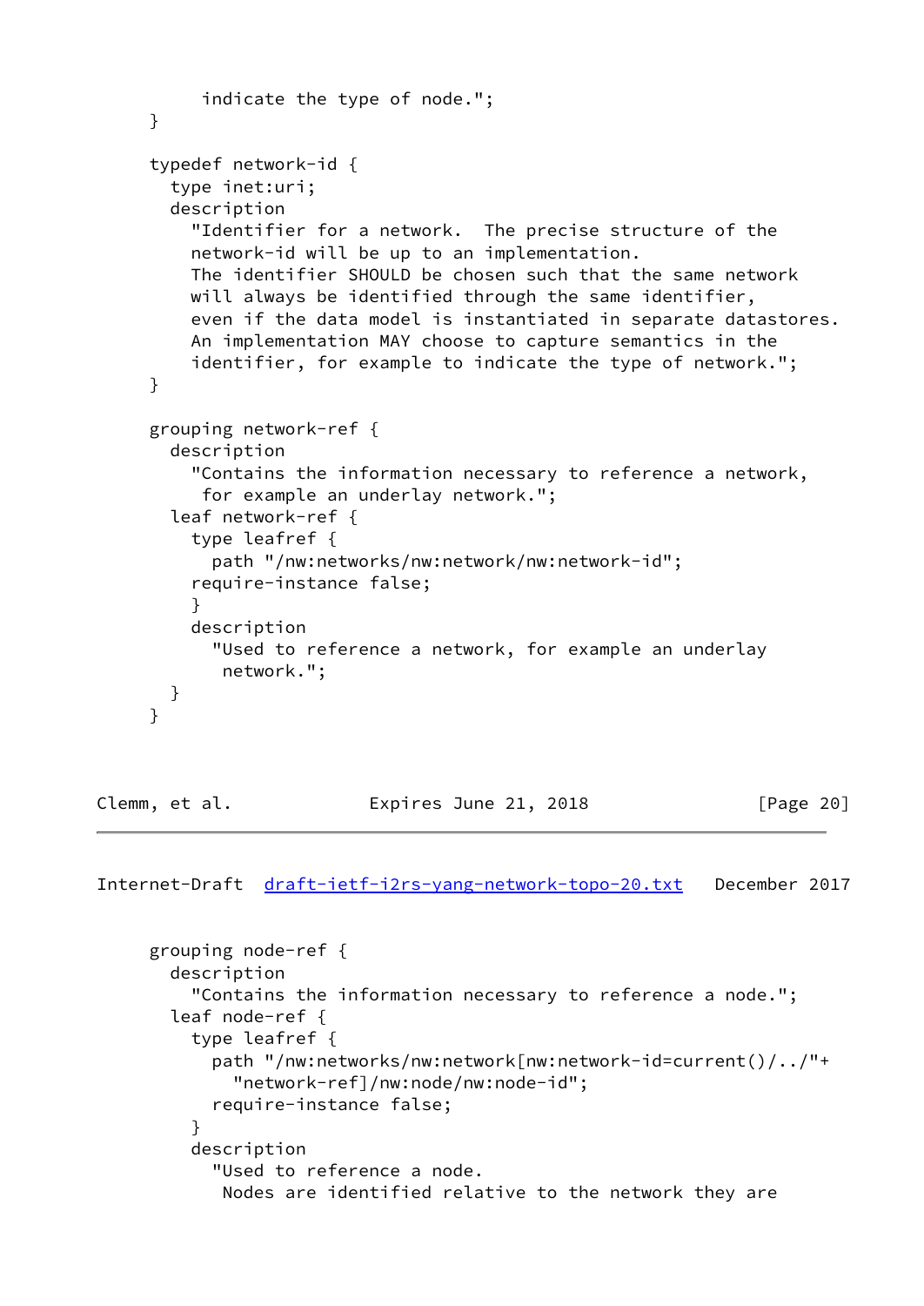```
         indicate the type of node.";
     }

     typedef network-id {
       type inet:uri;
       description
         "Identifier for a network.  The precise structure of the
         network-id will be up to an implementation.
         The identifier SHOULD be chosen such that the same network
         will always be identified through the same identifier,
         even if the data model is instantiated in separate datastores.
         An implementation MAY choose to capture semantics in the
         identifier, for example to indicate the type of network.";
     }

     grouping network-ref {
       description
         "Contains the information necessary to reference a network,
          for example an underlay network.";
       leaf network-ref {
         type leafref {
           path "/nw:networks/nw:network/nw:network-id";
         require-instance false;
         }
         description
           "Used to reference a network, for example an underlay
            network.";
       }
     }
```

```
     grouping node-ref {
       description
         "Contains the information necessary to reference a node.";
       leaf node-ref {
         type leafref {
           path "/nw:networks/nw:network[nw:network-id=current()/../"+
             "network-ref]/nw:node/nw:node-id";
           require-instance false;
         }
         description
           "Used to reference a node.
            Nodes are identified relative to the network they are
```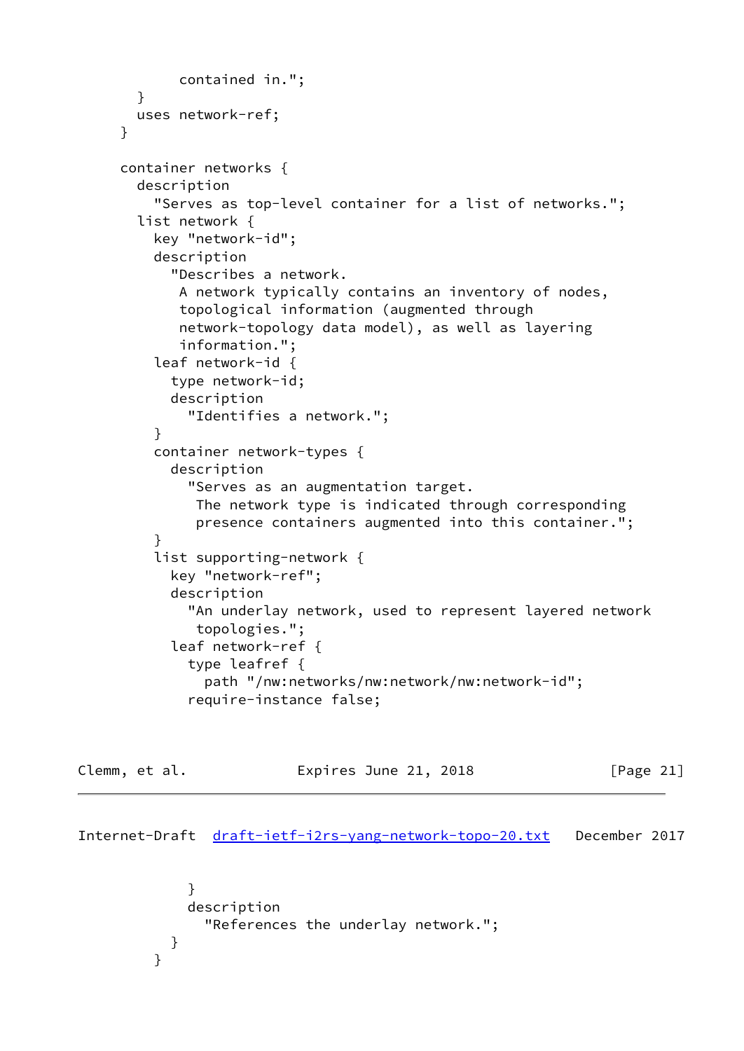```
             contained in.";
        }
        uses network-ref;
      }

      container networks {
        description
          "Serves as top-level container for a list of networks.";
        list network {
          key "network-id";
          description
            "Describes a network.
             A network typically contains an inventory of nodes,
             topological information (augmented through
             network-topology data model), as well as layering
             information.";
          leaf network-id {
            type network-id;
            description
              "Identifies a network.";
          }
          container network-types {
            description
              "Serves as an augmentation target.
               The network type is indicated through corresponding
               presence containers augmented into this container.";
          }
          list supporting-network {
            key "network-ref";
            description
              "An underlay network, used to represent layered network
               topologies.";
            leaf network-ref {
              type leafref {
                path "/nw:networks/nw:network/nw:network-id";
              require-instance false;
              }
              description
                "References the underlay network.";
            }
          }
```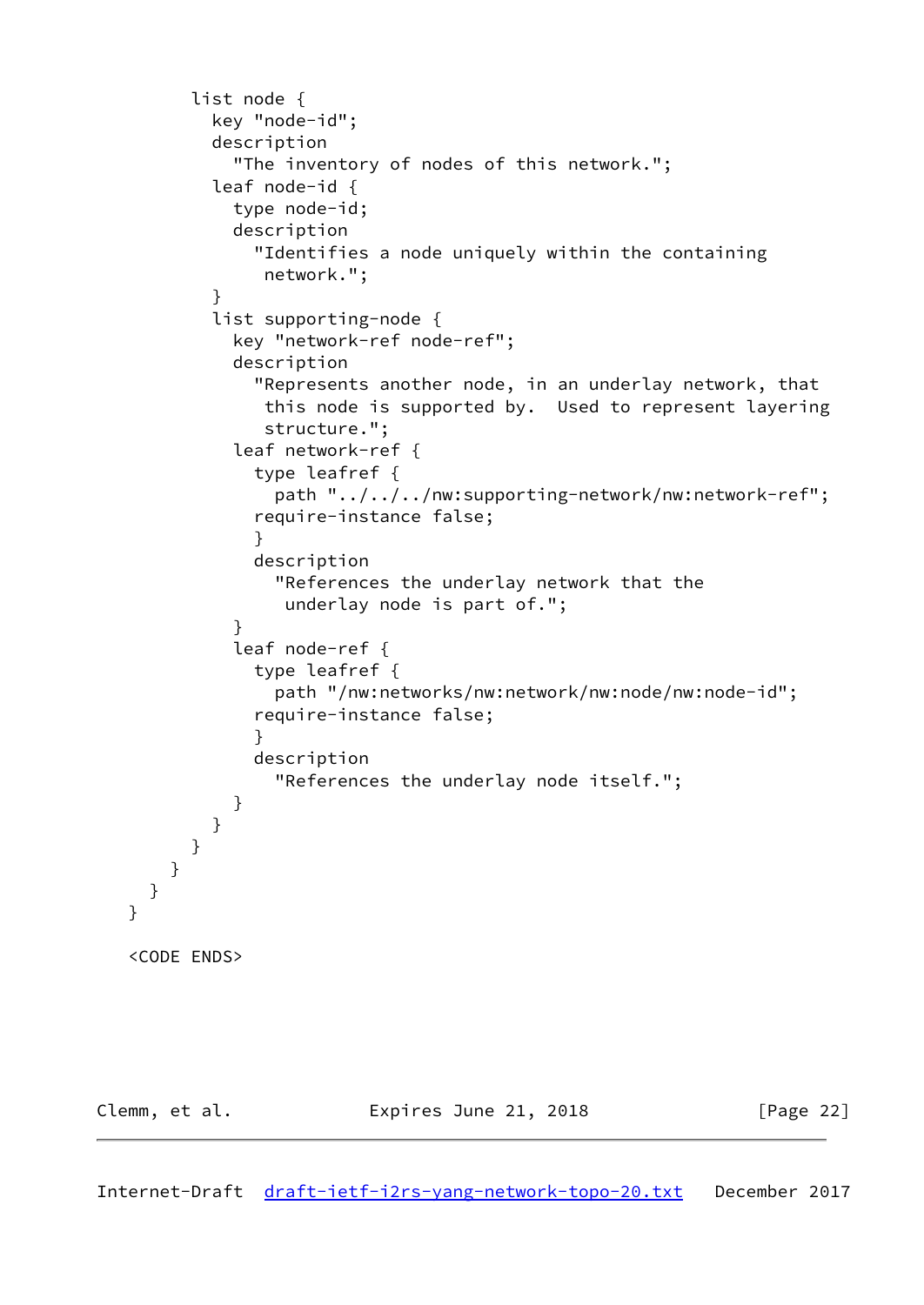```
        list node {
          key "node-id";
          description
            "The inventory of nodes of this network.";
          leaf node-id {
            type node-id;
            description
              "Identifies a node uniquely within the containing
               network.";
          }
          list supporting-node {
            key "network-ref node-ref";
            description
              "Represents another node, in an underlay network, that
               this node is supported by.  Used to represent layering
               structure.";
            leaf network-ref {
              type leafref {
                path "../../../nw:supporting-network/nw:network-ref";
              require-instance false;
              }
              description
                "References the underlay network that the
                 underlay node is part of.";
            }
            leaf node-ref {
              type leafref {
                path "/nw:networks/nw:network/nw:node/nw:node-id";
              require-instance false;
              }
              description
                "References the underlay node itself.";
            }
          }
        }
      }
    }
  }

  <CODE ENDS>
```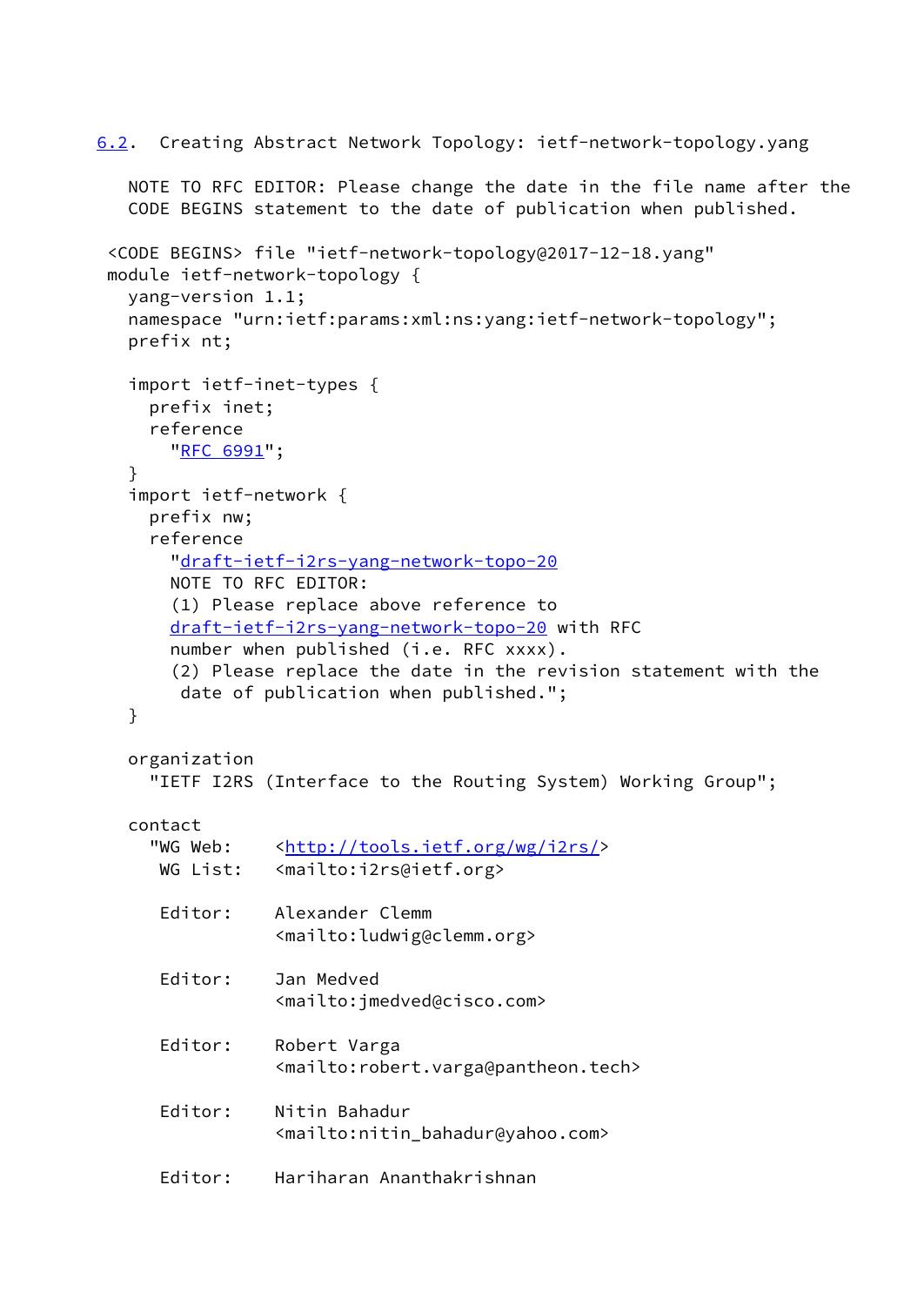## 6.2. Creating Abstract Network Topology: ietf-network-topology.yang

NOTE TO RFC EDITOR: Please change the date in the file name after the CODE BEGINS statement to the date of publication when published.

```
<CODE BEGINS> file "ietf-network-topology@2017-12-18.yang"
module ietf-network-topology {
  yang-version 1.1;
  namespace "urn:ietf:params:xml:ns:yang:ietf-network-topology";
  prefix nt;

  import ietf-inet-types {
    prefix inet;
    reference
      "RFC 6991";
  }
  import ietf-network {
    prefix nw;
    reference
      "draft-ietf-i2rs-yang-network-topo-20
       NOTE TO RFC EDITOR:
       (1) Please replace above reference to
       draft-ietf-i2rs-yang-network-topo-20 with RFC
       number when published (i.e. RFC xxxx).
       (2) Please replace the date in the revision statement with the
        date of publication when published.";
  }

  organization
    "IETF I2RS (Interface to the Routing System) Working Group";

  contact
    "WG Web:    <http://tools.ietf.org/wg/i2rs/>
     WG List:   <mailto:i2rs@ietf.org>

     Editor:    Alexander Clemm
                <mailto:ludwig@clemm.org>

     Editor:    Jan Medved
                <mailto:jmedved@cisco.com>

     Editor:    Robert Varga
                <mailto:robert.varga@pantheon.tech>

     Editor:    Nitin Bahadur
                <mailto:nitin_bahadur@yahoo.com>

     Editor:    Hariharan Ananthakrishnan
```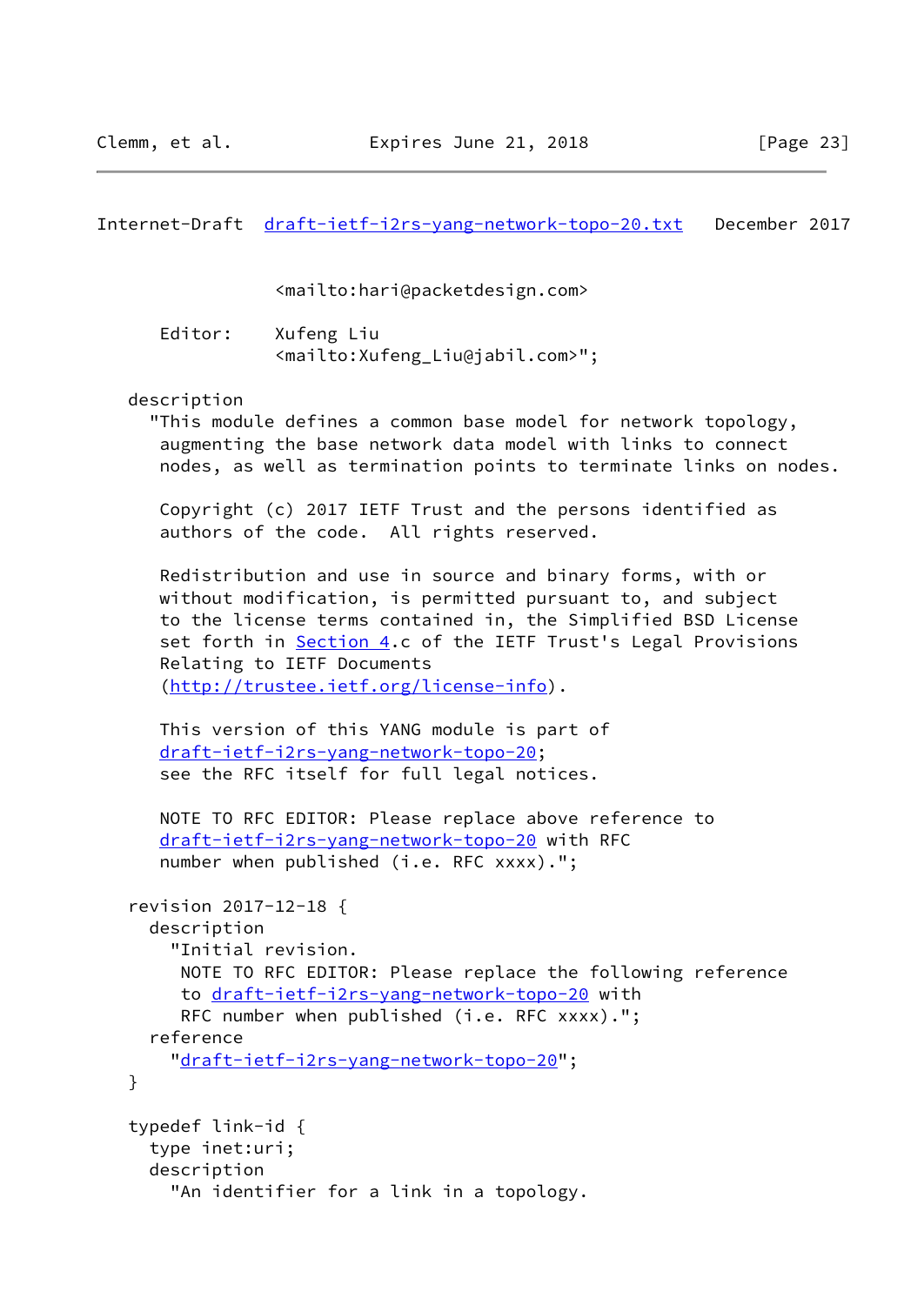```
                 <mailto:hari@packetdesign.com>

       Editor:    Xufeng Liu
                  <mailto:Xufeng_Liu@jabil.com>";

    description
      "This module defines a common base model for network topology,
       augmenting the base network data model with links to connect
       nodes, as well as termination points to terminate links on nodes.

       Copyright (c) 2017 IETF Trust and the persons identified as
       authors of the code.  All rights reserved.

       Redistribution and use in source and binary forms, with or
       without modification, is permitted pursuant to, and subject
       to the license terms contained in, the Simplified BSD License
       set forth in Section 4.c of the IETF Trust's Legal Provisions
       Relating to IETF Documents
       (http://trustee.ietf.org/license-info).

       This version of this YANG module is part of
       draft-ietf-i2rs-yang-network-topo-20;
       see the RFC itself for full legal notices.

       NOTE TO RFC EDITOR: Please replace above reference to
       draft-ietf-i2rs-yang-network-topo-20 with RFC
       number when published (i.e. RFC xxxx).";

    revision 2017-12-18 {
      description
        "Initial revision.
         NOTE TO RFC EDITOR: Please replace the following reference
         to draft-ietf-i2rs-yang-network-topo-20 with
         RFC number when published (i.e. RFC xxxx).";
      reference
        "draft-ietf-i2rs-yang-network-topo-20";
    }

    typedef link-id {
      type inet:uri;
      description
        "An identifier for a link in a topology.
```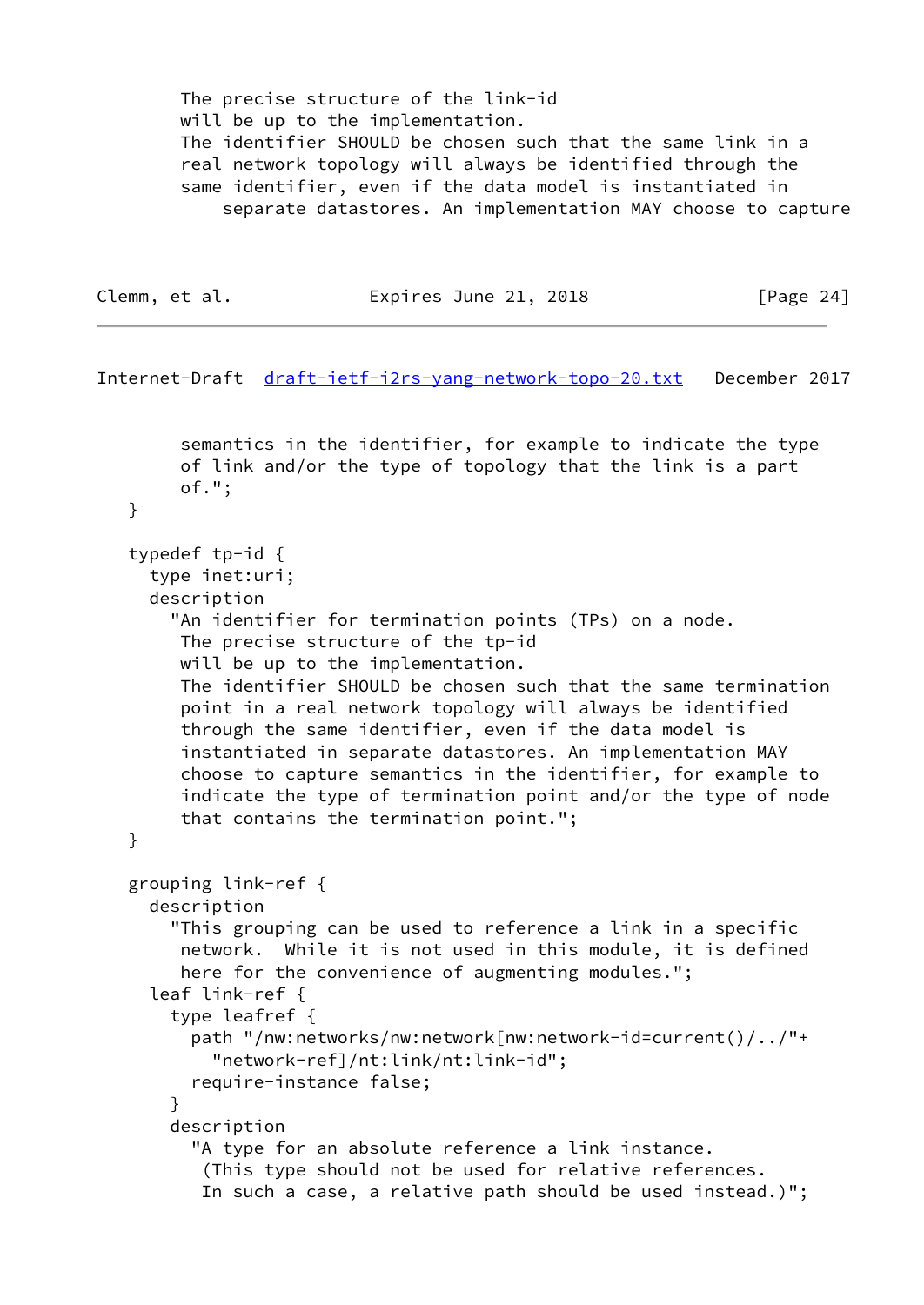```
         The precise structure of the link-id
         will be up to the implementation.
         The identifier SHOULD be chosen such that the same link in a
         real network topology will always be identified through the
         same identifier, even if the data model is instantiated in
             separate datastores. An implementation MAY choose to capture
```

```
         semantics in the identifier, for example to indicate the type
         of link and/or the type of topology that the link is a part
         of.";
   }

   typedef tp-id {
     type inet:uri;
     description
       "An identifier for termination points (TPs) on a node.
        The precise structure of the tp-id
        will be up to the implementation.
        The identifier SHOULD be chosen such that the same termination
        point in a real network topology will always be identified
        through the same identifier, even if the data model is
        instantiated in separate datastores. An implementation MAY
        choose to capture semantics in the identifier, for example to
        indicate the type of termination point and/or the type of node
        that contains the termination point.";
   }

   grouping link-ref {
     description
       "This grouping can be used to reference a link in a specific
        network.  While it is not used in this module, it is defined
        here for the convenience of augmenting modules.";
     leaf link-ref {
       type leafref {
         path "/nw:networks/nw:network[nw:network-id=current()/../"+
           "network-ref]/nt:link/nt:link-id";
         require-instance false;
       }
       description
         "A type for an absolute reference a link instance.
          (This type should not be used for relative references.
          In such a case, a relative path should be used instead.)";
```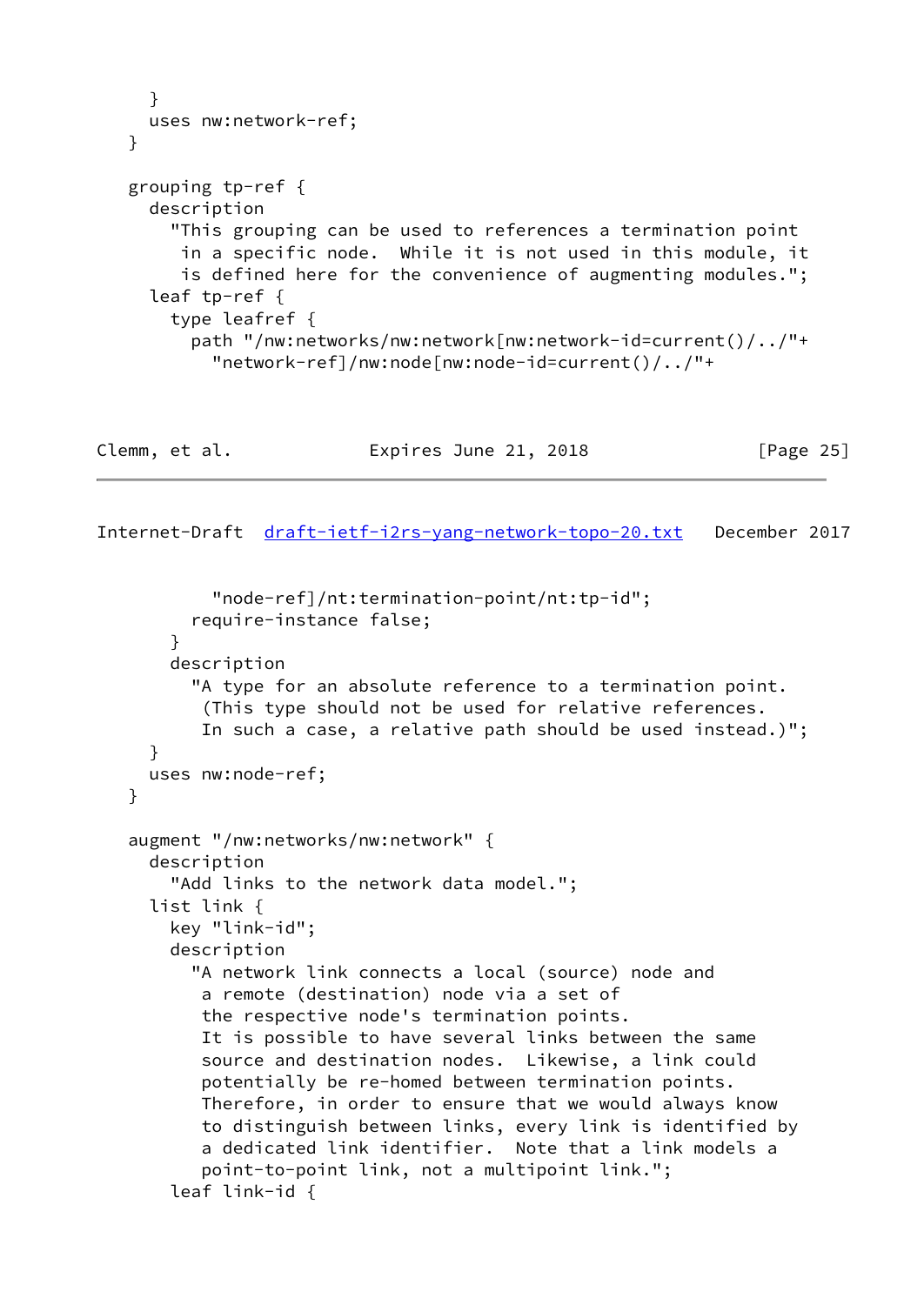```
     }
     uses nw:network-ref;
   }

   grouping tp-ref {
     description
       "This grouping can be used to references a termination point
        in a specific node.  While it is not used in this module, it
        is defined here for the convenience of augmenting modules.";
     leaf tp-ref {
       type leafref {
         path "/nw:networks/nw:network[nw:network-id=current()/../"+
           "network-ref]/nw:node[nw:node-id=current()/../"+
           "node-ref]/nt:termination-point/nt:tp-id";
         require-instance false;
       }
       description
         "A type for an absolute reference to a termination point.
          (This type should not be used for relative references.
          In such a case, a relative path should be used instead.)";
     }
     uses nw:node-ref;
   }

   augment "/nw:networks/nw:network" {
     description
       "Add links to the network data model.";
     list link {
       key "link-id";
       description
         "A network link connects a local (source) node and
          a remote (destination) node via a set of
          the respective node's termination points.
          It is possible to have several links between the same
          source and destination nodes.  Likewise, a link could
          potentially be re-homed between termination points.
          Therefore, in order to ensure that we would always know
          to distinguish between links, every link is identified by
          a dedicated link identifier.  Note that a link models a
          point-to-point link, not a multipoint link.";
       leaf link-id {
```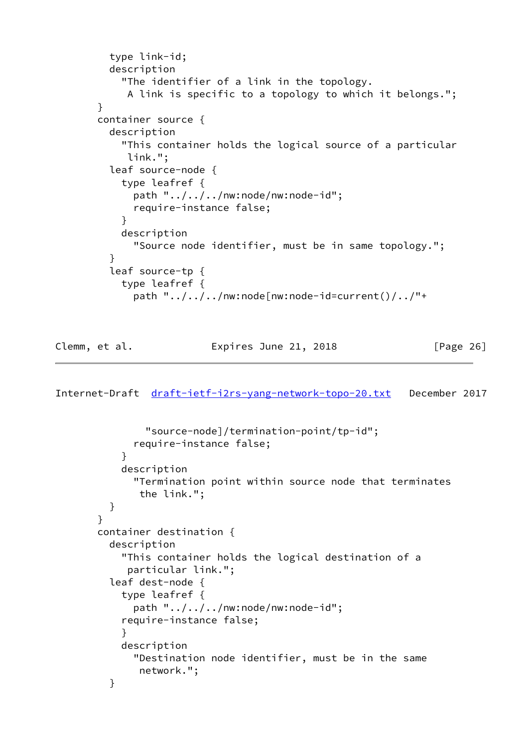```
          type link-id;
          description
            "The identifier of a link in the topology.
             A link is specific to a topology to which it belongs.";
        }
        container source {
          description
            "This container holds the logical source of a particular
             link.";
          leaf source-node {
            type leafref {
              path "../../../nw:node/nw:node-id";
              require-instance false;
            }
            description
              "Source node identifier, must be in same topology.";
          }
          leaf source-tp {
            type leafref {
              path "../../../nw:node[nw:node-id=current()/../"+
                "source-node]/termination-point/tp-id";
              require-instance false;
            }
            description
              "Termination point within source node that terminates
               the link.";
          }
        }
        container destination {
          description
            "This container holds the logical destination of a
             particular link.";
          leaf dest-node {
            type leafref {
              path "../../../nw:node/nw:node-id";
            require-instance false;
            }
            description
              "Destination node identifier, must be in the same
               network.";
          }
```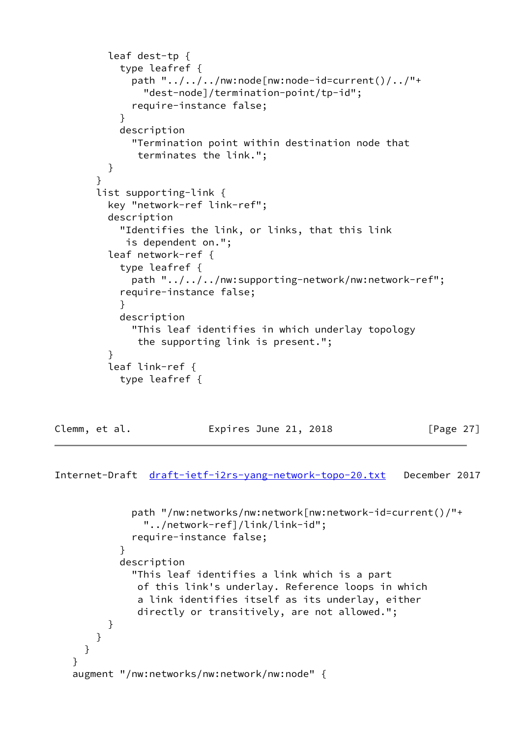```
        leaf dest-tp {
          type leafref {
            path "../../../nw:node[nw:node-id=current()/../"+
              "dest-node]/termination-point/tp-id";
            require-instance false;
          }
          description
            "Termination point within destination node that
             terminates the link.";
        }
      }
      list supporting-link {
        key "network-ref link-ref";
        description
          "Identifies the link, or links, that this link
           is dependent on.";
        leaf network-ref {
          type leafref {
            path "../../../nw:supporting-network/nw:network-ref";
          require-instance false;
          }
          description
            "This leaf identifies in which underlay topology
             the supporting link is present.";
        }
        leaf link-ref {
          type leafref {
            path "/nw:networks/nw:network[nw:network-id=current()/"+
              "../network-ref]/link/link-id";
            require-instance false;
          }
          description
            "This leaf identifies a link which is a part
             of this link's underlay. Reference loops in which
             a link identifies itself as its underlay, either
             directly or transitively, are not allowed.";
        }
      }
    }
  }
  augment "/nw:networks/nw:network/nw:node" {
```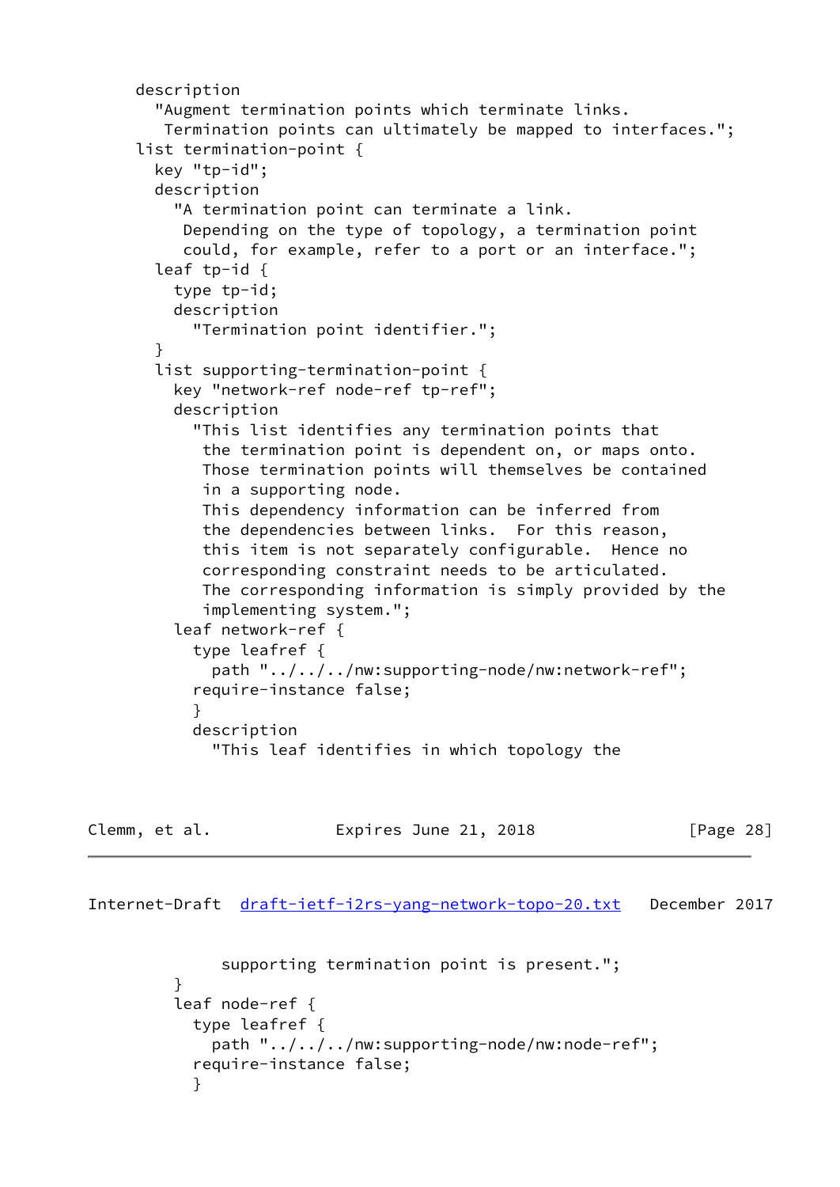```
      description
        "Augment termination points which terminate links.
         Termination points can ultimately be mapped to interfaces.";
      list termination-point {
        key "tp-id";
        description
          "A termination point can terminate a link.
           Depending on the type of topology, a termination point
           could, for example, refer to a port or an interface.";
        leaf tp-id {
          type tp-id;
          description
            "Termination point identifier.";
        }
        list supporting-termination-point {
          key "network-ref node-ref tp-ref";
          description
            "This list identifies any termination points that
             the termination point is dependent on, or maps onto.
             Those termination points will themselves be contained
             in a supporting node.
             This dependency information can be inferred from
             the dependencies between links.  For this reason,
             this item is not separately configurable.  Hence no
             corresponding constraint needs to be articulated.
             The corresponding information is simply provided by the
             implementing system.";
          leaf network-ref {
            type leafref {
              path "../../../nw:supporting-node/nw:network-ref";
            require-instance false;
            }
            description
              "This leaf identifies in which topology the
               supporting termination point is present.";
          }
          leaf node-ref {
            type leafref {
              path "../../../nw:supporting-node/nw:node-ref";
            require-instance false;
            }
```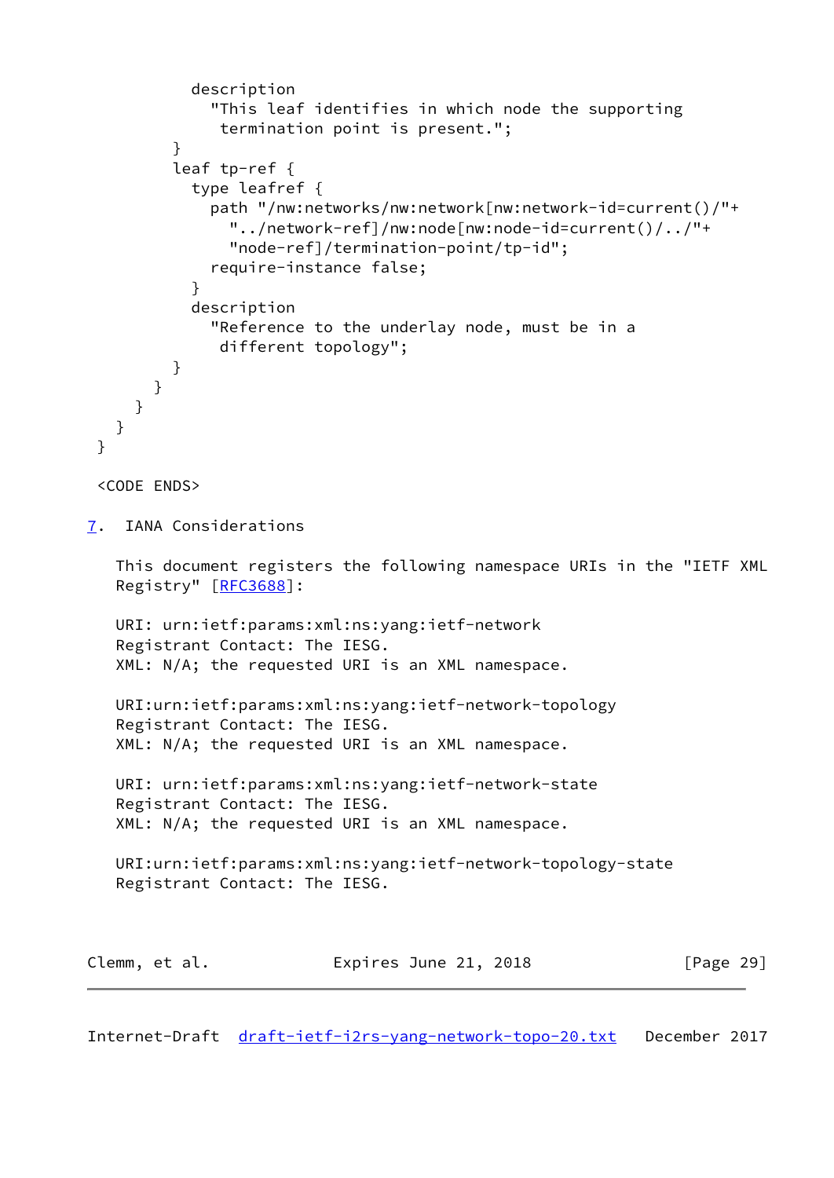```
          description
            "This leaf identifies in which node the supporting
             termination point is present.";
        }
        leaf tp-ref {
          type leafref {
            path "/nw:networks/nw:network[nw:network-id=current()/"+
              "../network-ref]/nw:node[nw:node-id=current()/../"+
              "node-ref]/termination-point/tp-id";
            require-instance false;
          }
          description
            "Reference to the underlay node, must be in a
             different topology";
        }
      }
    }
  }
}

<CODE ENDS>
```

## 7. IANA Considerations

This document registers the following namespace URIs in the "IETF XML Registry" [RFC3688]:

URI: urn:ietf:params:xml:ns:yang:ietf-network
Registrant Contact: The IESG.
XML: N/A; the requested URI is an XML namespace.

URI:urn:ietf:params:xml:ns:yang:ietf-network-topology
Registrant Contact: The IESG.
XML: N/A; the requested URI is an XML namespace.

URI: urn:ietf:params:xml:ns:yang:ietf-network-state
Registrant Contact: The IESG.
XML: N/A; the requested URI is an XML namespace.

URI:urn:ietf:params:xml:ns:yang:ietf-network-topology-state
Registrant Contact: The IESG.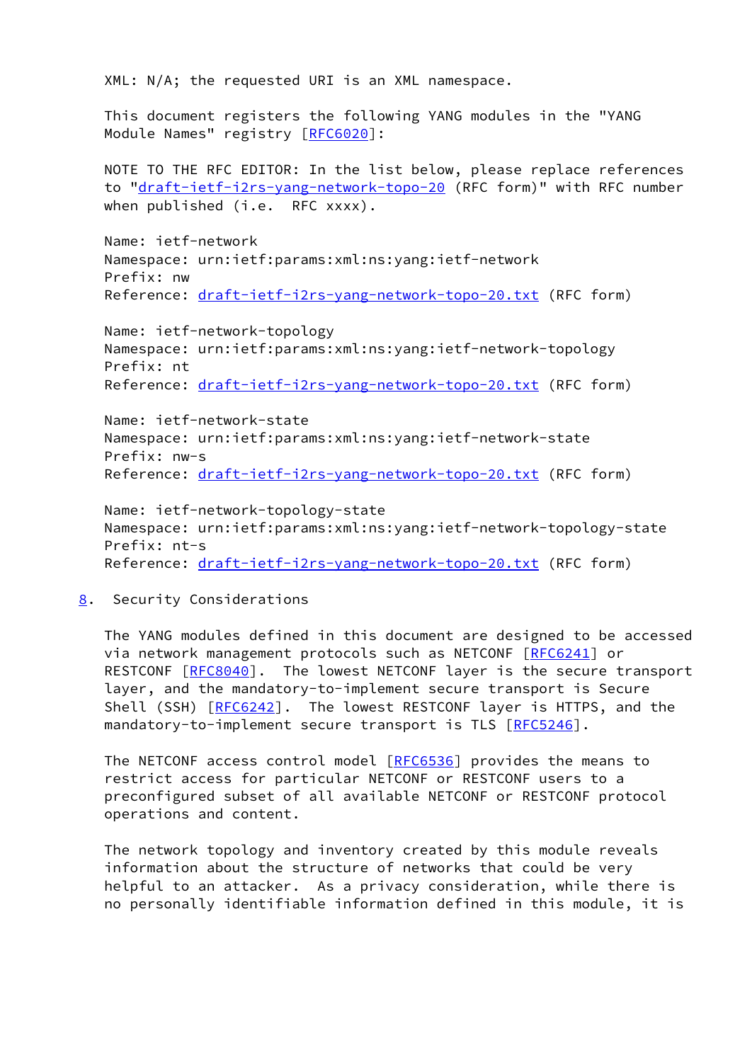XML: N/A; the requested URI is an XML namespace.

This document registers the following YANG modules in the "YANG Module Names" registry [RFC6020]:

NOTE TO THE RFC EDITOR: In the list below, please replace references to "draft-ietf-i2rs-yang-network-topo-20 (RFC form)" with RFC number when published (i.e. RFC xxxx).

Name: ietf-network
Namespace: urn:ietf:params:xml:ns:yang:ietf-network
Prefix: nw
Reference: draft-ietf-i2rs-yang-network-topo-20.txt (RFC form)

Name: ietf-network-topology
Namespace: urn:ietf:params:xml:ns:yang:ietf-network-topology
Prefix: nt
Reference: draft-ietf-i2rs-yang-network-topo-20.txt (RFC form)

Name: ietf-network-state
Namespace: urn:ietf:params:xml:ns:yang:ietf-network-state
Prefix: nw-s
Reference: draft-ietf-i2rs-yang-network-topo-20.txt (RFC form)

Name: ietf-network-topology-state
Namespace: urn:ietf:params:xml:ns:yang:ietf-network-topology-state
Prefix: nt-s
Reference: draft-ietf-i2rs-yang-network-topo-20.txt (RFC form)

## 8. Security Considerations

The YANG modules defined in this document are designed to be accessed via network management protocols such as NETCONF [RFC6241] or RESTCONF [RFC8040]. The lowest NETCONF layer is the secure transport layer, and the mandatory-to-implement secure transport is Secure Shell (SSH) [RFC6242]. The lowest RESTCONF layer is HTTPS, and the mandatory-to-implement secure transport is TLS [RFC5246].

The NETCONF access control model [RFC6536] provides the means to restrict access for particular NETCONF or RESTCONF users to a preconfigured subset of all available NETCONF or RESTCONF protocol operations and content.

The network topology and inventory created by this module reveals information about the structure of networks that could be very helpful to an attacker. As a privacy consideration, while there is no personally identifiable information defined in this module, it is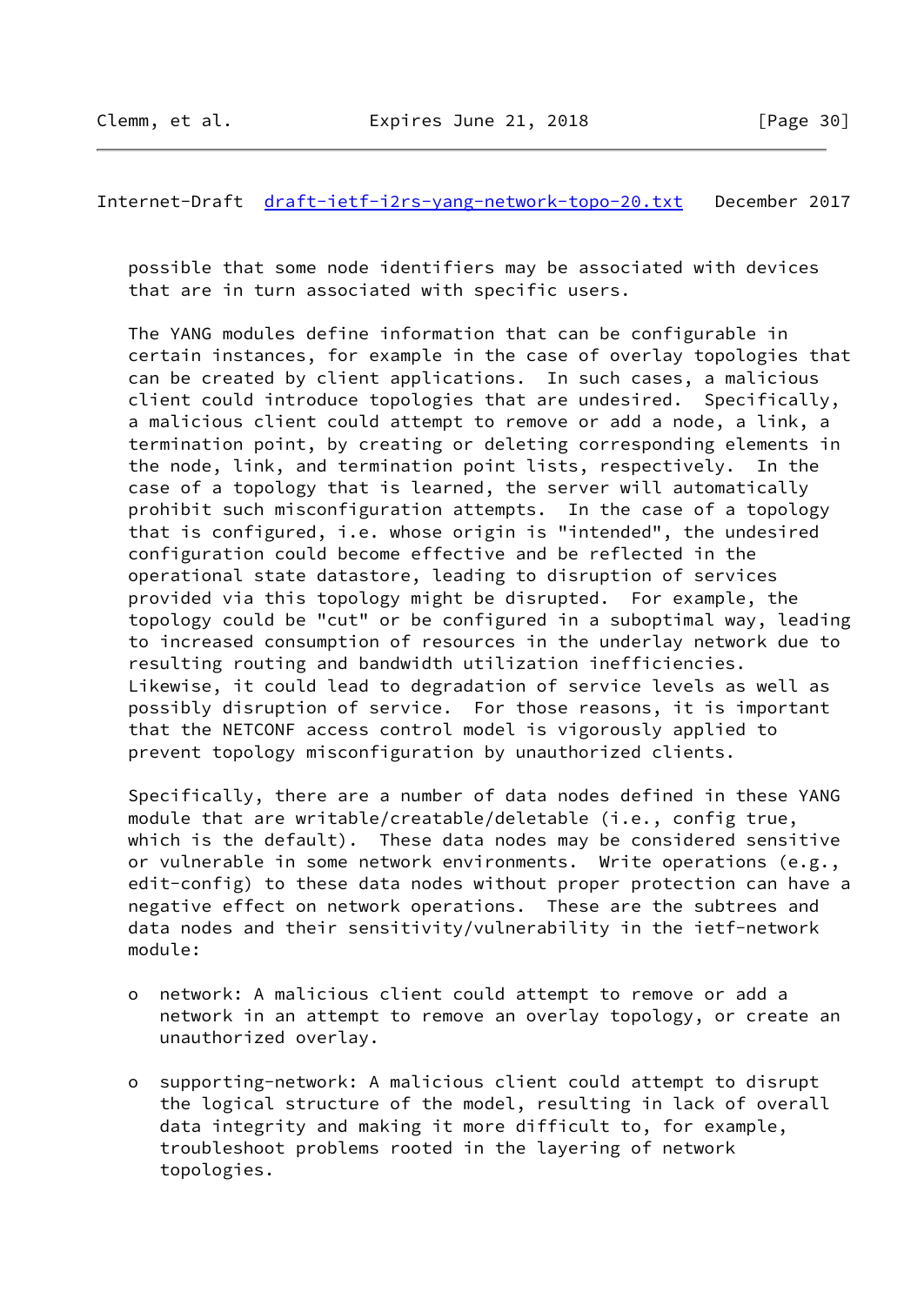possible that some node identifiers may be associated with devices that are in turn associated with specific users.

The YANG modules define information that can be configurable in certain instances, for example in the case of overlay topologies that can be created by client applications. In such cases, a malicious client could introduce topologies that are undesired. Specifically, a malicious client could attempt to remove or add a node, a link, a termination point, by creating or deleting corresponding elements in the node, link, and termination point lists, respectively. In the case of a topology that is learned, the server will automatically prohibit such misconfiguration attempts. In the case of a topology that is configured, i.e. whose origin is "intended", the undesired configuration could become effective and be reflected in the operational state datastore, leading to disruption of services provided via this topology might be disrupted. For example, the topology could be "cut" or be configured in a suboptimal way, leading to increased consumption of resources in the underlay network due to resulting routing and bandwidth utilization inefficiencies. Likewise, it could lead to degradation of service levels as well as possibly disruption of service. For those reasons, it is important that the NETCONF access control model is vigorously applied to prevent topology misconfiguration by unauthorized clients.

Specifically, there are a number of data nodes defined in these YANG module that are writable/creatable/deletable (i.e., config true, which is the default). These data nodes may be considered sensitive or vulnerable in some network environments. Write operations (e.g., edit-config) to these data nodes without proper protection can have a negative effect on network operations. These are the subtrees and data nodes and their sensitivity/vulnerability in the ietf-network module:

- network: A malicious client could attempt to remove or add a network in an attempt to remove an overlay topology, or create an unauthorized overlay.

- supporting-network: A malicious client could attempt to disrupt the logical structure of the model, resulting in lack of overall data integrity and making it more difficult to, for example, troubleshoot problems rooted in the layering of network topologies.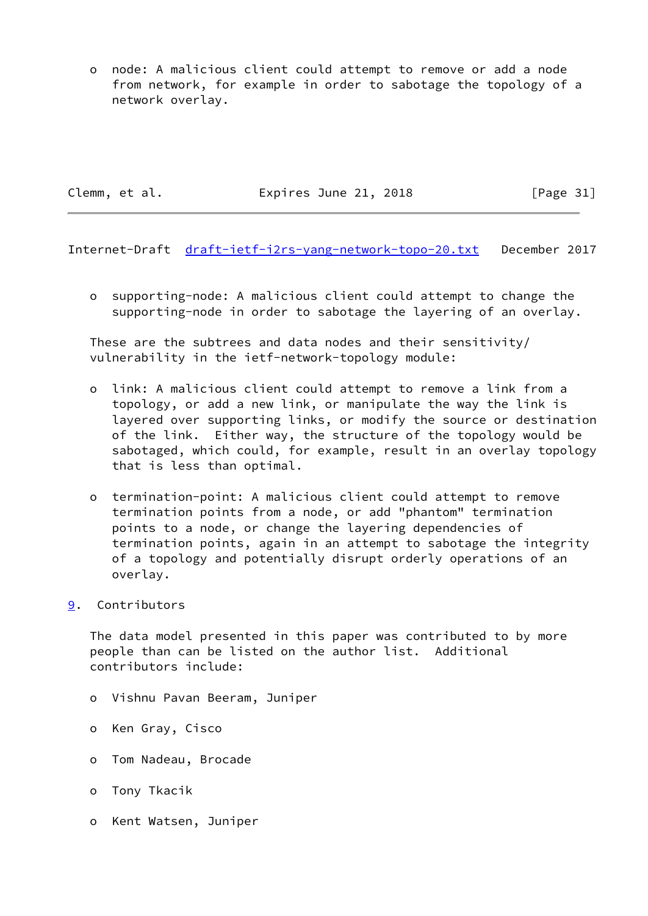- node: A malicious client could attempt to remove or add a node from network, for example in order to sabotage the topology of a network overlay.

- supporting-node: A malicious client could attempt to change the supporting-node in order to sabotage the layering of an overlay.

These are the subtrees and data nodes and their sensitivity/vulnerability in the ietf-network-topology module:

- link: A malicious client could attempt to remove a link from a topology, or add a new link, or manipulate the way the link is layered over supporting links, or modify the source or destination of the link. Either way, the structure of the topology would be sabotaged, which could, for example, result in an overlay topology that is less than optimal.

- termination-point: A malicious client could attempt to remove termination points from a node, or add "phantom" termination points to a node, or change the layering dependencies of termination points, again in an attempt to sabotage the integrity of a topology and potentially disrupt orderly operations of an overlay.

## 9. Contributors

The data model presented in this paper was contributed to by more people than can be listed on the author list. Additional contributors include:

- Vishnu Pavan Beeram, Juniper

- Ken Gray, Cisco

- Tom Nadeau, Brocade

- Tony Tkacik

- Kent Watsen, Juniper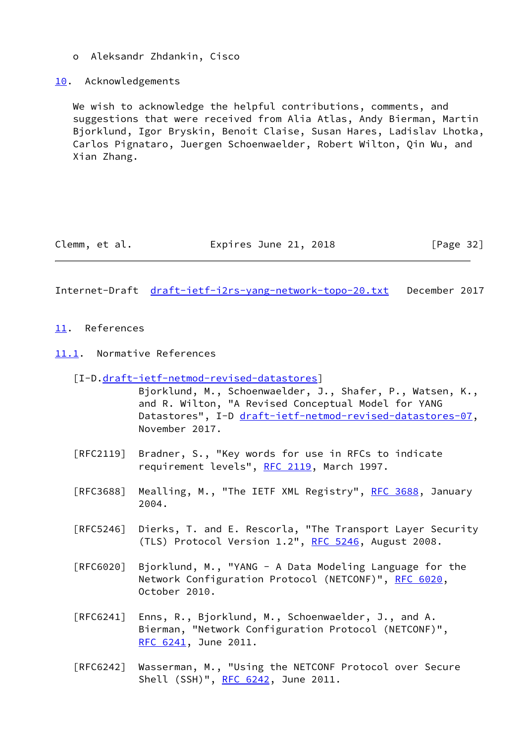o  Aleksandr Zhdankin, Cisco

## 10. Acknowledgements

We wish to acknowledge the helpful contributions, comments, and suggestions that were received from Alia Atlas, Andy Bierman, Martin Bjorklund, Igor Bryskin, Benoit Claise, Susan Hares, Ladislav Lhotka, Carlos Pignataro, Juergen Schoenwaelder, Robert Wilton, Qin Wu, and Xian Zhang.

## 11. References

### 11.1. Normative References

[I-D.draft-ietf-netmod-revised-datastores]
Bjorklund, M., Schoenwaelder, J., Shafer, P., Watsen, K., and R. Wilton, "A Revised Conceptual Model for YANG Datastores", I-D draft-ietf-netmod-revised-datastores-07, November 2017.

[RFC2119] Bradner, S., "Key words for use in RFCs to indicate requirement levels", RFC 2119, March 1997.

[RFC3688] Mealling, M., "The IETF XML Registry", RFC 3688, January 2004.

[RFC5246] Dierks, T. and E. Rescorla, "The Transport Layer Security (TLS) Protocol Version 1.2", RFC 5246, August 2008.

[RFC6020] Bjorklund, M., "YANG - A Data Modeling Language for the Network Configuration Protocol (NETCONF)", RFC 6020, October 2010.

[RFC6241] Enns, R., Bjorklund, M., Schoenwaelder, J., and A. Bierman, "Network Configuration Protocol (NETCONF)", RFC 6241, June 2011.

[RFC6242] Wasserman, M., "Using the NETCONF Protocol over Secure Shell (SSH)", RFC 6242, June 2011.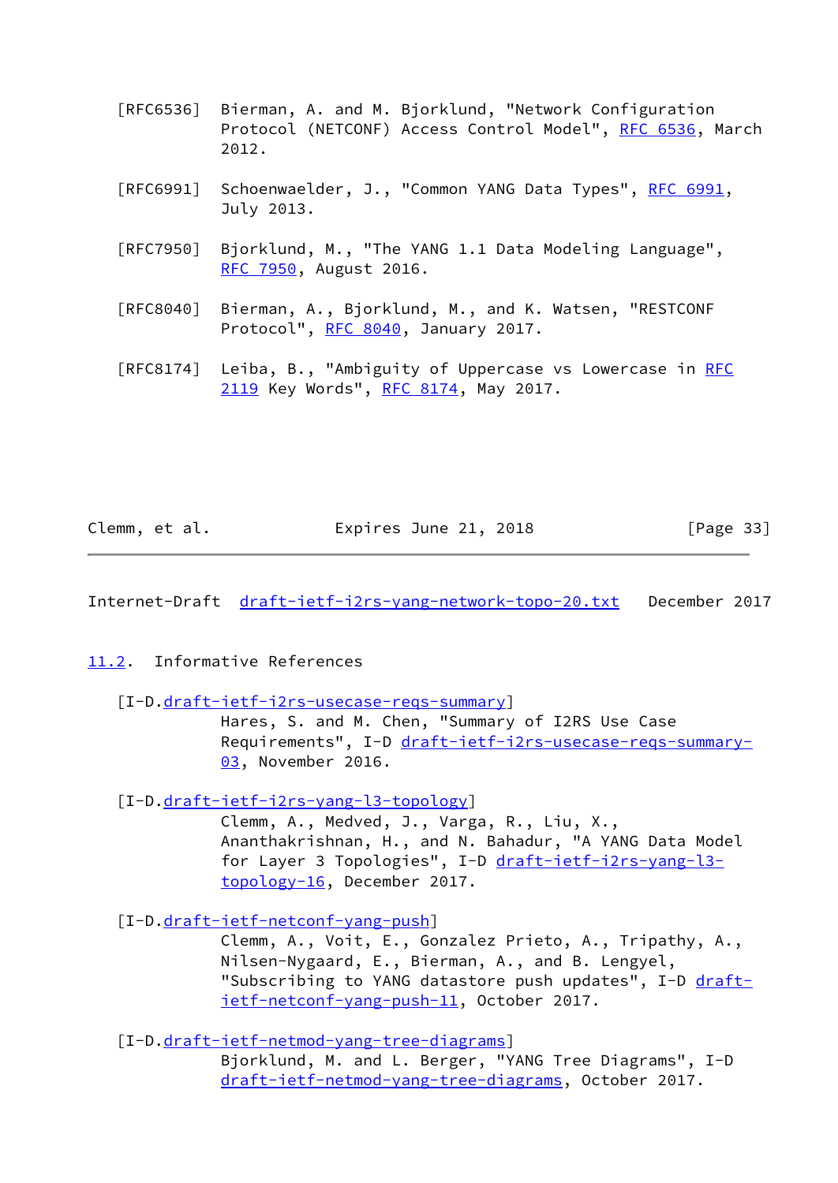[RFC6536] Bierman, A. and M. Bjorklund, "Network Configuration Protocol (NETCONF) Access Control Model", RFC 6536, March 2012.

[RFC6991] Schoenwaelder, J., "Common YANG Data Types", RFC 6991, July 2013.

[RFC7950] Bjorklund, M., "The YANG 1.1 Data Modeling Language", RFC 7950, August 2016.

[RFC8040] Bierman, A., Bjorklund, M., and K. Watsen, "RESTCONF Protocol", RFC 8040, January 2017.

[RFC8174] Leiba, B., "Ambiguity of Uppercase vs Lowercase in RFC 2119 Key Words", RFC 8174, May 2017.

## 11.2. Informative References

[I-D.draft-ietf-i2rs-usecase-reqs-summary]
Hares, S. and M. Chen, "Summary of I2RS Use Case Requirements", I-D draft-ietf-i2rs-usecase-reqs-summary-03, November 2016.

[I-D.draft-ietf-i2rs-yang-l3-topology]
Clemm, A., Medved, J., Varga, R., Liu, X., Ananthakrishnan, H., and N. Bahadur, "A YANG Data Model for Layer 3 Topologies", I-D draft-ietf-i2rs-yang-l3-topology-16, December 2017.

[I-D.draft-ietf-netconf-yang-push]
Clemm, A., Voit, E., Gonzalez Prieto, A., Tripathy, A., Nilsen-Nygaard, E., Bierman, A., and B. Lengyel, "Subscribing to YANG datastore push updates", I-D draft-ietf-netconf-yang-push-11, October 2017.

[I-D.draft-ietf-netmod-yang-tree-diagrams]
Bjorklund, M. and L. Berger, "YANG Tree Diagrams", I-D draft-ietf-netmod-yang-tree-diagrams, October 2017.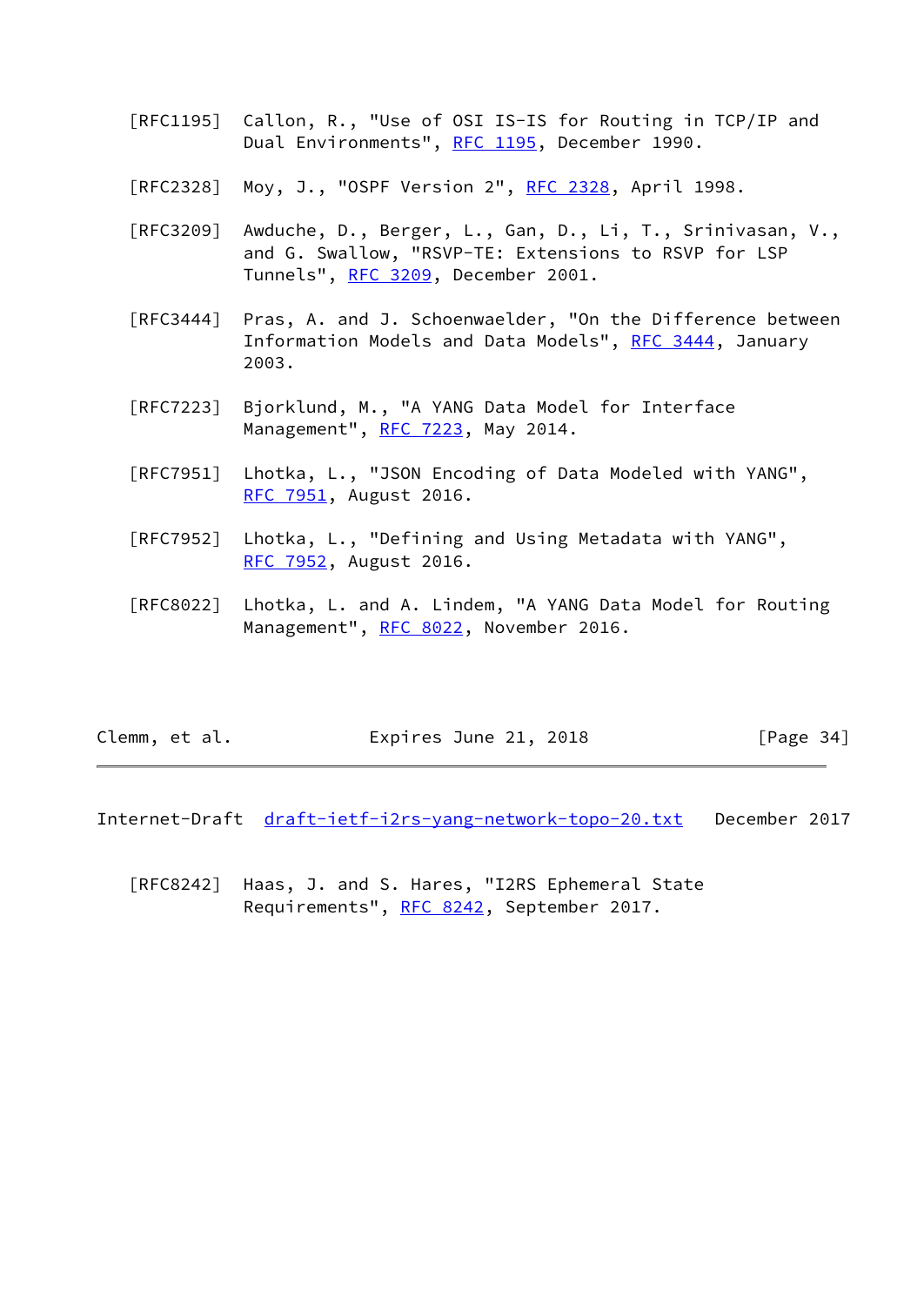[RFC1195] Callon, R., "Use of OSI IS-IS for Routing in TCP/IP and Dual Environments", RFC 1195, December 1990.

[RFC2328] Moy, J., "OSPF Version 2", RFC 2328, April 1998.

[RFC3209] Awduche, D., Berger, L., Gan, D., Li, T., Srinivasan, V., and G. Swallow, "RSVP-TE: Extensions to RSVP for LSP Tunnels", RFC 3209, December 2001.

[RFC3444] Pras, A. and J. Schoenwaelder, "On the Difference between Information Models and Data Models", RFC 3444, January 2003.

[RFC7223] Bjorklund, M., "A YANG Data Model for Interface Management", RFC 7223, May 2014.

[RFC7951] Lhotka, L., "JSON Encoding of Data Modeled with YANG", RFC 7951, August 2016.

[RFC7952] Lhotka, L., "Defining and Using Metadata with YANG", RFC 7952, August 2016.

[RFC8022] Lhotka, L. and A. Lindem, "A YANG Data Model for Routing Management", RFC 8022, November 2016.

[RFC8242] Haas, J. and S. Hares, "I2RS Ephemeral State Requirements", RFC 8242, September 2017.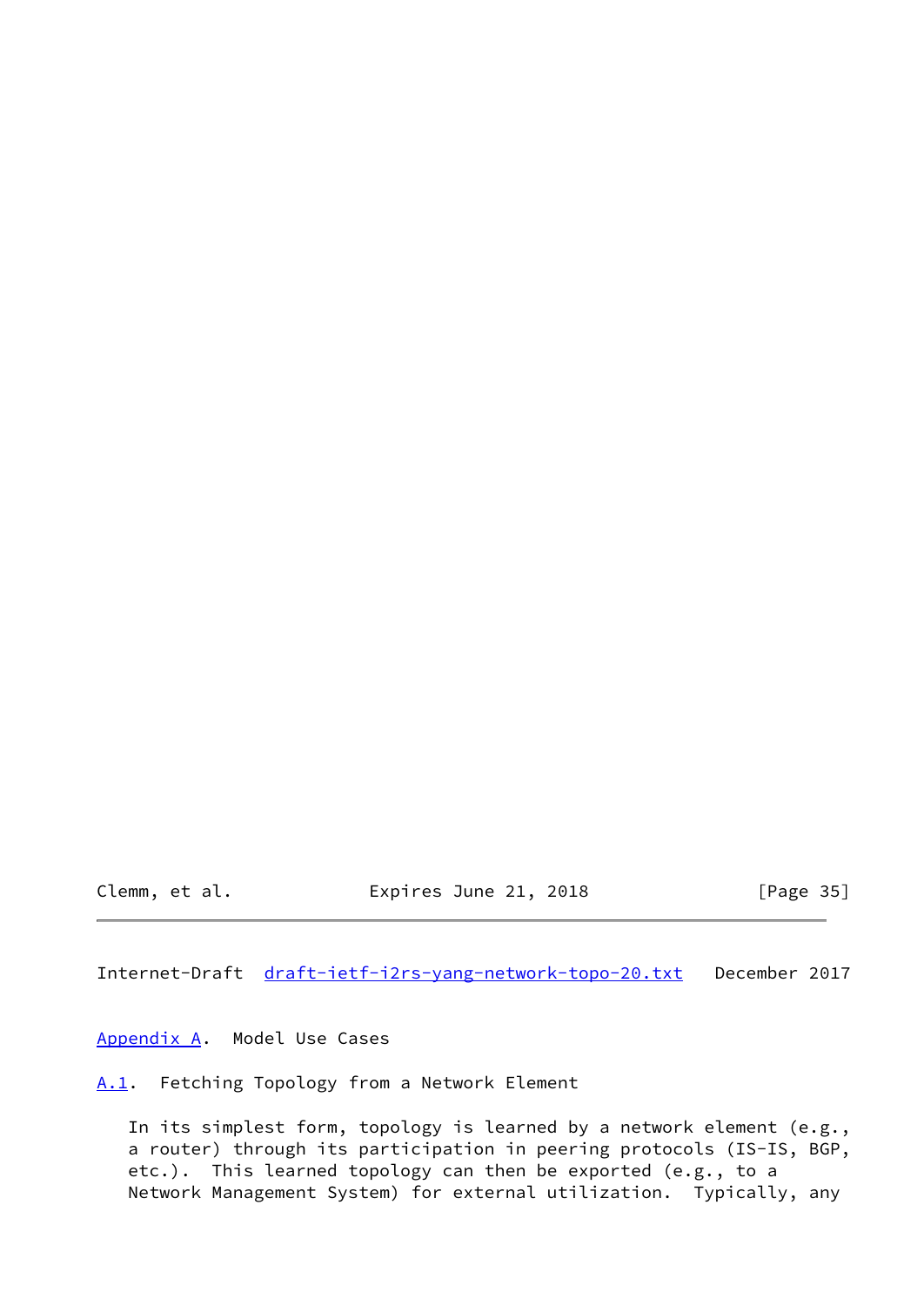## Appendix A. Model Use Cases

### A.1. Fetching Topology from a Network Element

In its simplest form, topology is learned by a network element (e.g., a router) through its participation in peering protocols (IS-IS, BGP, etc.). This learned topology can then be exported (e.g., to a Network Management System) for external utilization. Typically, any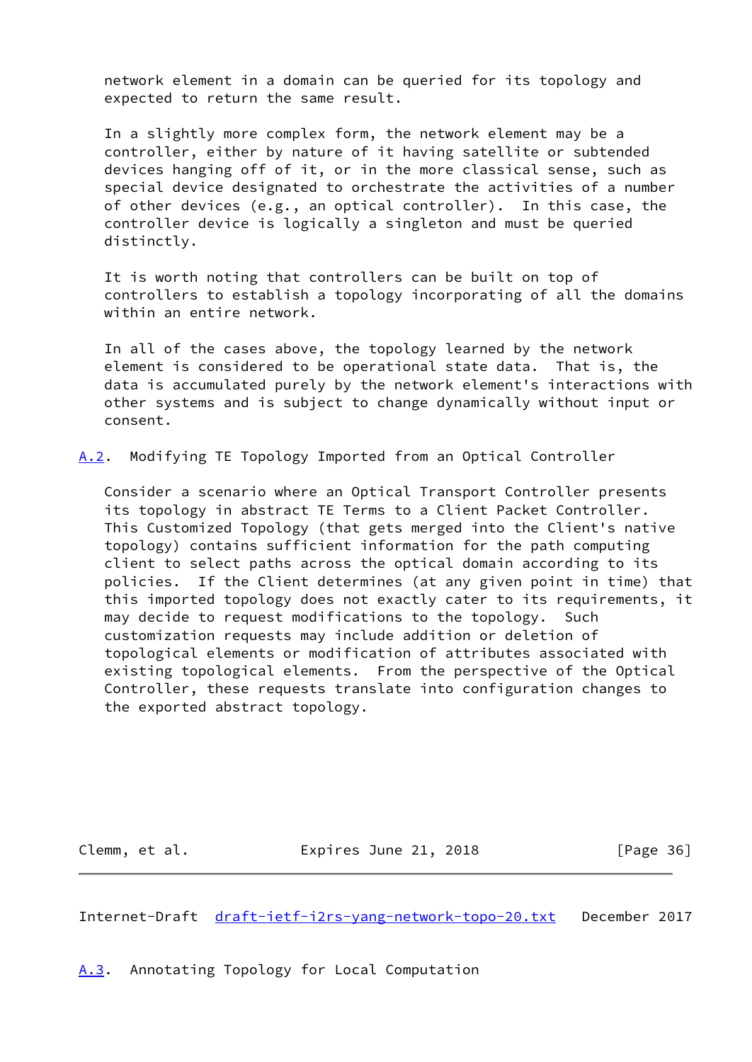network element in a domain can be queried for its topology and expected to return the same result.

In a slightly more complex form, the network element may be a controller, either by nature of it having satellite or subtended devices hanging off of it, or in the more classical sense, such as special device designated to orchestrate the activities of a number of other devices (e.g., an optical controller). In this case, the controller device is logically a singleton and must be queried distinctly.

It is worth noting that controllers can be built on top of controllers to establish a topology incorporating of all the domains within an entire network.

In all of the cases above, the topology learned by the network element is considered to be operational state data. That is, the data is accumulated purely by the network element's interactions with other systems and is subject to change dynamically without input or consent.

## A.2. Modifying TE Topology Imported from an Optical Controller

Consider a scenario where an Optical Transport Controller presents its topology in abstract TE Terms to a Client Packet Controller. This Customized Topology (that gets merged into the Client's native topology) contains sufficient information for the path computing client to select paths across the optical domain according to its policies. If the Client determines (at any given point in time) that this imported topology does not exactly cater to its requirements, it may decide to request modifications to the topology. Such customization requests may include addition or deletion of topological elements or modification of attributes associated with existing topological elements. From the perspective of the Optical Controller, these requests translate into configuration changes to the exported abstract topology.

## A.3. Annotating Topology for Local Computation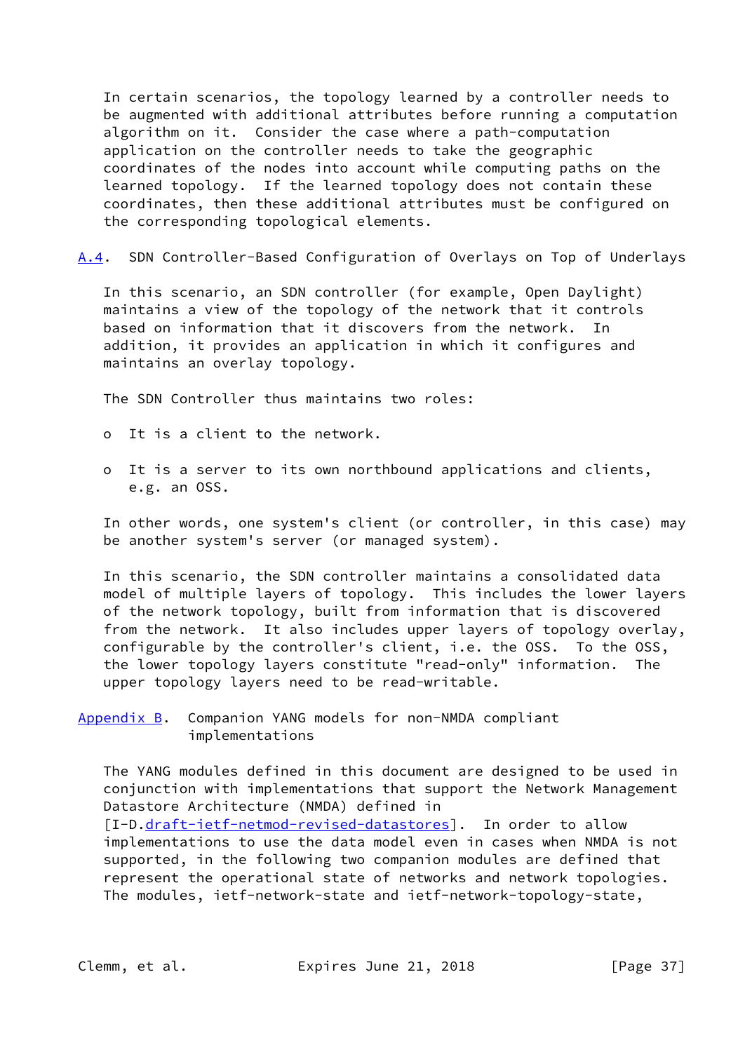In certain scenarios, the topology learned by a controller needs to be augmented with additional attributes before running a computation algorithm on it. Consider the case where a path-computation application on the controller needs to take the geographic coordinates of the nodes into account while computing paths on the learned topology. If the learned topology does not contain these coordinates, then these additional attributes must be configured on the corresponding topological elements.

### A.4. SDN Controller-Based Configuration of Overlays on Top of Underlays

In this scenario, an SDN controller (for example, Open Daylight) maintains a view of the topology of the network that it controls based on information that it discovers from the network. In addition, it provides an application in which it configures and maintains an overlay topology.

The SDN Controller thus maintains two roles:

- It is a client to the network.
- It is a server to its own northbound applications and clients, e.g. an OSS.

In other words, one system's client (or controller, in this case) may be another system's server (or managed system).

In this scenario, the SDN controller maintains a consolidated data model of multiple layers of topology. This includes the lower layers of the network topology, built from information that is discovered from the network. It also includes upper layers of topology overlay, configurable by the controller's client, i.e. the OSS. To the OSS, the lower topology layers constitute "read-only" information. The upper topology layers need to be read-writable.

## Appendix B. Companion YANG models for non-NMDA compliant implementations

The YANG modules defined in this document are designed to be used in conjunction with implementations that support the Network Management Datastore Architecture (NMDA) defined in [I-D.draft-ietf-netmod-revised-datastores]. In order to allow implementations to use the data model even in cases when NMDA is not supported, in the following two companion modules are defined that represent the operational state of networks and network topologies. The modules, ietf-network-state and ietf-network-topology-state,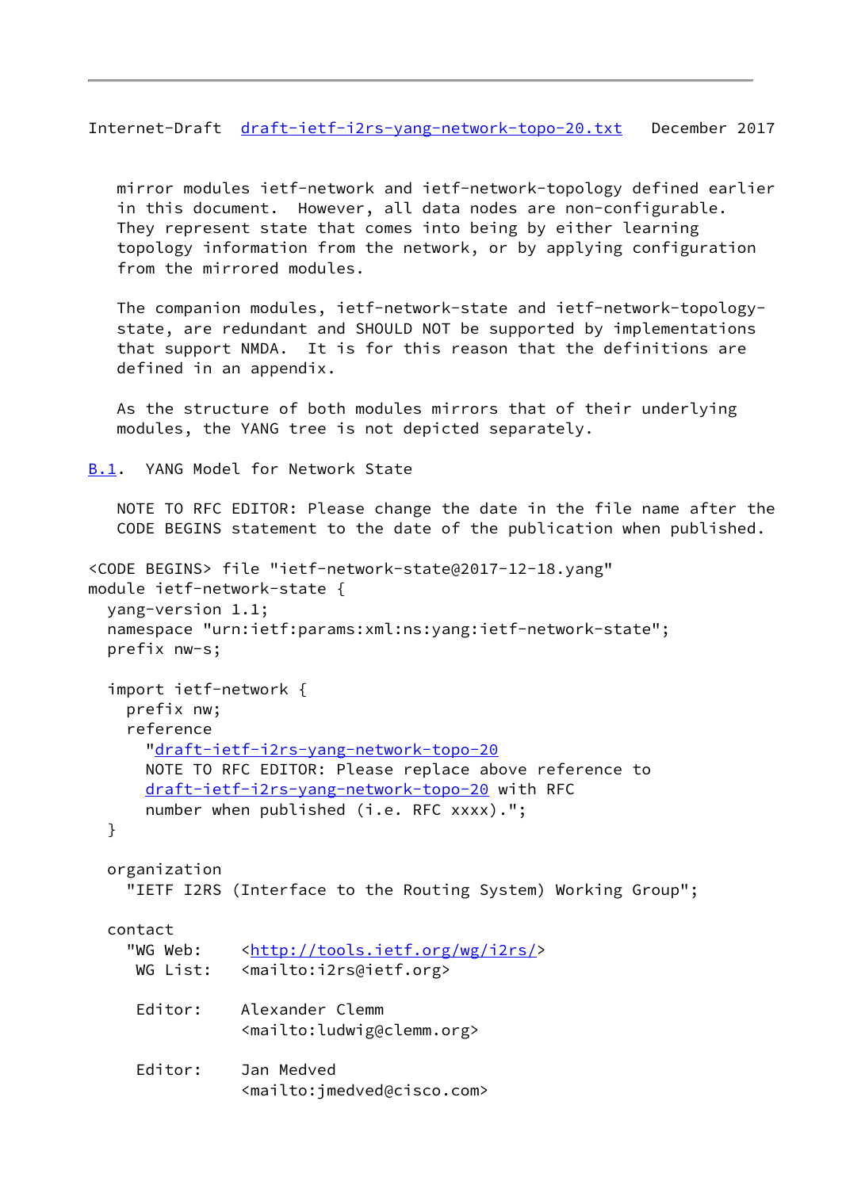mirror modules ietf-network and ietf-network-topology defined earlier in this document. However, all data nodes are non-configurable. They represent state that comes into being by either learning topology information from the network, or by applying configuration from the mirrored modules.

The companion modules, ietf-network-state and ietf-network-topology-state, are redundant and SHOULD NOT be supported by implementations that support NMDA. It is for this reason that the definitions are defined in an appendix.

As the structure of both modules mirrors that of their underlying modules, the YANG tree is not depicted separately.

### B.1. YANG Model for Network State

NOTE TO RFC EDITOR: Please change the date in the file name after the CODE BEGINS statement to the date of the publication when published.

```
<CODE BEGINS> file "ietf-network-state@2017-12-18.yang"
module ietf-network-state {
  yang-version 1.1;
  namespace "urn:ietf:params:xml:ns:yang:ietf-network-state";
  prefix nw-s;

  import ietf-network {
    prefix nw;
    reference
      "draft-ietf-i2rs-yang-network-topo-20
      NOTE TO RFC EDITOR: Please replace above reference to
      draft-ietf-i2rs-yang-network-topo-20 with RFC
      number when published (i.e. RFC xxxx).";
  }

  organization
    "IETF I2RS (Interface to the Routing System) Working Group";

  contact
    "WG Web:    <http://tools.ietf.org/wg/i2rs/>
     WG List:   <mailto:i2rs@ietf.org>

     Editor:    Alexander Clemm
                <mailto:ludwig@clemm.org>

     Editor:    Jan Medved
                <mailto:jmedved@cisco.com>
```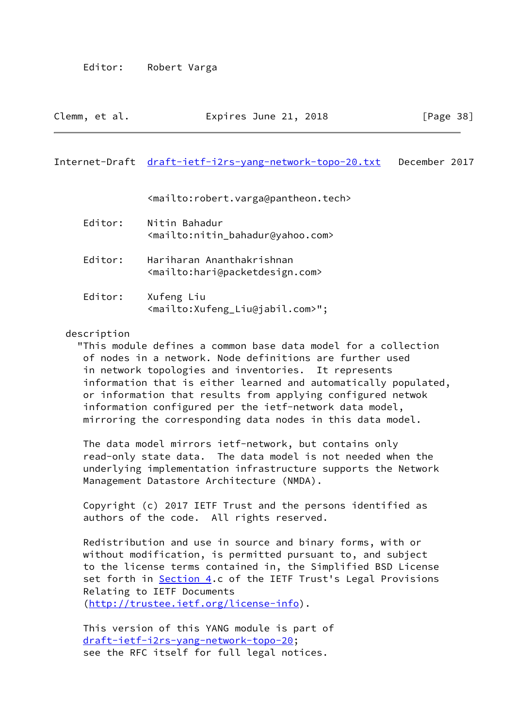```
     Editor:    Robert Varga
                <mailto:robert.varga@pantheon.tech>

     Editor:    Nitin Bahadur
                <mailto:nitin_bahadur@yahoo.com>

     Editor:    Hariharan Ananthakrishnan
                <mailto:hari@packetdesign.com>

     Editor:    Xufeng Liu
                <mailto:Xufeng_Liu@jabil.com>";

  description
    "This module defines a common base data model for a collection
     of nodes in a network. Node definitions are further used
     in network topologies and inventories.  It represents
     information that is either learned and automatically populated,
     or information that results from applying configured netwok
     information configured per the ietf-network data model,
     mirroring the corresponding data nodes in this data model.

     The data model mirrors ietf-network, but contains only
     read-only state data.  The data model is not needed when the
     underlying implementation infrastructure supports the Network
     Management Datastore Architecture (NMDA).

     Copyright (c) 2017 IETF Trust and the persons identified as
     authors of the code.  All rights reserved.

     Redistribution and use in source and binary forms, with or
     without modification, is permitted pursuant to, and subject
     to the license terms contained in, the Simplified BSD License
     set forth in Section 4.c of the IETF Trust's Legal Provisions
     Relating to IETF Documents
     (http://trustee.ietf.org/license-info).

     This version of this YANG module is part of
     draft-ietf-i2rs-yang-network-topo-20;
     see the RFC itself for full legal notices.
```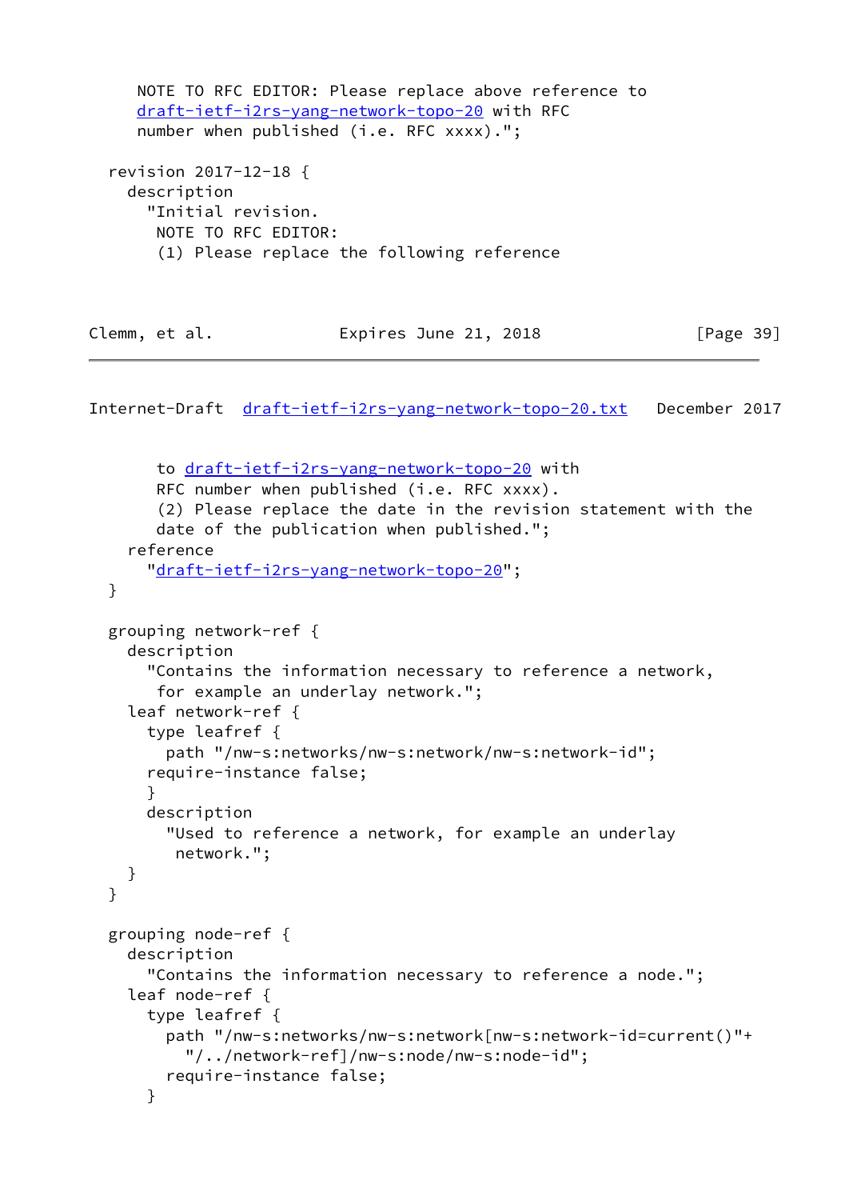```
     NOTE TO RFC EDITOR: Please replace above reference to
     draft-ietf-i2rs-yang-network-topo-20 with RFC
     number when published (i.e. RFC xxxx).";

  revision 2017-12-18 {
    description
      "Initial revision.
       NOTE TO RFC EDITOR:
       (1) Please replace the following reference
       to draft-ietf-i2rs-yang-network-topo-20 with
       RFC number when published (i.e. RFC xxxx).
       (2) Please replace the date in the revision statement with the
       date of the publication when published.";
    reference
      "draft-ietf-i2rs-yang-network-topo-20";
  }

  grouping network-ref {
    description
      "Contains the information necessary to reference a network,
       for example an underlay network.";
    leaf network-ref {
      type leafref {
        path "/nw-s:networks/nw-s:network/nw-s:network-id";
      require-instance false;
      }
      description
        "Used to reference a network, for example an underlay
         network.";
    }
  }

  grouping node-ref {
    description
      "Contains the information necessary to reference a node.";
    leaf node-ref {
      type leafref {
        path "/nw-s:networks/nw-s:network[nw-s:network-id=current()"+
          "/../network-ref]/nw-s:node/nw-s:node-id";
        require-instance false;
      }
```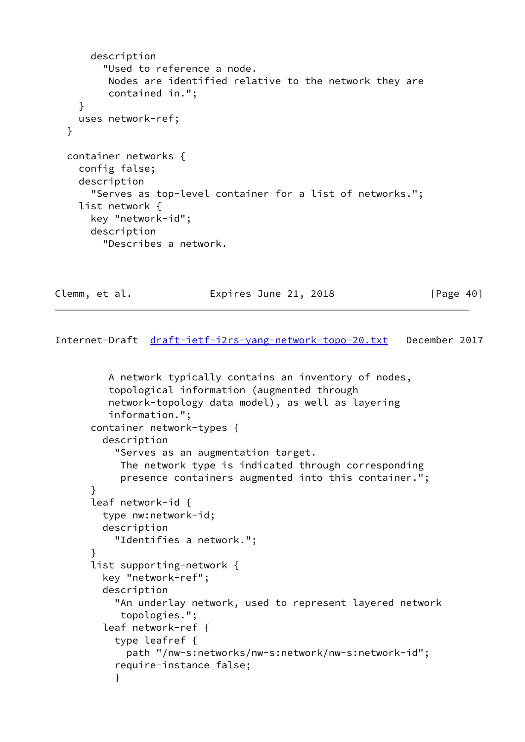```
      description
        "Used to reference a node.
         Nodes are identified relative to the network they are
         contained in.";
    }
    uses network-ref;
  }

  container networks {
    config false;
    description
      "Serves as top-level container for a list of networks.";
    list network {
      key "network-id";
      description
        "Describes a network.
```

```
         A network typically contains an inventory of nodes,
         topological information (augmented through
         network-topology data model), as well as layering
         information.";
      container network-types {
        description
          "Serves as an augmentation target.
           The network type is indicated through corresponding
           presence containers augmented into this container.";
      }
      leaf network-id {
        type nw:network-id;
        description
          "Identifies a network.";
      }
      list supporting-network {
        key "network-ref";
        description
          "An underlay network, used to represent layered network
           topologies.";
        leaf network-ref {
          type leafref {
            path "/nw-s:networks/nw-s:network/nw-s:network-id";
          require-instance false;
          }
```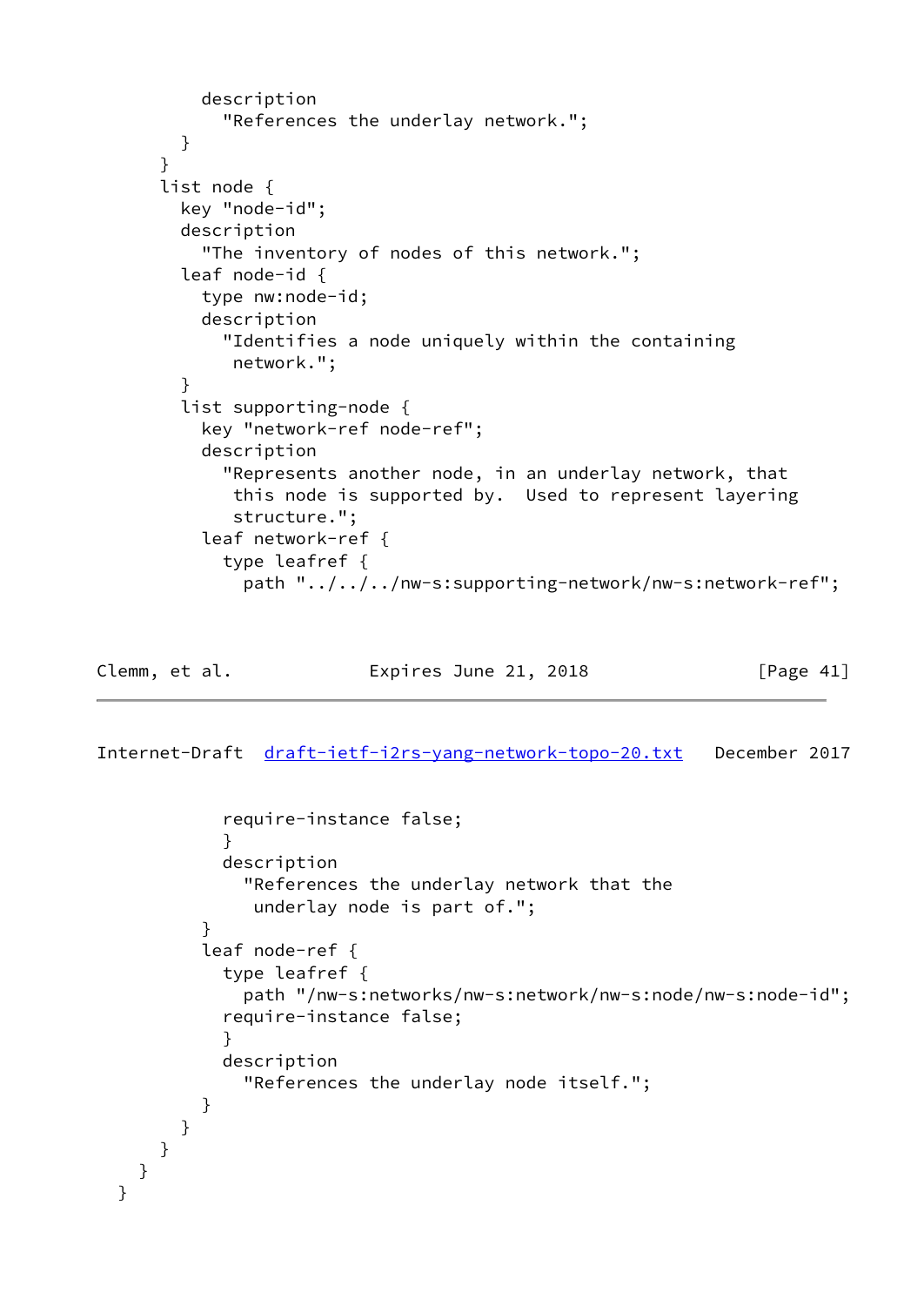```
          description
            "References the underlay network.";
        }
      }
      list node {
        key "node-id";
        description
          "The inventory of nodes of this network.";
        leaf node-id {
          type nw:node-id;
          description
            "Identifies a node uniquely within the containing
             network.";
        }
        list supporting-node {
          key "network-ref node-ref";
          description
            "Represents another node, in an underlay network, that
             this node is supported by.  Used to represent layering
             structure.";
          leaf network-ref {
            type leafref {
              path "../../../nw-s:supporting-network/nw-s:network-ref";
```

```
            require-instance false;
            }
            description
              "References the underlay network that the
               underlay node is part of.";
          }
          leaf node-ref {
            type leafref {
              path "/nw-s:networks/nw-s:network/nw-s:node/nw-s:node-id";
            require-instance false;
            }
            description
              "References the underlay node itself.";
          }
        }
      }
    }
  }
```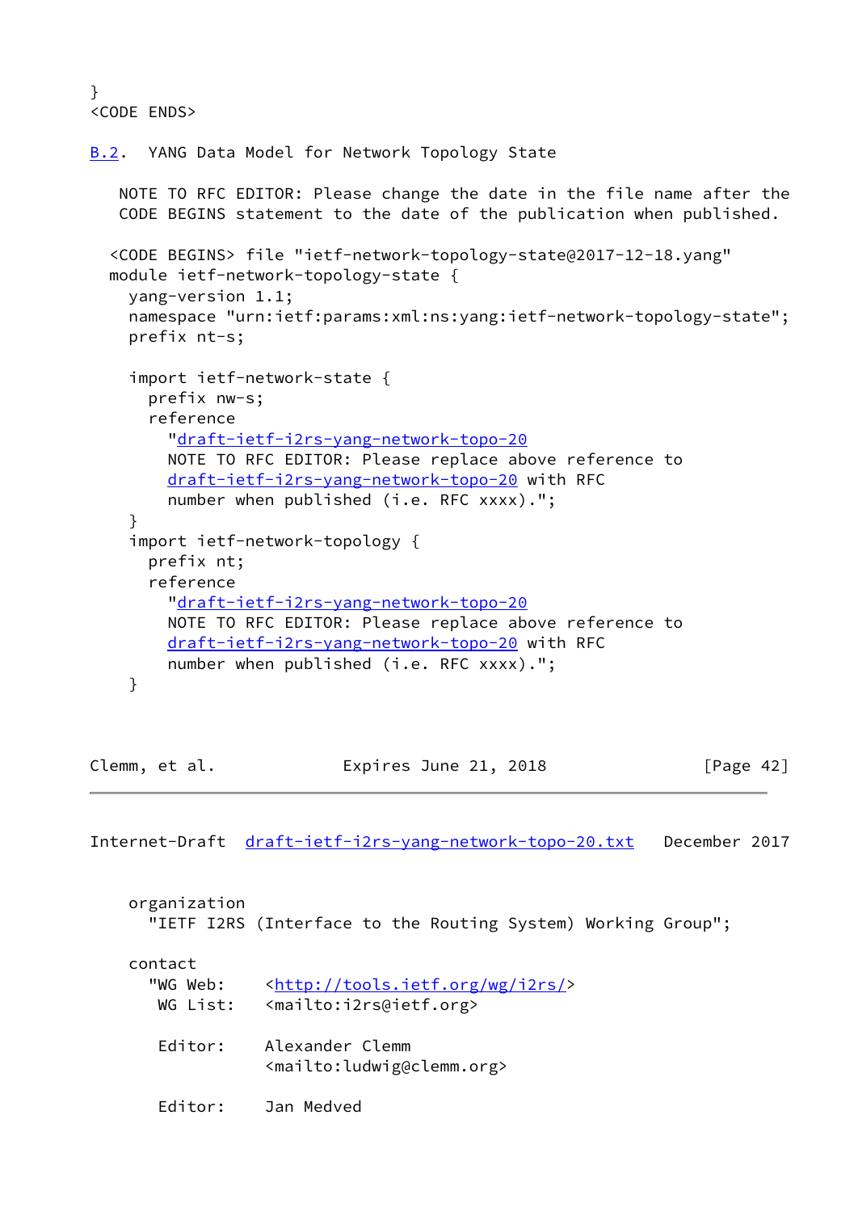```
}
<CODE ENDS>
```

## B.2. YANG Data Model for Network Topology State

NOTE TO RFC EDITOR: Please change the date in the file name after the CODE BEGINS statement to the date of the publication when published.

```
<CODE BEGINS> file "ietf-network-topology-state@2017-12-18.yang"
module ietf-network-topology-state {
  yang-version 1.1;
  namespace "urn:ietf:params:xml:ns:yang:ietf-network-topology-state";
  prefix nt-s;

  import ietf-network-state {
    prefix nw-s;
    reference
      "draft-ietf-i2rs-yang-network-topo-20
      NOTE TO RFC EDITOR: Please replace above reference to
      draft-ietf-i2rs-yang-network-topo-20 with RFC
      number when published (i.e. RFC xxxx).";
  }
  import ietf-network-topology {
    prefix nt;
    reference
      "draft-ietf-i2rs-yang-network-topo-20
      NOTE TO RFC EDITOR: Please replace above reference to
      draft-ietf-i2rs-yang-network-topo-20 with RFC
      number when published (i.e. RFC xxxx).";
  }

  organization
    "IETF I2RS (Interface to the Routing System) Working Group";

  contact
    "WG Web:    <http://tools.ietf.org/wg/i2rs/>
     WG List:   <mailto:i2rs@ietf.org>

     Editor:    Alexander Clemm
                <mailto:ludwig@clemm.org>

     Editor:    Jan Medved
```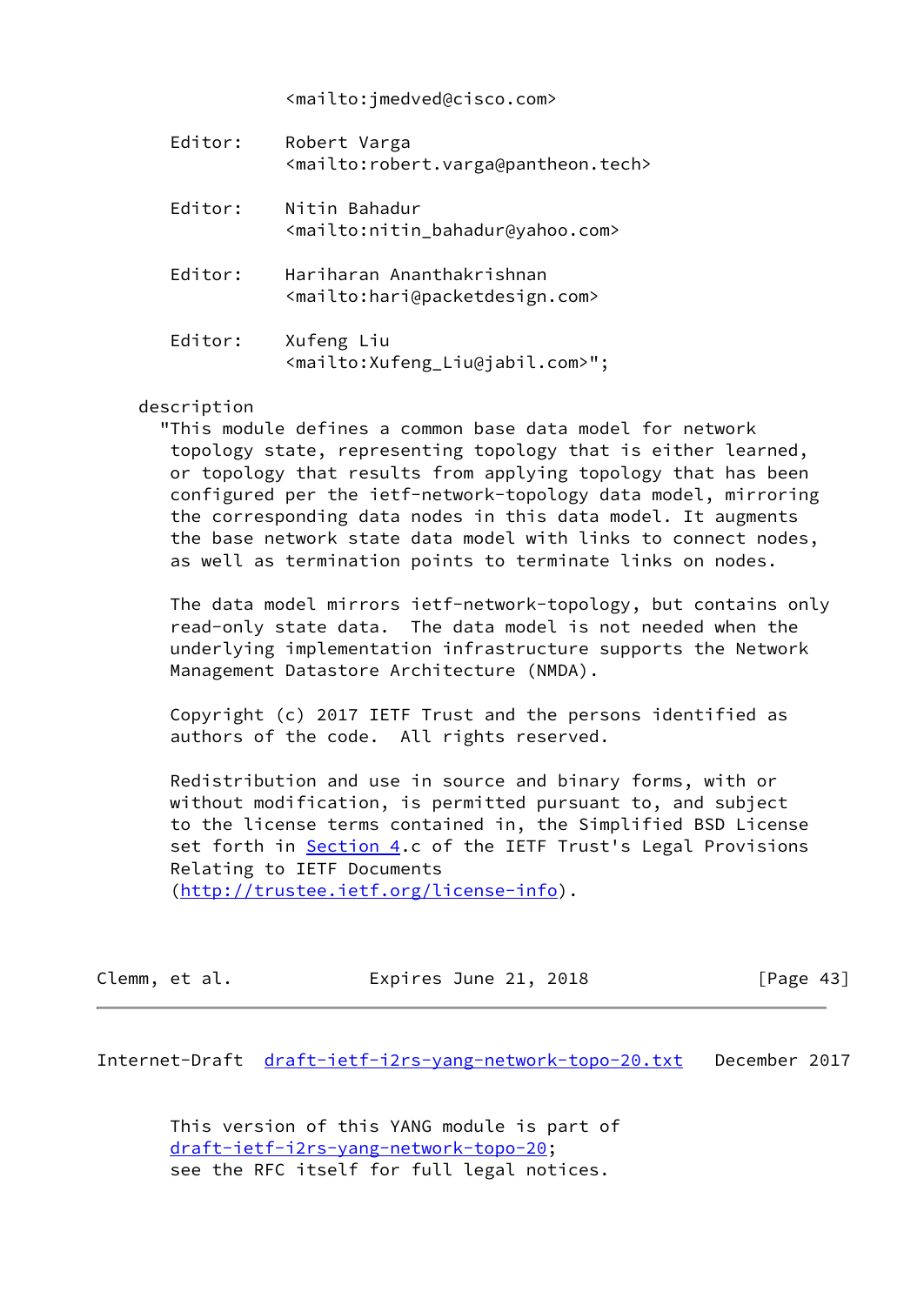```
                <mailto:jmedved@cisco.com>

     Editor:    Robert Varga
                <mailto:robert.varga@pantheon.tech>

     Editor:    Nitin Bahadur
                <mailto:nitin_bahadur@yahoo.com>

     Editor:    Hariharan Ananthakrishnan
                <mailto:hari@packetdesign.com>

     Editor:    Xufeng Liu
                <mailto:Xufeng_Liu@jabil.com>";

  description
    "This module defines a common base data model for network
     topology state, representing topology that is either learned,
     or topology that results from applying topology that has been
     configured per the ietf-network-topology data model, mirroring
     the corresponding data nodes in this data model. It augments
     the base network state data model with links to connect nodes,
     as well as termination points to terminate links on nodes.

     The data model mirrors ietf-network-topology, but contains only
     read-only state data.  The data model is not needed when the
     underlying implementation infrastructure supports the Network
     Management Datastore Architecture (NMDA).

     Copyright (c) 2017 IETF Trust and the persons identified as
     authors of the code.  All rights reserved.

     Redistribution and use in source and binary forms, with or
     without modification, is permitted pursuant to, and subject
     to the license terms contained in, the Simplified BSD License
     set forth in Section 4.c of the IETF Trust's Legal Provisions
     Relating to IETF Documents
     (http://trustee.ietf.org/license-info).

     This version of this YANG module is part of
     draft-ietf-i2rs-yang-network-topo-20;
     see the RFC itself for full legal notices.
```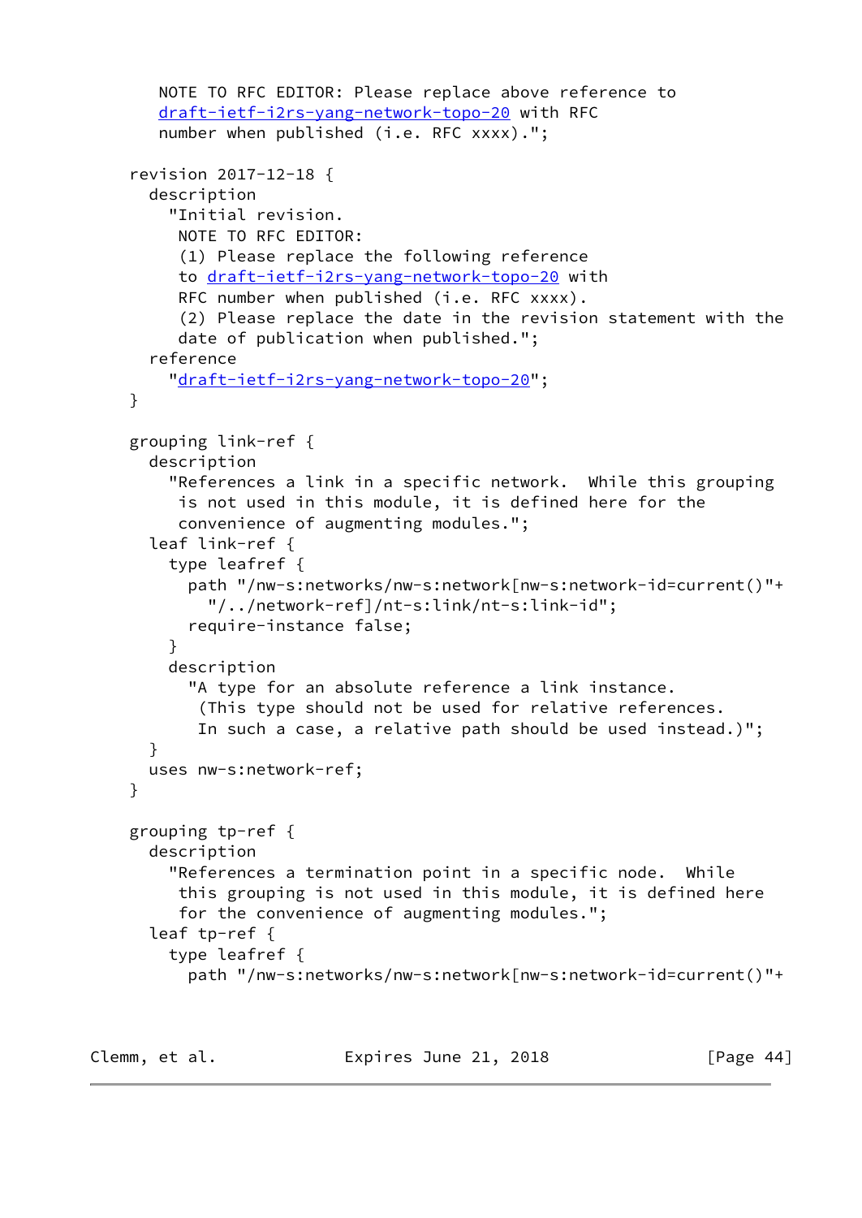```
       NOTE TO RFC EDITOR: Please replace above reference to
       draft-ietf-i2rs-yang-network-topo-20 with RFC
       number when published (i.e. RFC xxxx).";

    revision 2017-12-18 {
      description
        "Initial revision.
         NOTE TO RFC EDITOR:
         (1) Please replace the following reference
         to draft-ietf-i2rs-yang-network-topo-20 with
         RFC number when published (i.e. RFC xxxx).
         (2) Please replace the date in the revision statement with the
         date of publication when published.";
      reference
        "draft-ietf-i2rs-yang-network-topo-20";
    }

    grouping link-ref {
      description
        "References a link in a specific network.  While this grouping
         is not used in this module, it is defined here for the
         convenience of augmenting modules.";
      leaf link-ref {
        type leafref {
          path "/nw-s:networks/nw-s:network[nw-s:network-id=current()"+
            "/../network-ref]/nt-s:link/nt-s:link-id";
          require-instance false;
        }
        description
          "A type for an absolute reference a link instance.
           (This type should not be used for relative references.
           In such a case, a relative path should be used instead.)";
      }
      uses nw-s:network-ref;
    }

    grouping tp-ref {
      description
        "References a termination point in a specific node.  While
         this grouping is not used in this module, it is defined here
         for the convenience of augmenting modules.";
      leaf tp-ref {
        type leafref {
          path "/nw-s:networks/nw-s:network[nw-s:network-id=current()"+
```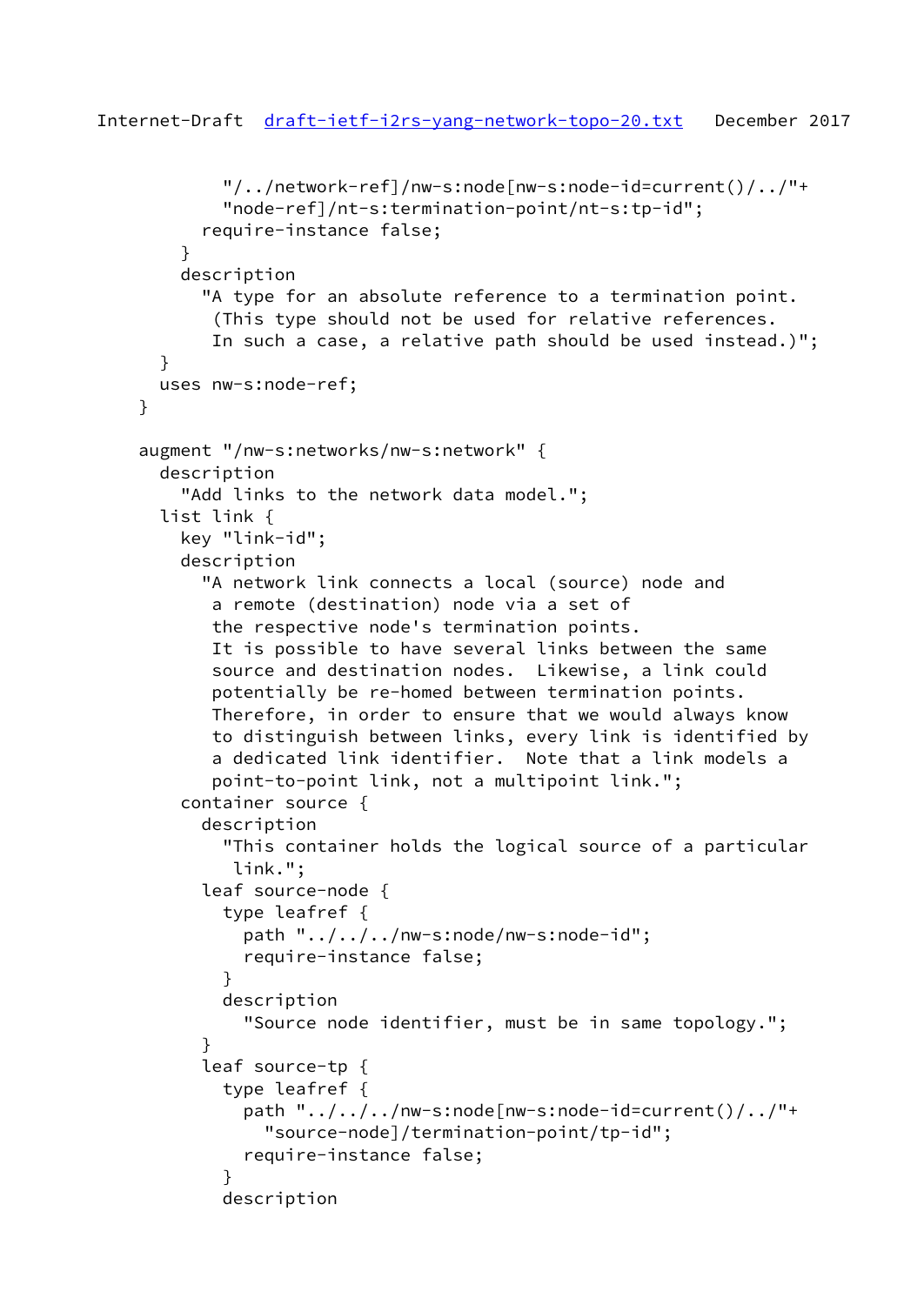```
            "/../network-ref]/nw-s:node[nw-s:node-id=current()/../"+
            "node-ref]/nt-s:termination-point/nt-s:tp-id";
          require-instance false;
        }
        description
          "A type for an absolute reference to a termination point.
           (This type should not be used for relative references.
           In such a case, a relative path should be used instead.)";
      }
      uses nw-s:node-ref;
    }

    augment "/nw-s:networks/nw-s:network" {
      description
        "Add links to the network data model.";
      list link {
        key "link-id";
        description
          "A network link connects a local (source) node and
           a remote (destination) node via a set of
           the respective node's termination points.
           It is possible to have several links between the same
           source and destination nodes.  Likewise, a link could
           potentially be re-homed between termination points.
           Therefore, in order to ensure that we would always know
           to distinguish between links, every link is identified by
           a dedicated link identifier.  Note that a link models a
           point-to-point link, not a multipoint link.";
        container source {
          description
            "This container holds the logical source of a particular
             link.";
          leaf source-node {
            type leafref {
              path "../../../nw-s:node/nw-s:node-id";
              require-instance false;
            }
            description
              "Source node identifier, must be in same topology.";
          }
          leaf source-tp {
            type leafref {
              path "../../../nw-s:node[nw-s:node-id=current()/../"+
                "source-node]/termination-point/tp-id";
              require-instance false;
            }
            description
```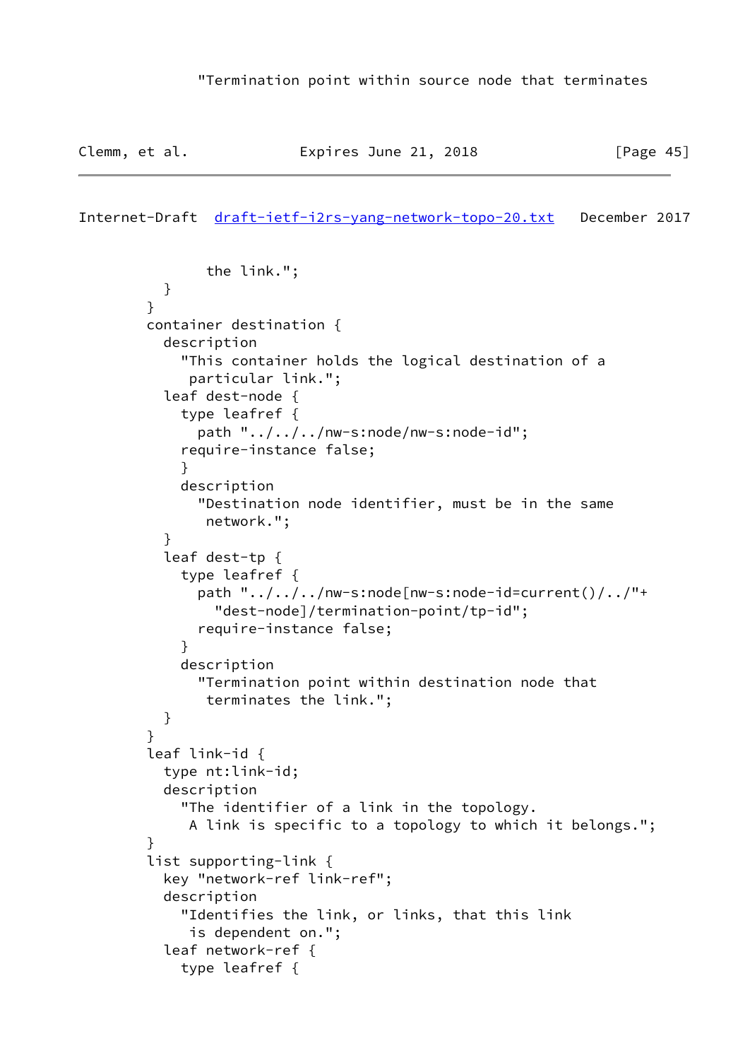```
            "Termination point within source node that terminates
```

```
             the link.";
          }
        }
        container destination {
          description
            "This container holds the logical destination of a
             particular link.";
          leaf dest-node {
            type leafref {
              path "../../../nw-s:node/nw-s:node-id";
            require-instance false;
            }
            description
              "Destination node identifier, must be in the same
               network.";
          }
          leaf dest-tp {
            type leafref {
              path "../../../nw-s:node[nw-s:node-id=current()/../"+
                "dest-node]/termination-point/tp-id";
              require-instance false;
            }
            description
              "Termination point within destination node that
               terminates the link.";
          }
        }
        leaf link-id {
          type nt:link-id;
          description
            "The identifier of a link in the topology.
             A link is specific to a topology to which it belongs.";
        }
        list supporting-link {
          key "network-ref link-ref";
          description
            "Identifies the link, or links, that this link
             is dependent on.";
          leaf network-ref {
            type leafref {
```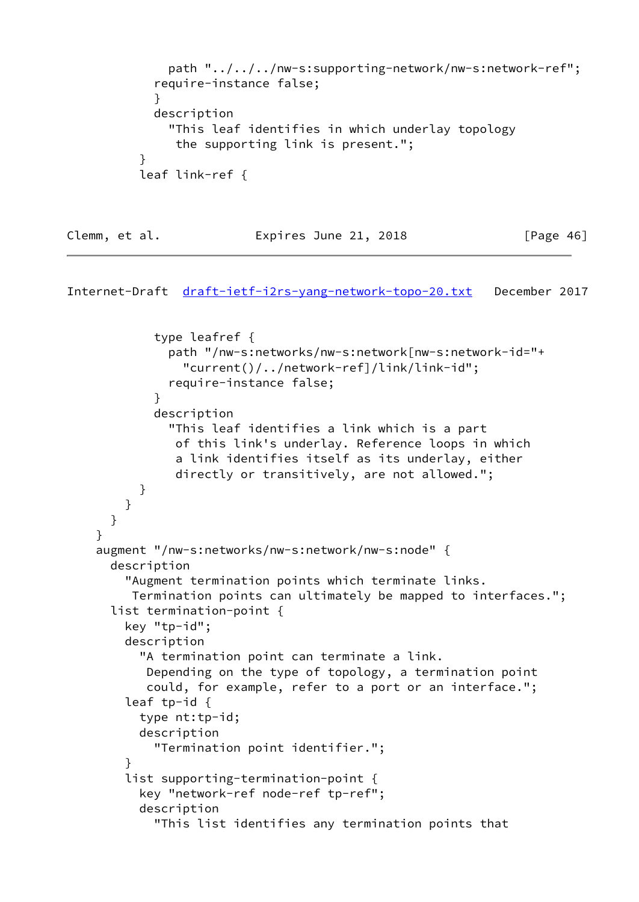```
            path "../../../nw-s:supporting-network/nw-s:network-ref";
          require-instance false;
          }
          description
            "This leaf identifies in which underlay topology
             the supporting link is present.";
        }
        leaf link-ref {
          type leafref {
            path "/nw-s:networks/nw-s:network[nw-s:network-id="+
              "current()/../network-ref]/link/link-id";
            require-instance false;
          }
          description
            "This leaf identifies a link which is a part
             of this link's underlay. Reference loops in which
             a link identifies itself as its underlay, either
             directly or transitively, are not allowed.";
        }
      }
    }
  }
  augment "/nw-s:networks/nw-s:network/nw-s:node" {
    description
      "Augment termination points which terminate links.
       Termination points can ultimately be mapped to interfaces.";
    list termination-point {
      key "tp-id";
      description
        "A termination point can terminate a link.
         Depending on the type of topology, a termination point
         could, for example, refer to a port or an interface.";
      leaf tp-id {
        type nt:tp-id;
        description
          "Termination point identifier.";
      }
      list supporting-termination-point {
        key "network-ref node-ref tp-ref";
        description
          "This list identifies any termination points that
```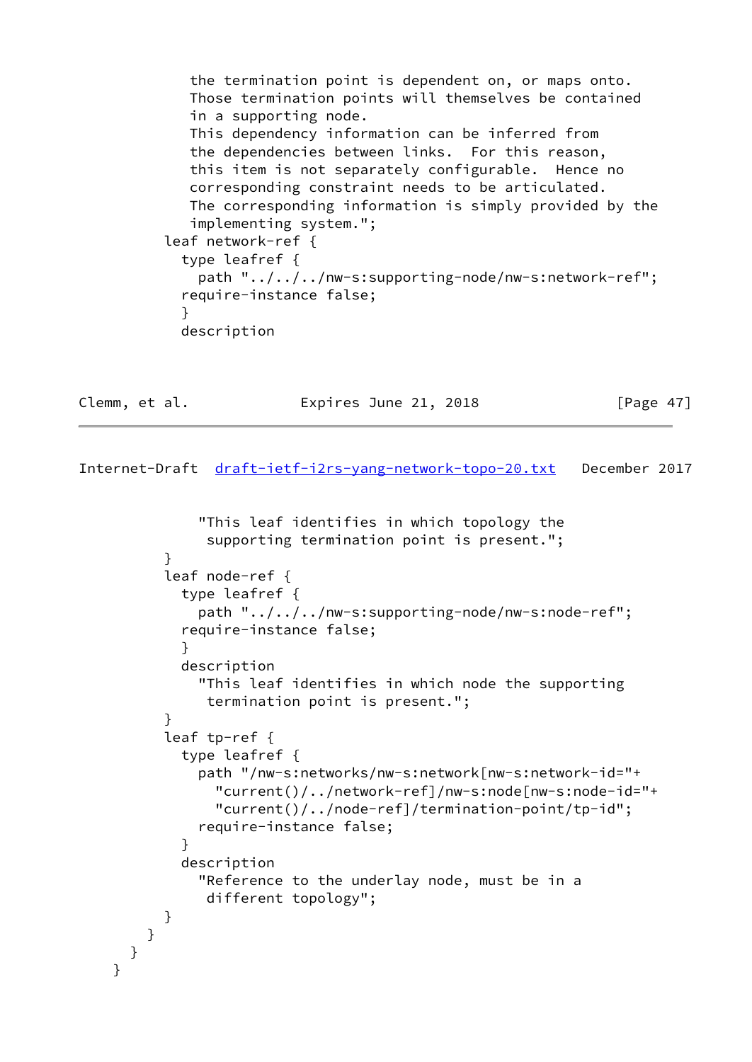```
            the termination point is dependent on, or maps onto.
            Those termination points will themselves be contained
            in a supporting node.
            This dependency information can be inferred from
            the dependencies between links.  For this reason,
            this item is not separately configurable.  Hence no
            corresponding constraint needs to be articulated.
            The corresponding information is simply provided by the
            implementing system.";
         leaf network-ref {
           type leafref {
             path "../../../nw-s:supporting-node/nw-s:network-ref";
           require-instance false;
           }
           description
             "This leaf identifies in which topology the
              supporting termination point is present.";
         }
         leaf node-ref {
           type leafref {
             path "../../../nw-s:supporting-node/nw-s:node-ref";
           require-instance false;
           }
           description
             "This leaf identifies in which node the supporting
              termination point is present.";
         }
         leaf tp-ref {
           type leafref {
             path "/nw-s:networks/nw-s:network[nw-s:network-id="+
               "current()/../network-ref]/nw-s:node[nw-s:node-id="+
               "current()/../node-ref]/termination-point/tp-id";
             require-instance false;
           }
           description
             "Reference to the underlay node, must be in a
              different topology";
         }
       }
     }
   }
```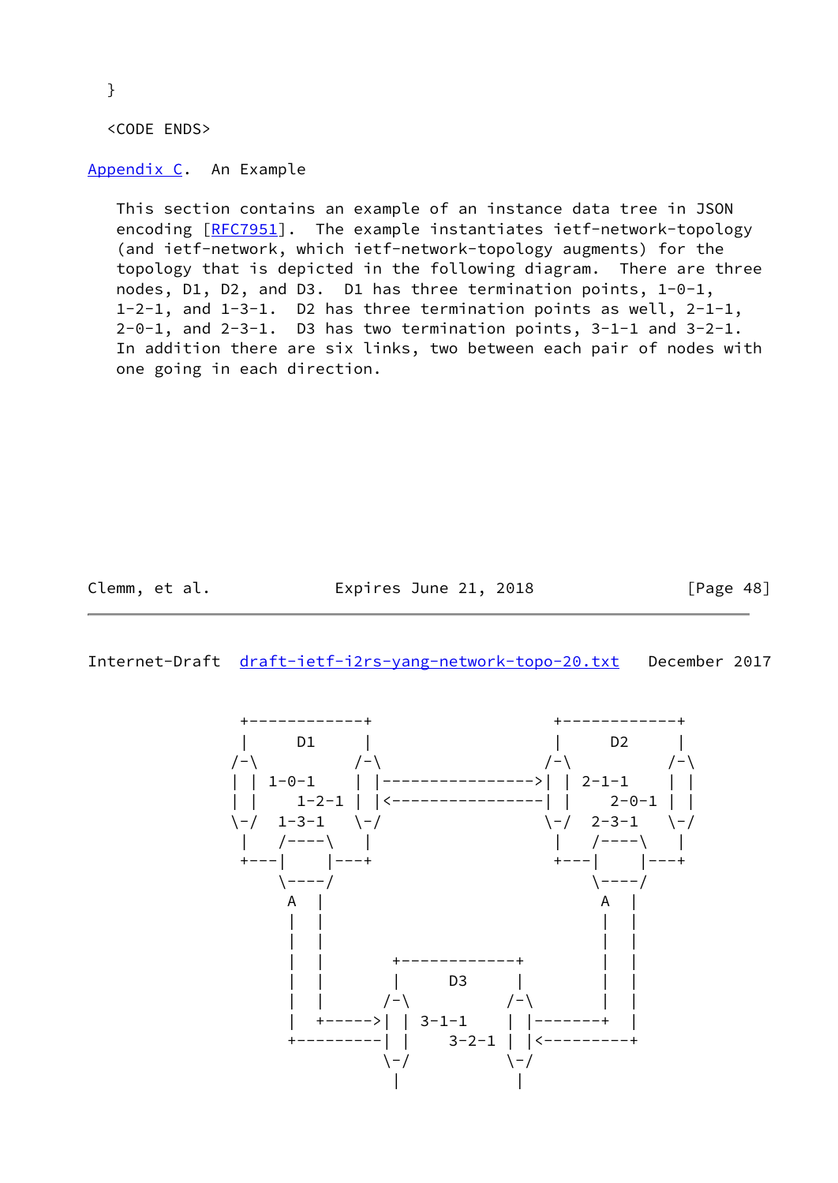```
  }

  <CODE ENDS>
```

## Appendix C.  An Example

This section contains an example of an instance data tree in JSON encoding [RFC7951].  The example instantiates ietf-network-topology (and ietf-network, which ietf-network-topology augments) for the topology that is depicted in the following diagram.  There are three nodes, D1, D2, and D3.  D1 has three termination points, 1-0-1, 1-2-1, and 1-3-1.  D2 has three termination points as well, 2-1-1, 2-0-1, and 2-3-1.  D3 has two termination points, 3-1-1 and 3-2-1.  In addition there are six links, two between each pair of nodes with one going in each direction.

```
     +------------+                      +------------+
     |     D1     |                      |     D2     |
    /-\          /-\                    /-\          /-\
    | | 1-0-1    | |---------------->| | 2-1-1     | |
    | |    1-2-1 | |<----------------| |    2-0-1 | |
    \-/  1-3-1   \-/                    \-/  2-3-1   \-/
     |   /----\   |                      |   /----\   |
     +---|    |---+                      +---|    |---+
         \----/                              \----/
          A   |                               A   |
          |   |                               |   |
          |   |                               |   |
          |   |       +------------+          |   |
          |   |       |     D3     |          |   |
          |   |      /-\          /-\         |   |
          |   +----->| | 3-1-1    | |-------+   |
          +---------| |    3-2-1 | |<---------+
                     \-/          \-/
                      |            |
```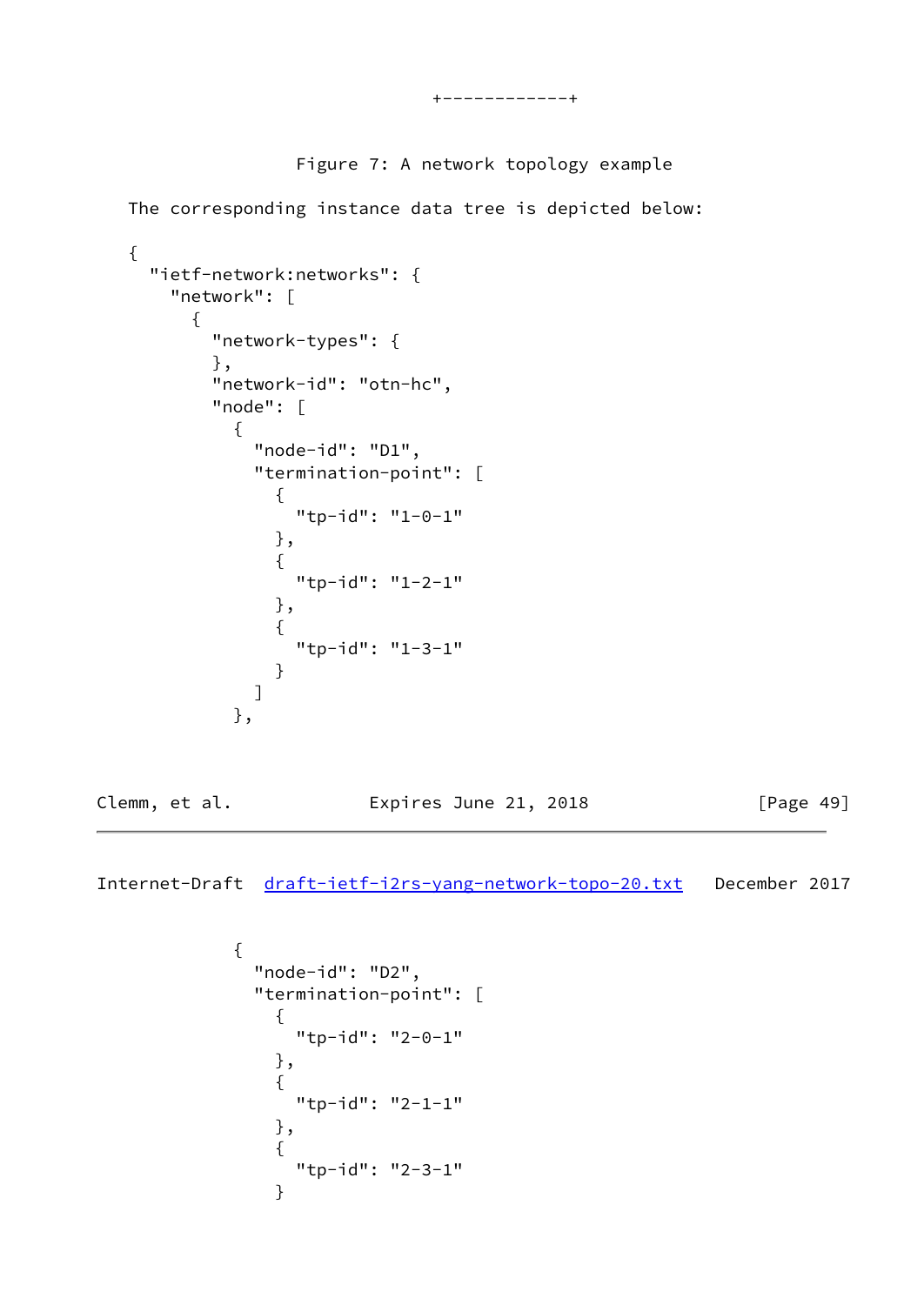```
                                            +------------+
```

Figure 7: A network topology example

The corresponding instance data tree is depicted below:

```
{
  "ietf-network:networks": {
    "network": [
      {
        "network-types": {
        },
        "network-id": "otn-hc",
        "node": [
          {
            "node-id": "D1",
            "termination-point": [
              {
                "tp-id": "1-0-1"
              },
              {
                "tp-id": "1-2-1"
              },
              {
                "tp-id": "1-3-1"
              }
            ]
          },
          {
            "node-id": "D2",
            "termination-point": [
              {
                "tp-id": "2-0-1"
              },
              {
                "tp-id": "2-1-1"
              },
              {
                "tp-id": "2-3-1"
              }
```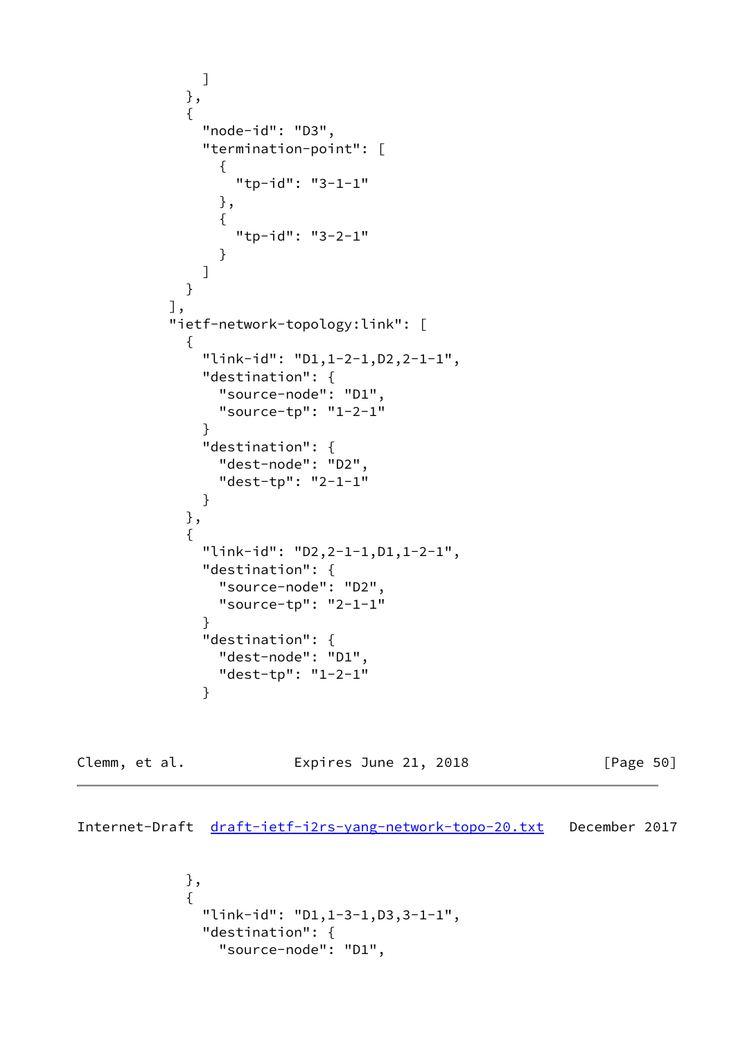```
                ]
              },
              {
                "node-id": "D3",
                "termination-point": [
                  {
                    "tp-id": "3-1-1"
                  },
                  {
                    "tp-id": "3-2-1"
                  }
                ]
              }
            ],
            "ietf-network-topology:link": [
              {
                "link-id": "D1,1-2-1,D2,2-1-1",
                "destination": {
                  "source-node": "D1",
                  "source-tp": "1-2-1"
                }
                "destination": {
                  "dest-node": "D2",
                  "dest-tp": "2-1-1"
                }
              },
              {
                "link-id": "D2,2-1-1,D1,1-2-1",
                "destination": {
                  "source-node": "D2",
                  "source-tp": "2-1-1"
                }
                "destination": {
                  "dest-node": "D1",
                  "dest-tp": "1-2-1"
                }
```

```
              },
              {
                "link-id": "D1,1-3-1,D3,3-1-1",
                "destination": {
                  "source-node": "D1",
```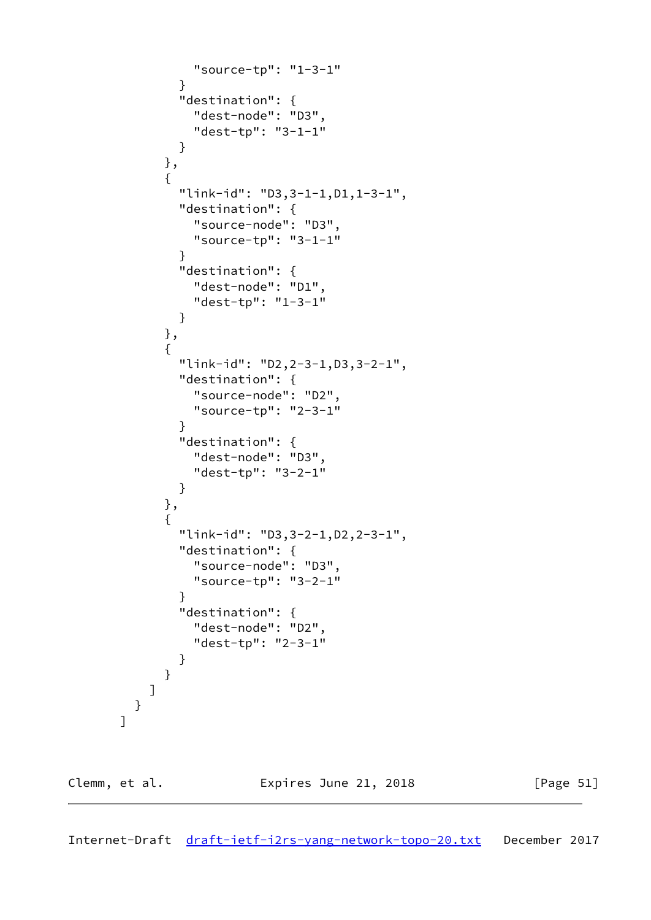```
              "source-tp": "1-3-1"
            }
            "destination": {
              "dest-node": "D3",
              "dest-tp": "3-1-1"
            }
          },
          {
            "link-id": "D3,3-1-1,D1,1-3-1",
            "destination": {
              "source-node": "D3",
              "source-tp": "3-1-1"
            }
            "destination": {
              "dest-node": "D1",
              "dest-tp": "1-3-1"
            }
          },
          {
            "link-id": "D2,2-3-1,D3,3-2-1",
            "destination": {
              "source-node": "D2",
              "source-tp": "2-3-1"
            }
            "destination": {
              "dest-node": "D3",
              "dest-tp": "3-2-1"
            }
          },
          {
            "link-id": "D3,3-2-1,D2,2-3-1",
            "destination": {
              "source-node": "D3",
              "source-tp": "3-2-1"
            }
            "destination": {
              "dest-node": "D2",
              "dest-tp": "2-3-1"
            }
          }
        ]
      }
    ]
```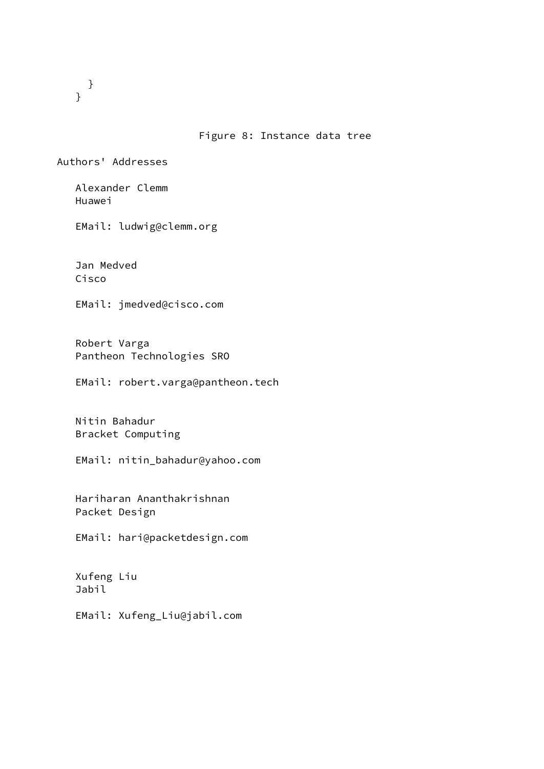```
      }
    }
```

Figure 8: Instance data tree

## Authors' Addresses

Alexander Clemm
Huawei

EMail: ludwig@clemm.org

Jan Medved
Cisco

EMail: jmedved@cisco.com

Robert Varga
Pantheon Technologies SRO

EMail: robert.varga@pantheon.tech

Nitin Bahadur
Bracket Computing

EMail: nitin_bahadur@yahoo.com

Hariharan Ananthakrishnan
Packet Design

EMail: hari@packetdesign.com

Xufeng Liu
Jabil

EMail: Xufeng_Liu@jabil.com